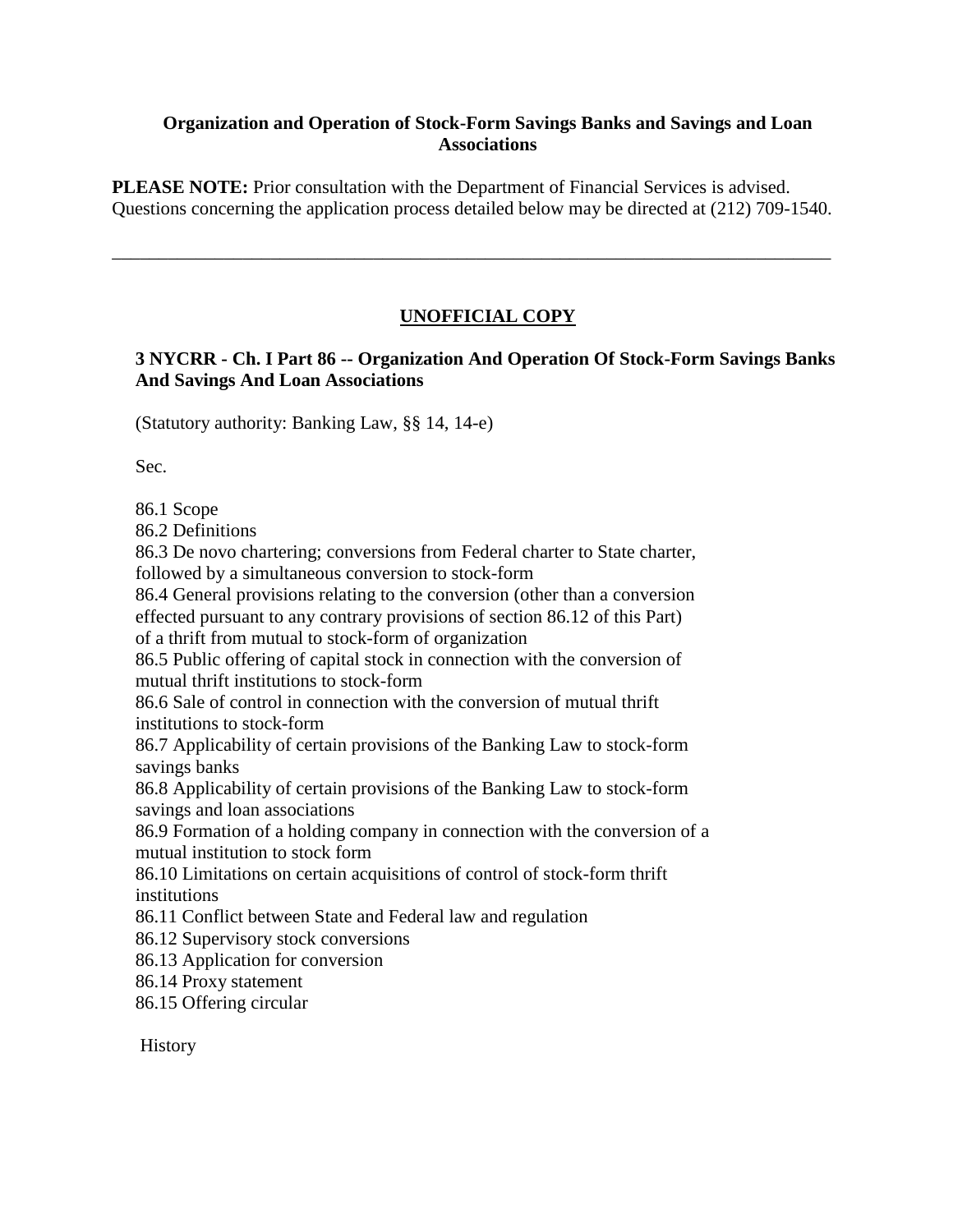**Organization and Operation of Stock-Form Savings Banks and Savings and Loan Associations**

**PLEASE NOTE:** Prior consultation with the Department of Financial Services is advised. Questions concerning the application process detailed below may be directed at (212) 709-1540.

---

**UNOFFICIAL COPY**

**3 NYCRR - Ch. I Part 86 -- Organization And Operation Of Stock-Form Savings Banks And Savings And Loan Associations**

(Statutory authority: Banking Law, §§ 14, 14-e)

Sec.

86.1 Scope
86.2 Definitions
86.3 De novo chartering; conversions from Federal charter to State charter, followed by a simultaneous conversion to stock-form
86.4 General provisions relating to the conversion (other than a conversion effected pursuant to any contrary provisions of section 86.12 of this Part) of a thrift from mutual to stock-form of organization
86.5 Public offering of capital stock in connection with the conversion of mutual thrift institutions to stock-form
86.6 Sale of control in connection with the conversion of mutual thrift institutions to stock-form
86.7 Applicability of certain provisions of the Banking Law to stock-form savings banks
86.8 Applicability of certain provisions of the Banking Law to stock-form savings and loan associations
86.9 Formation of a holding company in connection with the conversion of a mutual institution to stock form
86.10 Limitations on certain acquisitions of control of stock-form thrift institutions
86.11 Conflict between State and Federal law and regulation
86.12 Supervisory stock conversions
86.13 Application for conversion
86.14 Proxy statement
86.15 Offering circular

History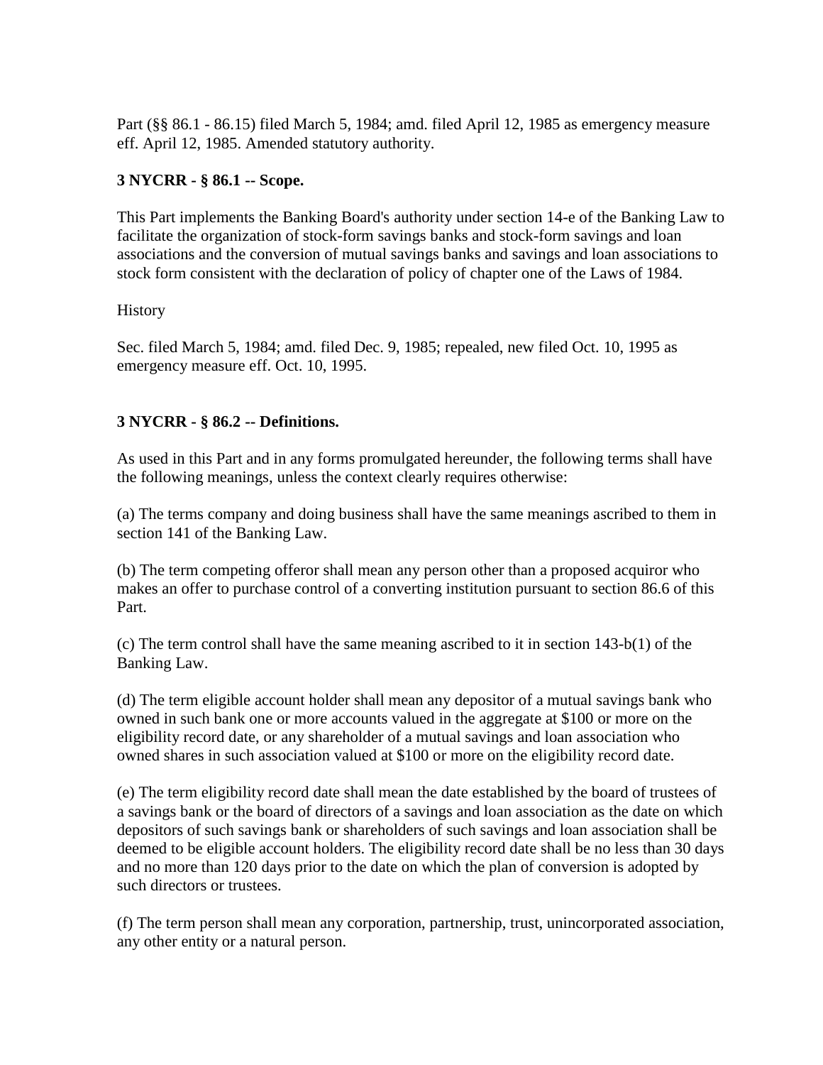Part (§§ 86.1 - 86.15) filed March 5, 1984; amd. filed April 12, 1985 as emergency measure eff. April 12, 1985. Amended statutory authority.

**3 NYCRR - § 86.1 -- Scope.**

This Part implements the Banking Board's authority under section 14-e of the Banking Law to facilitate the organization of stock-form savings banks and stock-form savings and loan associations and the conversion of mutual savings banks and savings and loan associations to stock form consistent with the declaration of policy of chapter one of the Laws of 1984.

History

Sec. filed March 5, 1984; amd. filed Dec. 9, 1985; repealed, new filed Oct. 10, 1995 as emergency measure eff. Oct. 10, 1995.

**3 NYCRR - § 86.2 -- Definitions.**

As used in this Part and in any forms promulgated hereunder, the following terms shall have the following meanings, unless the context clearly requires otherwise:

(a) The terms company and doing business shall have the same meanings ascribed to them in section 141 of the Banking Law.

(b) The term competing offeror shall mean any person other than a proposed acquiror who makes an offer to purchase control of a converting institution pursuant to section 86.6 of this Part.

(c) The term control shall have the same meaning ascribed to it in section 143-b(1) of the Banking Law.

(d) The term eligible account holder shall mean any depositor of a mutual savings bank who owned in such bank one or more accounts valued in the aggregate at $100 or more on the eligibility record date, or any shareholder of a mutual savings and loan association who owned shares in such association valued at $100 or more on the eligibility record date.

(e) The term eligibility record date shall mean the date established by the board of trustees of a savings bank or the board of directors of a savings and loan association as the date on which depositors of such savings bank or shareholders of such savings and loan association shall be deemed to be eligible account holders. The eligibility record date shall be no less than 30 days and no more than 120 days prior to the date on which the plan of conversion is adopted by such directors or trustees.

(f) The term person shall mean any corporation, partnership, trust, unincorporated association, any other entity or a natural person.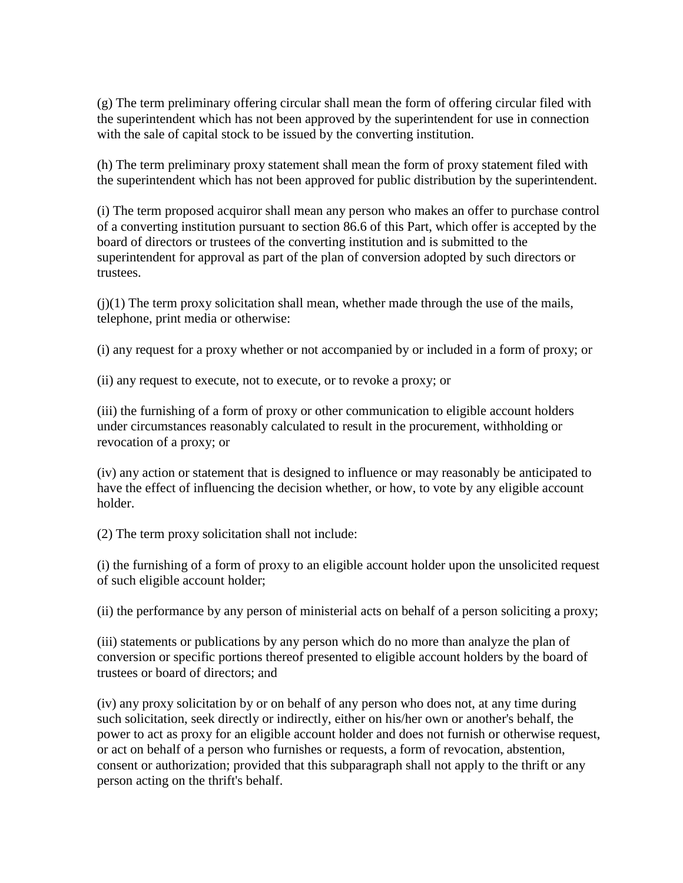(g) The term preliminary offering circular shall mean the form of offering circular filed with the superintendent which has not been approved by the superintendent for use in connection with the sale of capital stock to be issued by the converting institution.

(h) The term preliminary proxy statement shall mean the form of proxy statement filed with the superintendent which has not been approved for public distribution by the superintendent.

(i) The term proposed acquiror shall mean any person who makes an offer to purchase control of a converting institution pursuant to section 86.6 of this Part, which offer is accepted by the board of directors or trustees of the converting institution and is submitted to the superintendent for approval as part of the plan of conversion adopted by such directors or trustees.

(j)(1) The term proxy solicitation shall mean, whether made through the use of the mails, telephone, print media or otherwise:

(i) any request for a proxy whether or not accompanied by or included in a form of proxy; or

(ii) any request to execute, not to execute, or to revoke a proxy; or

(iii) the furnishing of a form of proxy or other communication to eligible account holders under circumstances reasonably calculated to result in the procurement, withholding or revocation of a proxy; or

(iv) any action or statement that is designed to influence or may reasonably be anticipated to have the effect of influencing the decision whether, or how, to vote by any eligible account holder.

(2) The term proxy solicitation shall not include:

(i) the furnishing of a form of proxy to an eligible account holder upon the unsolicited request of such eligible account holder;

(ii) the performance by any person of ministerial acts on behalf of a person soliciting a proxy;

(iii) statements or publications by any person which do no more than analyze the plan of conversion or specific portions thereof presented to eligible account holders by the board of trustees or board of directors; and

(iv) any proxy solicitation by or on behalf of any person who does not, at any time during such solicitation, seek directly or indirectly, either on his/her own or another's behalf, the power to act as proxy for an eligible account holder and does not furnish or otherwise request, or act on behalf of a person who furnishes or requests, a form of revocation, abstention, consent or authorization; provided that this subparagraph shall not apply to the thrift or any person acting on the thrift's behalf.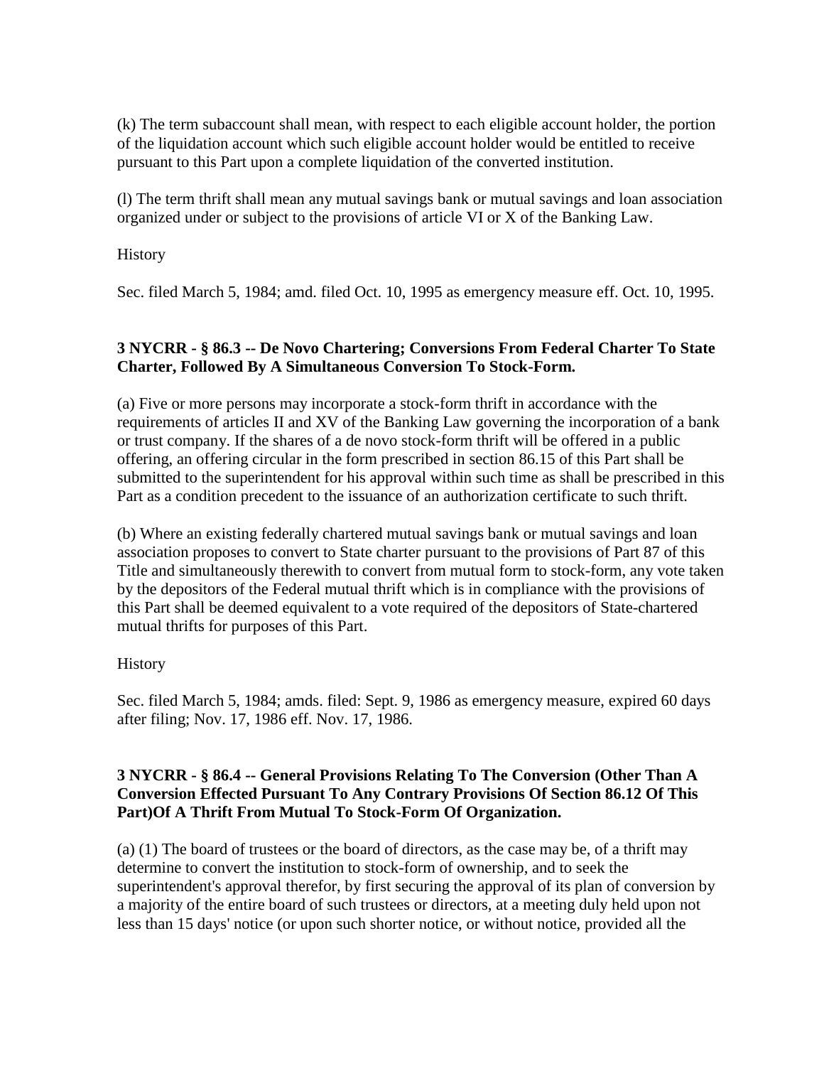(k) The term subaccount shall mean, with respect to each eligible account holder, the portion of the liquidation account which such eligible account holder would be entitled to receive pursuant to this Part upon a complete liquidation of the converted institution.

(l) The term thrift shall mean any mutual savings bank or mutual savings and loan association organized under or subject to the provisions of article VI or X of the Banking Law.

History

Sec. filed March 5, 1984; amd. filed Oct. 10, 1995 as emergency measure eff. Oct. 10, 1995.

**3 NYCRR - § 86.3 -- De Novo Chartering; Conversions From Federal Charter To State Charter, Followed By A Simultaneous Conversion To Stock-Form.**

(a) Five or more persons may incorporate a stock-form thrift in accordance with the requirements of articles II and XV of the Banking Law governing the incorporation of a bank or trust company. If the shares of a de novo stock-form thrift will be offered in a public offering, an offering circular in the form prescribed in section 86.15 of this Part shall be submitted to the superintendent for his approval within such time as shall be prescribed in this Part as a condition precedent to the issuance of an authorization certificate to such thrift.

(b) Where an existing federally chartered mutual savings bank or mutual savings and loan association proposes to convert to State charter pursuant to the provisions of Part 87 of this Title and simultaneously therewith to convert from mutual form to stock-form, any vote taken by the depositors of the Federal mutual thrift which is in compliance with the provisions of this Part shall be deemed equivalent to a vote required of the depositors of State-chartered mutual thrifts for purposes of this Part.

History

Sec. filed March 5, 1984; amds. filed: Sept. 9, 1986 as emergency measure, expired 60 days after filing; Nov. 17, 1986 eff. Nov. 17, 1986.

**3 NYCRR - § 86.4 -- General Provisions Relating To The Conversion (Other Than A Conversion Effected Pursuant To Any Contrary Provisions Of Section 86.12 Of This Part)Of A Thrift From Mutual To Stock-Form Of Organization.**

(a) (1) The board of trustees or the board of directors, as the case may be, of a thrift may determine to convert the institution to stock-form of ownership, and to seek the superintendent's approval therefor, by first securing the approval of its plan of conversion by a majority of the entire board of such trustees or directors, at a meeting duly held upon not less than 15 days' notice (or upon such shorter notice, or without notice, provided all the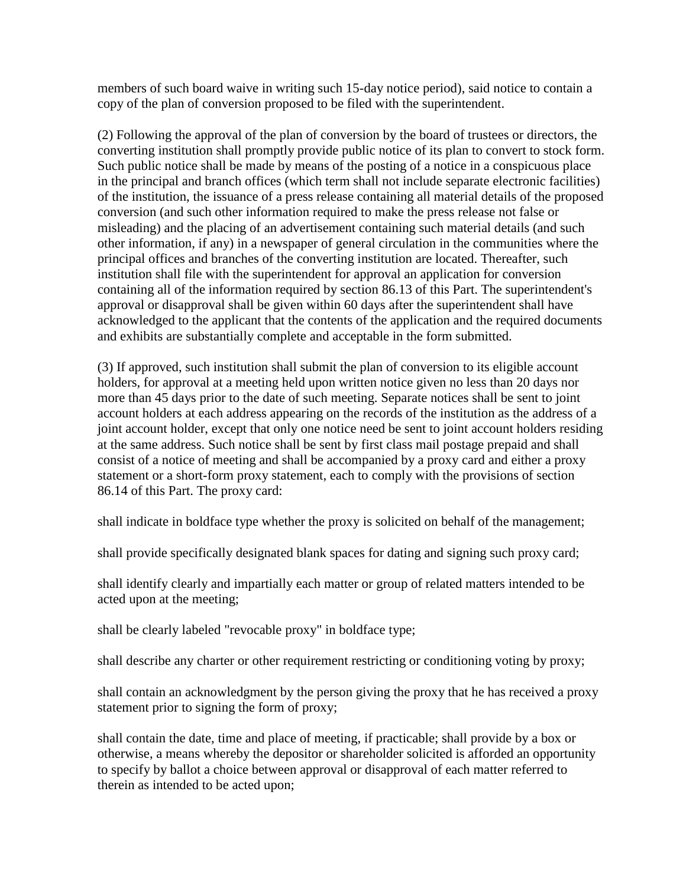members of such board waive in writing such 15-day notice period), said notice to contain a copy of the plan of conversion proposed to be filed with the superintendent.

(2) Following the approval of the plan of conversion by the board of trustees or directors, the converting institution shall promptly provide public notice of its plan to convert to stock form. Such public notice shall be made by means of the posting of a notice in a conspicuous place in the principal and branch offices (which term shall not include separate electronic facilities) of the institution, the issuance of a press release containing all material details of the proposed conversion (and such other information required to make the press release not false or misleading) and the placing of an advertisement containing such material details (and such other information, if any) in a newspaper of general circulation in the communities where the principal offices and branches of the converting institution are located. Thereafter, such institution shall file with the superintendent for approval an application for conversion containing all of the information required by section 86.13 of this Part. The superintendent's approval or disapproval shall be given within 60 days after the superintendent shall have acknowledged to the applicant that the contents of the application and the required documents and exhibits are substantially complete and acceptable in the form submitted.

(3) If approved, such institution shall submit the plan of conversion to its eligible account holders, for approval at a meeting held upon written notice given no less than 20 days nor more than 45 days prior to the date of such meeting. Separate notices shall be sent to joint account holders at each address appearing on the records of the institution as the address of a joint account holder, except that only one notice need be sent to joint account holders residing at the same address. Such notice shall be sent by first class mail postage prepaid and shall consist of a notice of meeting and shall be accompanied by a proxy card and either a proxy statement or a short-form proxy statement, each to comply with the provisions of section 86.14 of this Part. The proxy card:

shall indicate in boldface type whether the proxy is solicited on behalf of the management;

shall provide specifically designated blank spaces for dating and signing such proxy card;

shall identify clearly and impartially each matter or group of related matters intended to be acted upon at the meeting;

shall be clearly labeled "revocable proxy" in boldface type;

shall describe any charter or other requirement restricting or conditioning voting by proxy;

shall contain an acknowledgment by the person giving the proxy that he has received a proxy statement prior to signing the form of proxy;

shall contain the date, time and place of meeting, if practicable; shall provide by a box or otherwise, a means whereby the depositor or shareholder solicited is afforded an opportunity to specify by ballot a choice between approval or disapproval of each matter referred to therein as intended to be acted upon;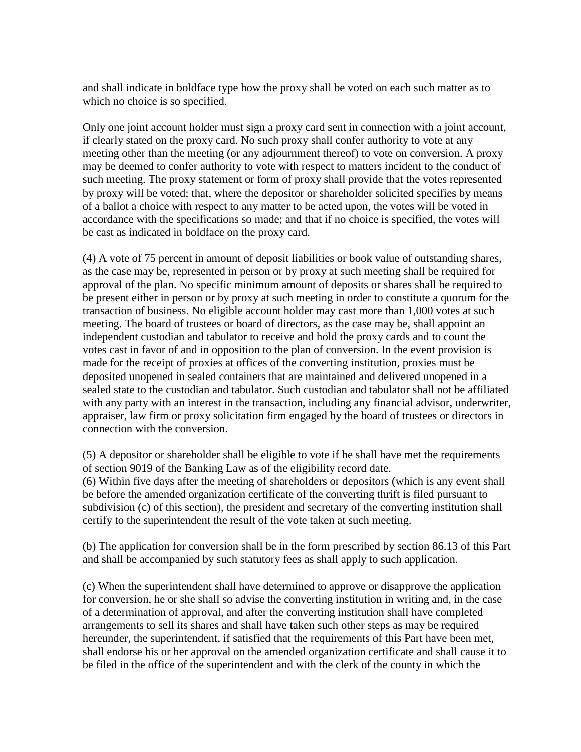and shall indicate in boldface type how the proxy shall be voted on each such matter as to which no choice is so specified.

Only one joint account holder must sign a proxy card sent in connection with a joint account, if clearly stated on the proxy card. No such proxy shall confer authority to vote at any meeting other than the meeting (or any adjournment thereof) to vote on conversion. A proxy may be deemed to confer authority to vote with respect to matters incident to the conduct of such meeting. The proxy statement or form of proxy shall provide that the votes represented by proxy will be voted; that, where the depositor or shareholder solicited specifies by means of a ballot a choice with respect to any matter to be acted upon, the votes will be voted in accordance with the specifications so made; and that if no choice is specified, the votes will be cast as indicated in boldface on the proxy card.

(4) A vote of 75 percent in amount of deposit liabilities or book value of outstanding shares, as the case may be, represented in person or by proxy at such meeting shall be required for approval of the plan. No specific minimum amount of deposits or shares shall be required to be present either in person or by proxy at such meeting in order to constitute a quorum for the transaction of business. No eligible account holder may cast more than 1,000 votes at such meeting. The board of trustees or board of directors, as the case may be, shall appoint an independent custodian and tabulator to receive and hold the proxy cards and to count the votes cast in favor of and in opposition to the plan of conversion. In the event provision is made for the receipt of proxies at offices of the converting institution, proxies must be deposited unopened in sealed containers that are maintained and delivered unopened in a sealed state to the custodian and tabulator. Such custodian and tabulator shall not be affiliated with any party with an interest in the transaction, including any financial advisor, underwriter, appraiser, law firm or proxy solicitation firm engaged by the board of trustees or directors in connection with the conversion.

(5) A depositor or shareholder shall be eligible to vote if he shall have met the requirements of section 9019 of the Banking Law as of the eligibility record date.
(6) Within five days after the meeting of shareholders or depositors (which is any event shall be before the amended organization certificate of the converting thrift is filed pursuant to subdivision (c) of this section), the president and secretary of the converting institution shall certify to the superintendent the result of the vote taken at such meeting.

(b) The application for conversion shall be in the form prescribed by section 86.13 of this Part and shall be accompanied by such statutory fees as shall apply to such application.

(c) When the superintendent shall have determined to approve or disapprove the application for conversion, he or she shall so advise the converting institution in writing and, in the case of a determination of approval, and after the converting institution shall have completed arrangements to sell its shares and shall have taken such other steps as may be required hereunder, the superintendent, if satisfied that the requirements of this Part have been met, shall endorse his or her approval on the amended organization certificate and shall cause it to be filed in the office of the superintendent and with the clerk of the county in which the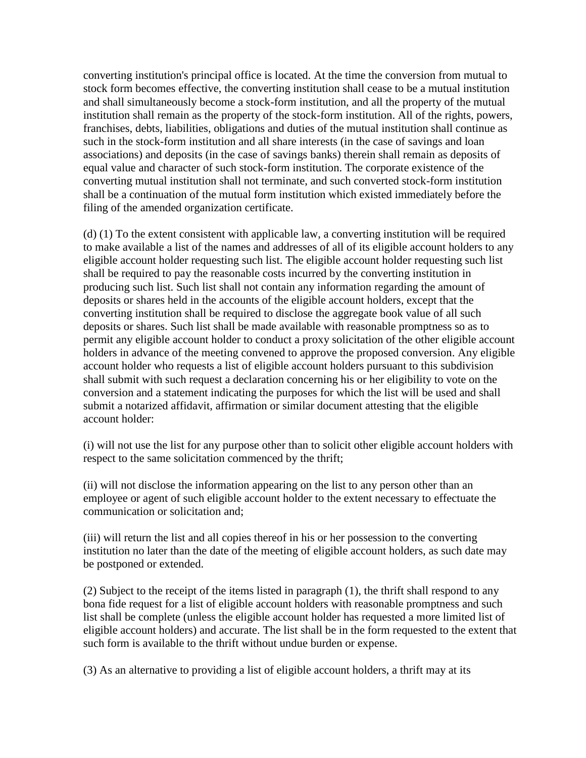converting institution's principal office is located. At the time the conversion from mutual to stock form becomes effective, the converting institution shall cease to be a mutual institution and shall simultaneously become a stock-form institution, and all the property of the mutual institution shall remain as the property of the stock-form institution. All of the rights, powers, franchises, debts, liabilities, obligations and duties of the mutual institution shall continue as such in the stock-form institution and all share interests (in the case of savings and loan associations) and deposits (in the case of savings banks) therein shall remain as deposits of equal value and character of such stock-form institution. The corporate existence of the converting mutual institution shall not terminate, and such converted stock-form institution shall be a continuation of the mutual form institution which existed immediately before the filing of the amended organization certificate.

(d) (1) To the extent consistent with applicable law, a converting institution will be required to make available a list of the names and addresses of all of its eligible account holders to any eligible account holder requesting such list. The eligible account holder requesting such list shall be required to pay the reasonable costs incurred by the converting institution in producing such list. Such list shall not contain any information regarding the amount of deposits or shares held in the accounts of the eligible account holders, except that the converting institution shall be required to disclose the aggregate book value of all such deposits or shares. Such list shall be made available with reasonable promptness so as to permit any eligible account holder to conduct a proxy solicitation of the other eligible account holders in advance of the meeting convened to approve the proposed conversion. Any eligible account holder who requests a list of eligible account holders pursuant to this subdivision shall submit with such request a declaration concerning his or her eligibility to vote on the conversion and a statement indicating the purposes for which the list will be used and shall submit a notarized affidavit, affirmation or similar document attesting that the eligible account holder:

(i) will not use the list for any purpose other than to solicit other eligible account holders with respect to the same solicitation commenced by the thrift;

(ii) will not disclose the information appearing on the list to any person other than an employee or agent of such eligible account holder to the extent necessary to effectuate the communication or solicitation and;

(iii) will return the list and all copies thereof in his or her possession to the converting institution no later than the date of the meeting of eligible account holders, as such date may be postponed or extended.

(2) Subject to the receipt of the items listed in paragraph (1), the thrift shall respond to any bona fide request for a list of eligible account holders with reasonable promptness and such list shall be complete (unless the eligible account holder has requested a more limited list of eligible account holders) and accurate. The list shall be in the form requested to the extent that such form is available to the thrift without undue burden or expense.

(3) As an alternative to providing a list of eligible account holders, a thrift may at its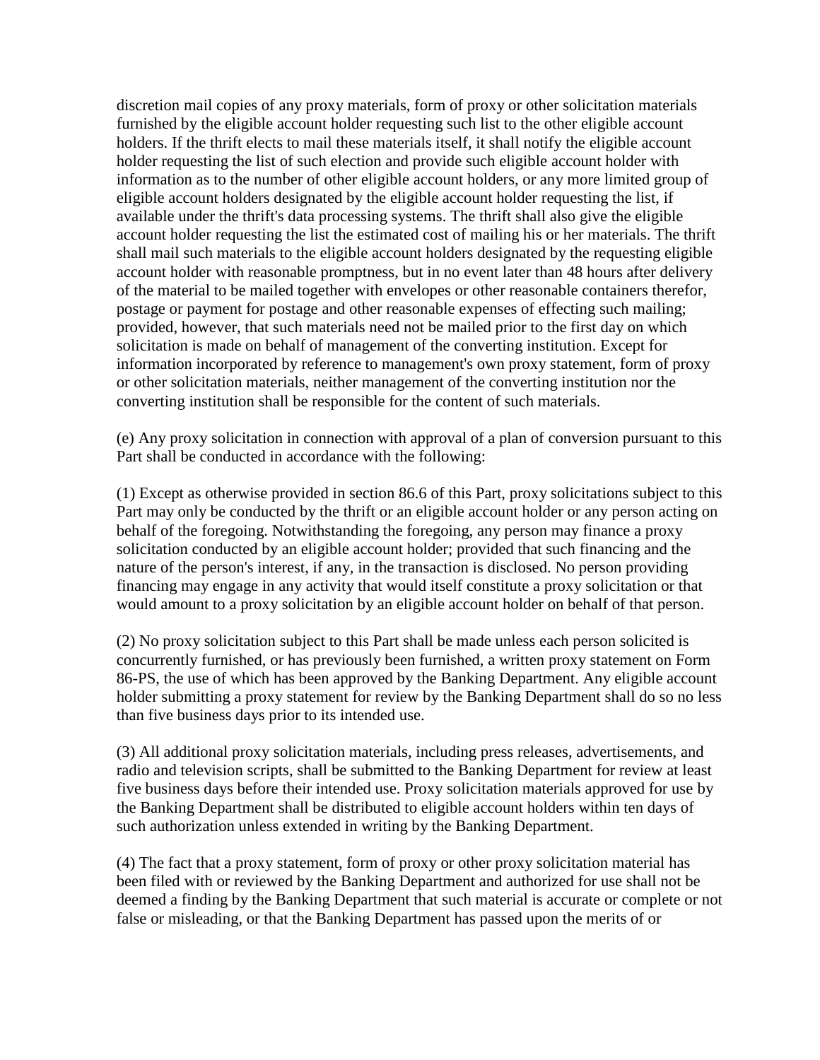discretion mail copies of any proxy materials, form of proxy or other solicitation materials furnished by the eligible account holder requesting such list to the other eligible account holders. If the thrift elects to mail these materials itself, it shall notify the eligible account holder requesting the list of such election and provide such eligible account holder with information as to the number of other eligible account holders, or any more limited group of eligible account holders designated by the eligible account holder requesting the list, if available under the thrift's data processing systems. The thrift shall also give the eligible account holder requesting the list the estimated cost of mailing his or her materials. The thrift shall mail such materials to the eligible account holders designated by the requesting eligible account holder with reasonable promptness, but in no event later than 48 hours after delivery of the material to be mailed together with envelopes or other reasonable containers therefor, postage or payment for postage and other reasonable expenses of effecting such mailing; provided, however, that such materials need not be mailed prior to the first day on which solicitation is made on behalf of management of the converting institution. Except for information incorporated by reference to management's own proxy statement, form of proxy or other solicitation materials, neither management of the converting institution nor the converting institution shall be responsible for the content of such materials.

(e) Any proxy solicitation in connection with approval of a plan of conversion pursuant to this Part shall be conducted in accordance with the following:

(1) Except as otherwise provided in section 86.6 of this Part, proxy solicitations subject to this Part may only be conducted by the thrift or an eligible account holder or any person acting on behalf of the foregoing. Notwithstanding the foregoing, any person may finance a proxy solicitation conducted by an eligible account holder; provided that such financing and the nature of the person's interest, if any, in the transaction is disclosed. No person providing financing may engage in any activity that would itself constitute a proxy solicitation or that would amount to a proxy solicitation by an eligible account holder on behalf of that person.

(2) No proxy solicitation subject to this Part shall be made unless each person solicited is concurrently furnished, or has previously been furnished, a written proxy statement on Form 86-PS, the use of which has been approved by the Banking Department. Any eligible account holder submitting a proxy statement for review by the Banking Department shall do so no less than five business days prior to its intended use.

(3) All additional proxy solicitation materials, including press releases, advertisements, and radio and television scripts, shall be submitted to the Banking Department for review at least five business days before their intended use. Proxy solicitation materials approved for use by the Banking Department shall be distributed to eligible account holders within ten days of such authorization unless extended in writing by the Banking Department.

(4) The fact that a proxy statement, form of proxy or other proxy solicitation material has been filed with or reviewed by the Banking Department and authorized for use shall not be deemed a finding by the Banking Department that such material is accurate or complete or not false or misleading, or that the Banking Department has passed upon the merits of or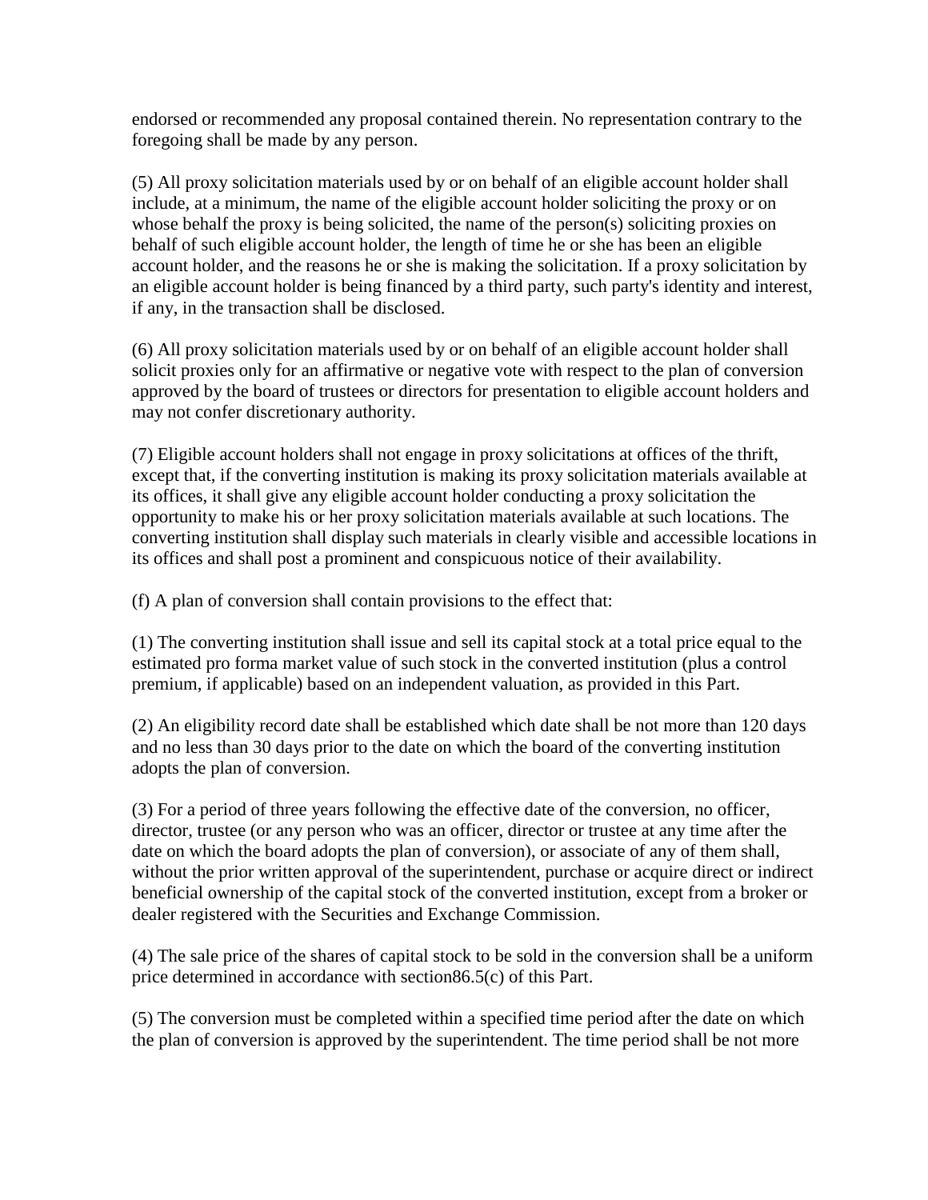endorsed or recommended any proposal contained therein. No representation contrary to the foregoing shall be made by any person.

(5) All proxy solicitation materials used by or on behalf of an eligible account holder shall include, at a minimum, the name of the eligible account holder soliciting the proxy or on whose behalf the proxy is being solicited, the name of the person(s) soliciting proxies on behalf of such eligible account holder, the length of time he or she has been an eligible account holder, and the reasons he or she is making the solicitation. If a proxy solicitation by an eligible account holder is being financed by a third party, such party's identity and interest, if any, in the transaction shall be disclosed.

(6) All proxy solicitation materials used by or on behalf of an eligible account holder shall solicit proxies only for an affirmative or negative vote with respect to the plan of conversion approved by the board of trustees or directors for presentation to eligible account holders and may not confer discretionary authority.

(7) Eligible account holders shall not engage in proxy solicitations at offices of the thrift, except that, if the converting institution is making its proxy solicitation materials available at its offices, it shall give any eligible account holder conducting a proxy solicitation the opportunity to make his or her proxy solicitation materials available at such locations. The converting institution shall display such materials in clearly visible and accessible locations in its offices and shall post a prominent and conspicuous notice of their availability.

(f) A plan of conversion shall contain provisions to the effect that:

(1) The converting institution shall issue and sell its capital stock at a total price equal to the estimated pro forma market value of such stock in the converted institution (plus a control premium, if applicable) based on an independent valuation, as provided in this Part.

(2) An eligibility record date shall be established which date shall be not more than 120 days and no less than 30 days prior to the date on which the board of the converting institution adopts the plan of conversion.

(3) For a period of three years following the effective date of the conversion, no officer, director, trustee (or any person who was an officer, director or trustee at any time after the date on which the board adopts the plan of conversion), or associate of any of them shall, without the prior written approval of the superintendent, purchase or acquire direct or indirect beneficial ownership of the capital stock of the converted institution, except from a broker or dealer registered with the Securities and Exchange Commission.

(4) The sale price of the shares of capital stock to be sold in the conversion shall be a uniform price determined in accordance with section86.5(c) of this Part.

(5) The conversion must be completed within a specified time period after the date on which the plan of conversion is approved by the superintendent. The time period shall be not more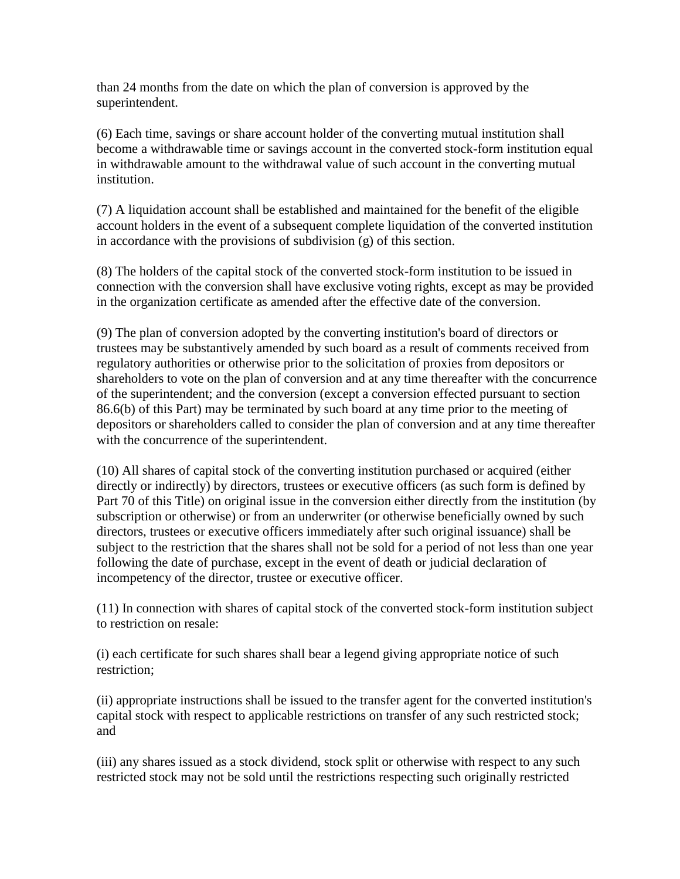than 24 months from the date on which the plan of conversion is approved by the superintendent.

(6) Each time, savings or share account holder of the converting mutual institution shall become a withdrawable time or savings account in the converted stock-form institution equal in withdrawable amount to the withdrawal value of such account in the converting mutual institution.

(7) A liquidation account shall be established and maintained for the benefit of the eligible account holders in the event of a subsequent complete liquidation of the converted institution in accordance with the provisions of subdivision (g) of this section.

(8) The holders of the capital stock of the converted stock-form institution to be issued in connection with the conversion shall have exclusive voting rights, except as may be provided in the organization certificate as amended after the effective date of the conversion.

(9) The plan of conversion adopted by the converting institution's board of directors or trustees may be substantively amended by such board as a result of comments received from regulatory authorities or otherwise prior to the solicitation of proxies from depositors or shareholders to vote on the plan of conversion and at any time thereafter with the concurrence of the superintendent; and the conversion (except a conversion effected pursuant to section 86.6(b) of this Part) may be terminated by such board at any time prior to the meeting of depositors or shareholders called to consider the plan of conversion and at any time thereafter with the concurrence of the superintendent.

(10) All shares of capital stock of the converting institution purchased or acquired (either directly or indirectly) by directors, trustees or executive officers (as such form is defined by Part 70 of this Title) on original issue in the conversion either directly from the institution (by subscription or otherwise) or from an underwriter (or otherwise beneficially owned by such directors, trustees or executive officers immediately after such original issuance) shall be subject to the restriction that the shares shall not be sold for a period of not less than one year following the date of purchase, except in the event of death or judicial declaration of incompetency of the director, trustee or executive officer.

(11) In connection with shares of capital stock of the converted stock-form institution subject to restriction on resale:

(i) each certificate for such shares shall bear a legend giving appropriate notice of such restriction;

(ii) appropriate instructions shall be issued to the transfer agent for the converted institution's capital stock with respect to applicable restrictions on transfer of any such restricted stock; and

(iii) any shares issued as a stock dividend, stock split or otherwise with respect to any such restricted stock may not be sold until the restrictions respecting such originally restricted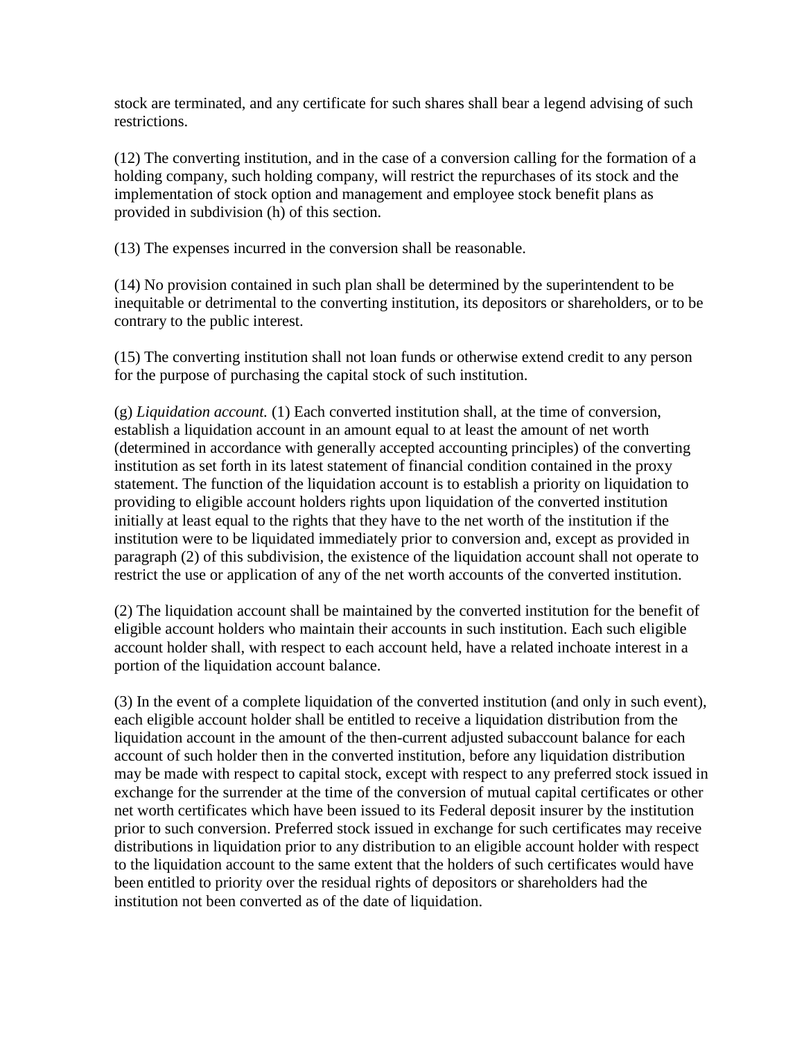stock are terminated, and any certificate for such shares shall bear a legend advising of such restrictions.

(12) The converting institution, and in the case of a conversion calling for the formation of a holding company, such holding company, will restrict the repurchases of its stock and the implementation of stock option and management and employee stock benefit plans as provided in subdivision (h) of this section.

(13) The expenses incurred in the conversion shall be reasonable.

(14) No provision contained in such plan shall be determined by the superintendent to be inequitable or detrimental to the converting institution, its depositors or shareholders, or to be contrary to the public interest.

(15) The converting institution shall not loan funds or otherwise extend credit to any person for the purpose of purchasing the capital stock of such institution.

(g) *Liquidation account.* (1) Each converted institution shall, at the time of conversion, establish a liquidation account in an amount equal to at least the amount of net worth (determined in accordance with generally accepted accounting principles) of the converting institution as set forth in its latest statement of financial condition contained in the proxy statement. The function of the liquidation account is to establish a priority on liquidation to providing to eligible account holders rights upon liquidation of the converted institution initially at least equal to the rights that they have to the net worth of the institution if the institution were to be liquidated immediately prior to conversion and, except as provided in paragraph (2) of this subdivision, the existence of the liquidation account shall not operate to restrict the use or application of any of the net worth accounts of the converted institution.

(2) The liquidation account shall be maintained by the converted institution for the benefit of eligible account holders who maintain their accounts in such institution. Each such eligible account holder shall, with respect to each account held, have a related inchoate interest in a portion of the liquidation account balance.

(3) In the event of a complete liquidation of the converted institution (and only in such event), each eligible account holder shall be entitled to receive a liquidation distribution from the liquidation account in the amount of the then-current adjusted subaccount balance for each account of such holder then in the converted institution, before any liquidation distribution may be made with respect to capital stock, except with respect to any preferred stock issued in exchange for the surrender at the time of the conversion of mutual capital certificates or other net worth certificates which have been issued to its Federal deposit insurer by the institution prior to such conversion. Preferred stock issued in exchange for such certificates may receive distributions in liquidation prior to any distribution to an eligible account holder with respect to the liquidation account to the same extent that the holders of such certificates would have been entitled to priority over the residual rights of depositors or shareholders had the institution not been converted as of the date of liquidation.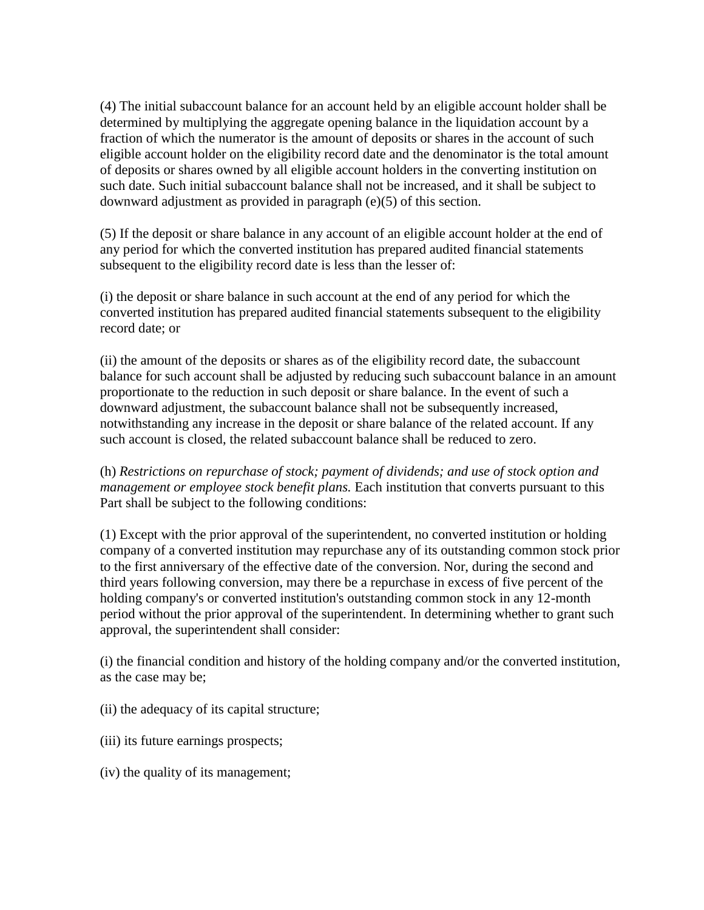(4) The initial subaccount balance for an account held by an eligible account holder shall be determined by multiplying the aggregate opening balance in the liquidation account by a fraction of which the numerator is the amount of deposits or shares in the account of such eligible account holder on the eligibility record date and the denominator is the total amount of deposits or shares owned by all eligible account holders in the converting institution on such date. Such initial subaccount balance shall not be increased, and it shall be subject to downward adjustment as provided in paragraph (e)(5) of this section.

(5) If the deposit or share balance in any account of an eligible account holder at the end of any period for which the converted institution has prepared audited financial statements subsequent to the eligibility record date is less than the lesser of:

(i) the deposit or share balance in such account at the end of any period for which the converted institution has prepared audited financial statements subsequent to the eligibility record date; or

(ii) the amount of the deposits or shares as of the eligibility record date, the subaccount balance for such account shall be adjusted by reducing such subaccount balance in an amount proportionate to the reduction in such deposit or share balance. In the event of such a downward adjustment, the subaccount balance shall not be subsequently increased, notwithstanding any increase in the deposit or share balance of the related account. If any such account is closed, the related subaccount balance shall be reduced to zero.

(h) *Restrictions on repurchase of stock; payment of dividends; and use of stock option and management or employee stock benefit plans.* Each institution that converts pursuant to this Part shall be subject to the following conditions:

(1) Except with the prior approval of the superintendent, no converted institution or holding company of a converted institution may repurchase any of its outstanding common stock prior to the first anniversary of the effective date of the conversion. Nor, during the second and third years following conversion, may there be a repurchase in excess of five percent of the holding company's or converted institution's outstanding common stock in any 12-month period without the prior approval of the superintendent. In determining whether to grant such approval, the superintendent shall consider:

(i) the financial condition and history of the holding company and/or the converted institution, as the case may be;

(ii) the adequacy of its capital structure;

(iii) its future earnings prospects;

(iv) the quality of its management;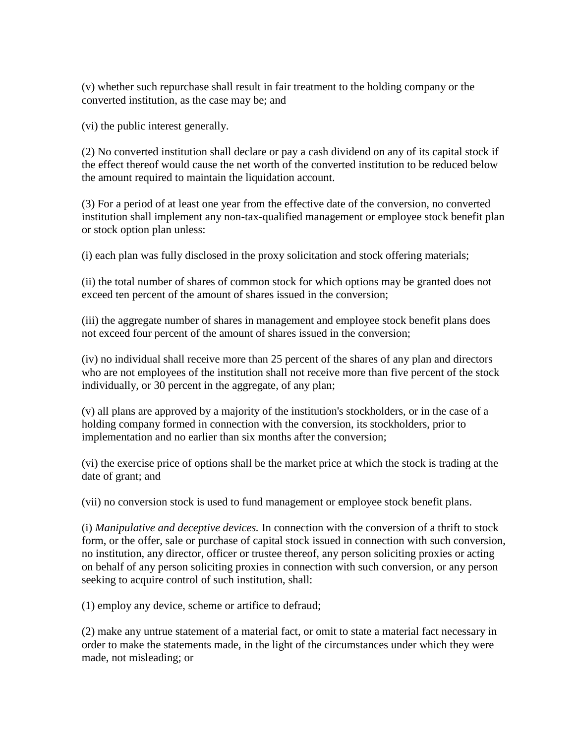(v) whether such repurchase shall result in fair treatment to the holding company or the converted institution, as the case may be; and

(vi) the public interest generally.

(2) No converted institution shall declare or pay a cash dividend on any of its capital stock if the effect thereof would cause the net worth of the converted institution to be reduced below the amount required to maintain the liquidation account.

(3) For a period of at least one year from the effective date of the conversion, no converted institution shall implement any non-tax-qualified management or employee stock benefit plan or stock option plan unless:

(i) each plan was fully disclosed in the proxy solicitation and stock offering materials;

(ii) the total number of shares of common stock for which options may be granted does not exceed ten percent of the amount of shares issued in the conversion;

(iii) the aggregate number of shares in management and employee stock benefit plans does not exceed four percent of the amount of shares issued in the conversion;

(iv) no individual shall receive more than 25 percent of the shares of any plan and directors who are not employees of the institution shall not receive more than five percent of the stock individually, or 30 percent in the aggregate, of any plan;

(v) all plans are approved by a majority of the institution's stockholders, or in the case of a holding company formed in connection with the conversion, its stockholders, prior to implementation and no earlier than six months after the conversion;

(vi) the exercise price of options shall be the market price at which the stock is trading at the date of grant; and

(vii) no conversion stock is used to fund management or employee stock benefit plans.

(i) *Manipulative and deceptive devices.* In connection with the conversion of a thrift to stock form, or the offer, sale or purchase of capital stock issued in connection with such conversion, no institution, any director, officer or trustee thereof, any person soliciting proxies or acting on behalf of any person soliciting proxies in connection with such conversion, or any person seeking to acquire control of such institution, shall:

(1) employ any device, scheme or artifice to defraud;

(2) make any untrue statement of a material fact, or omit to state a material fact necessary in order to make the statements made, in the light of the circumstances under which they were made, not misleading; or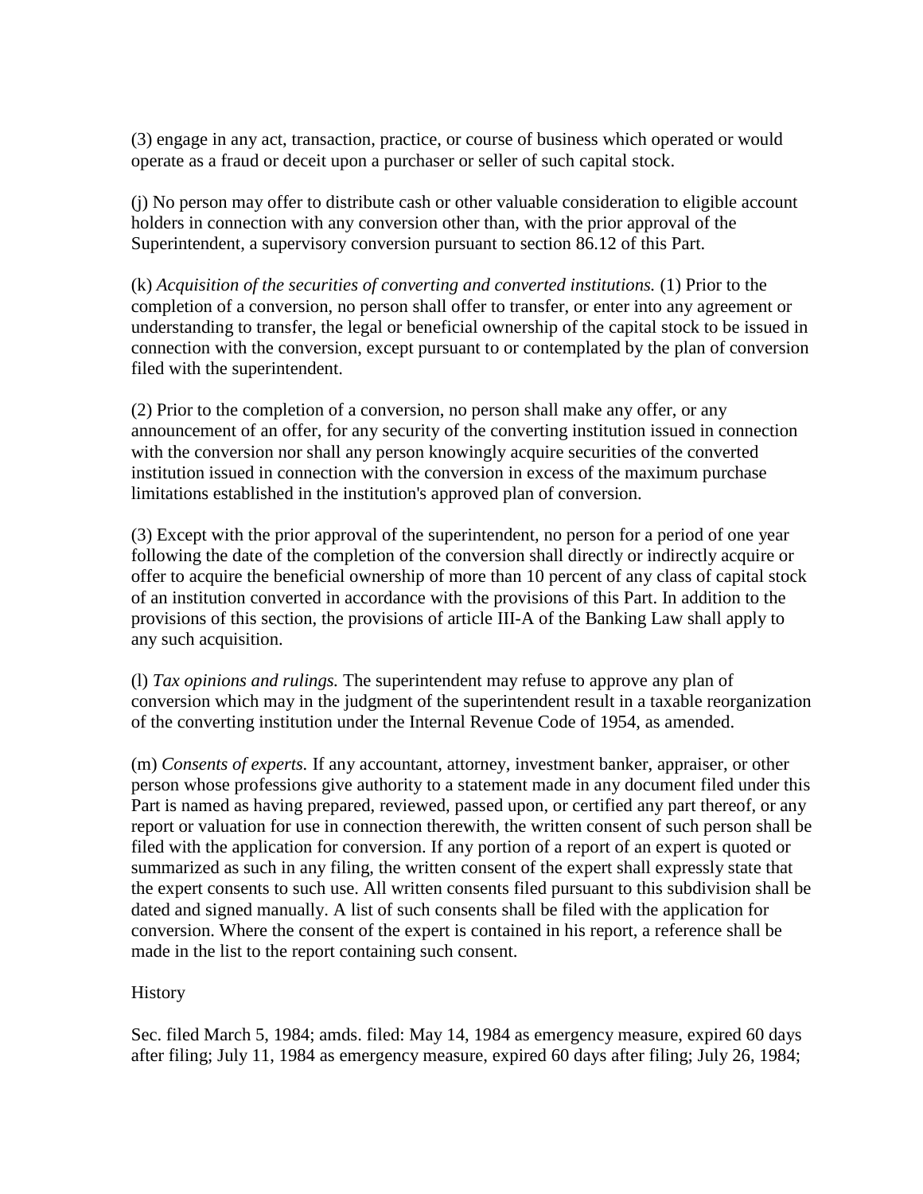(3) engage in any act, transaction, practice, or course of business which operated or would operate as a fraud or deceit upon a purchaser or seller of such capital stock.

(j) No person may offer to distribute cash or other valuable consideration to eligible account holders in connection with any conversion other than, with the prior approval of the Superintendent, a supervisory conversion pursuant to section 86.12 of this Part.

(k) *Acquisition of the securities of converting and converted institutions.* (1) Prior to the completion of a conversion, no person shall offer to transfer, or enter into any agreement or understanding to transfer, the legal or beneficial ownership of the capital stock to be issued in connection with the conversion, except pursuant to or contemplated by the plan of conversion filed with the superintendent.

(2) Prior to the completion of a conversion, no person shall make any offer, or any announcement of an offer, for any security of the converting institution issued in connection with the conversion nor shall any person knowingly acquire securities of the converted institution issued in connection with the conversion in excess of the maximum purchase limitations established in the institution's approved plan of conversion.

(3) Except with the prior approval of the superintendent, no person for a period of one year following the date of the completion of the conversion shall directly or indirectly acquire or offer to acquire the beneficial ownership of more than 10 percent of any class of capital stock of an institution converted in accordance with the provisions of this Part. In addition to the provisions of this section, the provisions of article III-A of the Banking Law shall apply to any such acquisition.

(l) *Tax opinions and rulings.* The superintendent may refuse to approve any plan of conversion which may in the judgment of the superintendent result in a taxable reorganization of the converting institution under the Internal Revenue Code of 1954, as amended.

(m) *Consents of experts.* If any accountant, attorney, investment banker, appraiser, or other person whose professions give authority to a statement made in any document filed under this Part is named as having prepared, reviewed, passed upon, or certified any part thereof, or any report or valuation for use in connection therewith, the written consent of such person shall be filed with the application for conversion. If any portion of a report of an expert is quoted or summarized as such in any filing, the written consent of the expert shall expressly state that the expert consents to such use. All written consents filed pursuant to this subdivision shall be dated and signed manually. A list of such consents shall be filed with the application for conversion. Where the consent of the expert is contained in his report, a reference shall be made in the list to the report containing such consent.

History

Sec. filed March 5, 1984; amds. filed: May 14, 1984 as emergency measure, expired 60 days after filing; July 11, 1984 as emergency measure, expired 60 days after filing; July 26, 1984;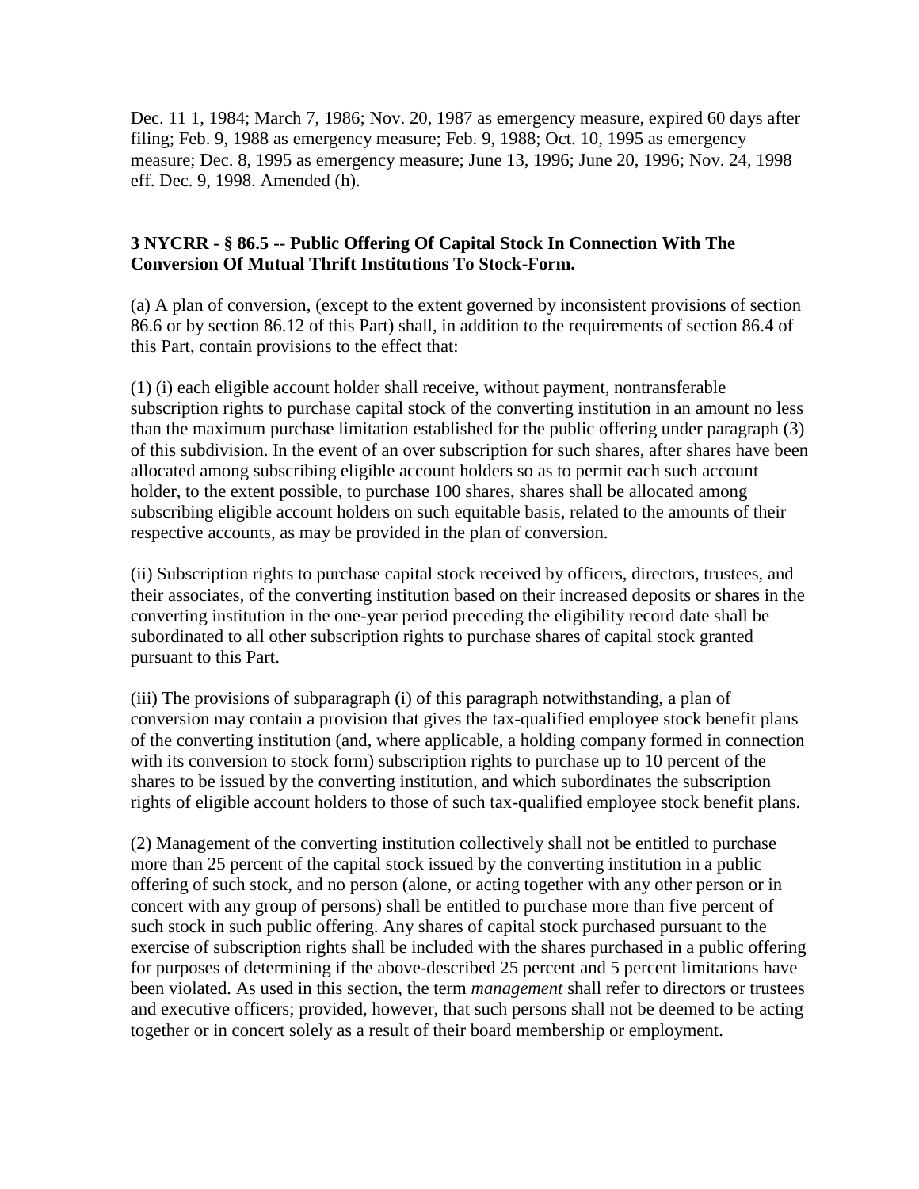Dec. 11 1, 1984; March 7, 1986; Nov. 20, 1987 as emergency measure, expired 60 days after filing; Feb. 9, 1988 as emergency measure; Feb. 9, 1988; Oct. 10, 1995 as emergency measure; Dec. 8, 1995 as emergency measure; June 13, 1996; June 20, 1996; Nov. 24, 1998 eff. Dec. 9, 1998. Amended (h).

**3 NYCRR - § 86.5 -- Public Offering Of Capital Stock In Connection With The Conversion Of Mutual Thrift Institutions To Stock-Form.**

(a) A plan of conversion, (except to the extent governed by inconsistent provisions of section 86.6 or by section 86.12 of this Part) shall, in addition to the requirements of section 86.4 of this Part, contain provisions to the effect that:

(1) (i) each eligible account holder shall receive, without payment, nontransferable subscription rights to purchase capital stock of the converting institution in an amount no less than the maximum purchase limitation established for the public offering under paragraph (3) of this subdivision. In the event of an over subscription for such shares, after shares have been allocated among subscribing eligible account holders so as to permit each such account holder, to the extent possible, to purchase 100 shares, shares shall be allocated among subscribing eligible account holders on such equitable basis, related to the amounts of their respective accounts, as may be provided in the plan of conversion.

(ii) Subscription rights to purchase capital stock received by officers, directors, trustees, and their associates, of the converting institution based on their increased deposits or shares in the converting institution in the one-year period preceding the eligibility record date shall be subordinated to all other subscription rights to purchase shares of capital stock granted pursuant to this Part.

(iii) The provisions of subparagraph (i) of this paragraph notwithstanding, a plan of conversion may contain a provision that gives the tax-qualified employee stock benefit plans of the converting institution (and, where applicable, a holding company formed in connection with its conversion to stock form) subscription rights to purchase up to 10 percent of the shares to be issued by the converting institution, and which subordinates the subscription rights of eligible account holders to those of such tax-qualified employee stock benefit plans.

(2) Management of the converting institution collectively shall not be entitled to purchase more than 25 percent of the capital stock issued by the converting institution in a public offering of such stock, and no person (alone, or acting together with any other person or in concert with any group of persons) shall be entitled to purchase more than five percent of such stock in such public offering. Any shares of capital stock purchased pursuant to the exercise of subscription rights shall be included with the shares purchased in a public offering for purposes of determining if the above-described 25 percent and 5 percent limitations have been violated. As used in this section, the term *management* shall refer to directors or trustees and executive officers; provided, however, that such persons shall not be deemed to be acting together or in concert solely as a result of their board membership or employment.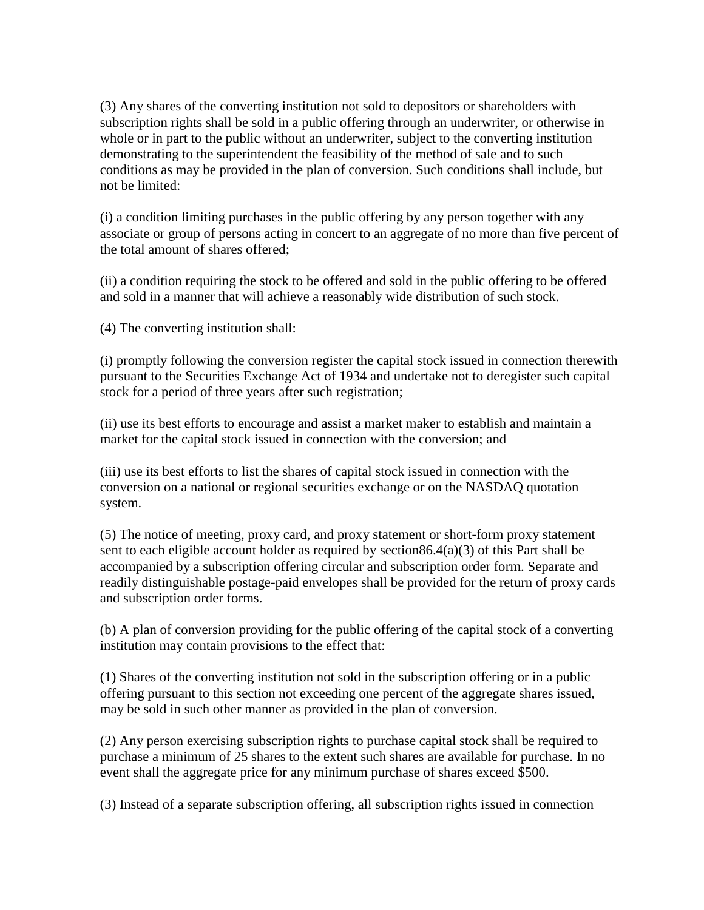(3) Any shares of the converting institution not sold to depositors or shareholders with subscription rights shall be sold in a public offering through an underwriter, or otherwise in whole or in part to the public without an underwriter, subject to the converting institution demonstrating to the superintendent the feasibility of the method of sale and to such conditions as may be provided in the plan of conversion. Such conditions shall include, but not be limited:

(i) a condition limiting purchases in the public offering by any person together with any associate or group of persons acting in concert to an aggregate of no more than five percent of the total amount of shares offered;

(ii) a condition requiring the stock to be offered and sold in the public offering to be offered and sold in a manner that will achieve a reasonably wide distribution of such stock.

(4) The converting institution shall:

(i) promptly following the conversion register the capital stock issued in connection therewith pursuant to the Securities Exchange Act of 1934 and undertake not to deregister such capital stock for a period of three years after such registration;

(ii) use its best efforts to encourage and assist a market maker to establish and maintain a market for the capital stock issued in connection with the conversion; and

(iii) use its best efforts to list the shares of capital stock issued in connection with the conversion on a national or regional securities exchange or on the NASDAQ quotation system.

(5) The notice of meeting, proxy card, and proxy statement or short-form proxy statement sent to each eligible account holder as required by section86.4(a)(3) of this Part shall be accompanied by a subscription offering circular and subscription order form. Separate and readily distinguishable postage-paid envelopes shall be provided for the return of proxy cards and subscription order forms.

(b) A plan of conversion providing for the public offering of the capital stock of a converting institution may contain provisions to the effect that:

(1) Shares of the converting institution not sold in the subscription offering or in a public offering pursuant to this section not exceeding one percent of the aggregate shares issued, may be sold in such other manner as provided in the plan of conversion.

(2) Any person exercising subscription rights to purchase capital stock shall be required to purchase a minimum of 25 shares to the extent such shares are available for purchase. In no event shall the aggregate price for any minimum purchase of shares exceed $500.

(3) Instead of a separate subscription offering, all subscription rights issued in connection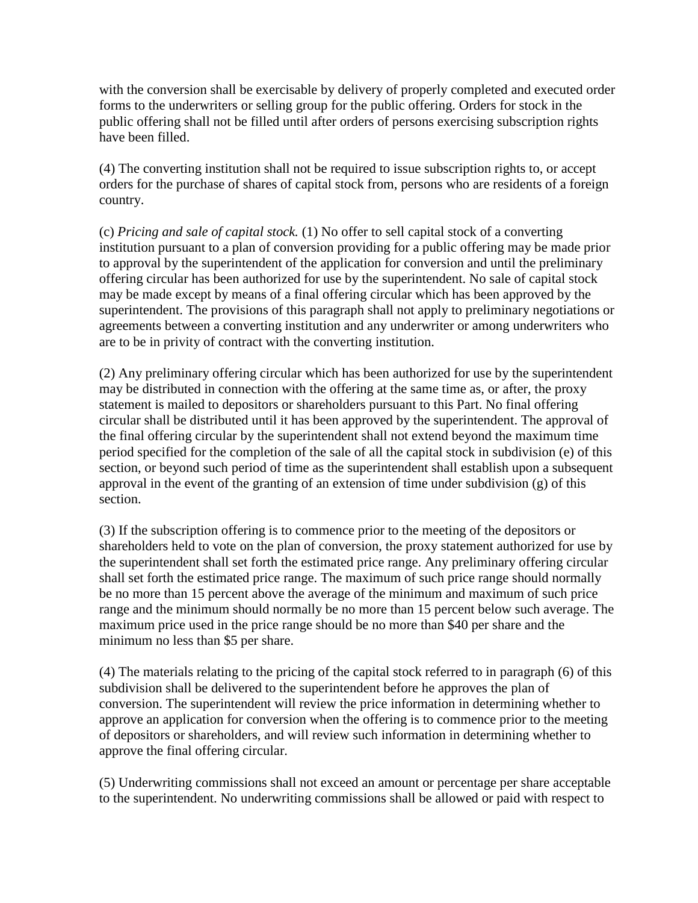with the conversion shall be exercisable by delivery of properly completed and executed order forms to the underwriters or selling group for the public offering. Orders for stock in the public offering shall not be filled until after orders of persons exercising subscription rights have been filled.

(4) The converting institution shall not be required to issue subscription rights to, or accept orders for the purchase of shares of capital stock from, persons who are residents of a foreign country.

(c) *Pricing and sale of capital stock.* (1) No offer to sell capital stock of a converting institution pursuant to a plan of conversion providing for a public offering may be made prior to approval by the superintendent of the application for conversion and until the preliminary offering circular has been authorized for use by the superintendent. No sale of capital stock may be made except by means of a final offering circular which has been approved by the superintendent. The provisions of this paragraph shall not apply to preliminary negotiations or agreements between a converting institution and any underwriter or among underwriters who are to be in privity of contract with the converting institution.

(2) Any preliminary offering circular which has been authorized for use by the superintendent may be distributed in connection with the offering at the same time as, or after, the proxy statement is mailed to depositors or shareholders pursuant to this Part. No final offering circular shall be distributed until it has been approved by the superintendent. The approval of the final offering circular by the superintendent shall not extend beyond the maximum time period specified for the completion of the sale of all the capital stock in subdivision (e) of this section, or beyond such period of time as the superintendent shall establish upon a subsequent approval in the event of the granting of an extension of time under subdivision (g) of this section.

(3) If the subscription offering is to commence prior to the meeting of the depositors or shareholders held to vote on the plan of conversion, the proxy statement authorized for use by the superintendent shall set forth the estimated price range. Any preliminary offering circular shall set forth the estimated price range. The maximum of such price range should normally be no more than 15 percent above the average of the minimum and maximum of such price range and the minimum should normally be no more than 15 percent below such average. The maximum price used in the price range should be no more than $40 per share and the minimum no less than $5 per share.

(4) The materials relating to the pricing of the capital stock referred to in paragraph (6) of this subdivision shall be delivered to the superintendent before he approves the plan of conversion. The superintendent will review the price information in determining whether to approve an application for conversion when the offering is to commence prior to the meeting of depositors or shareholders, and will review such information in determining whether to approve the final offering circular.

(5) Underwriting commissions shall not exceed an amount or percentage per share acceptable to the superintendent. No underwriting commissions shall be allowed or paid with respect to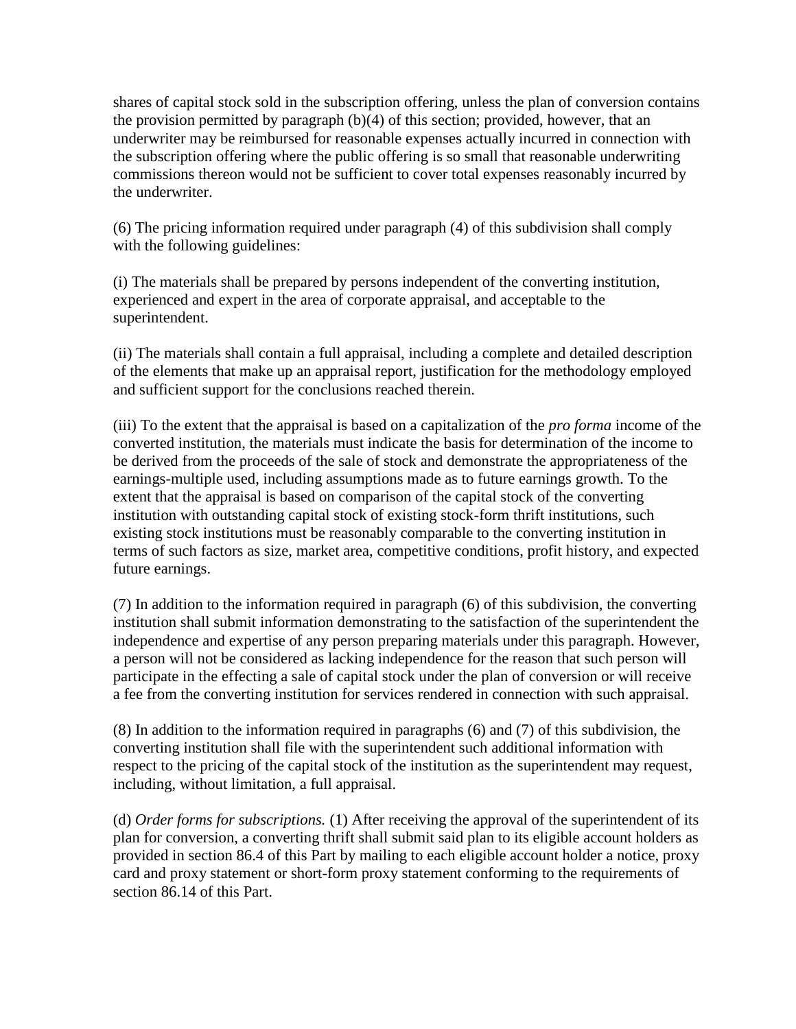shares of capital stock sold in the subscription offering, unless the plan of conversion contains the provision permitted by paragraph (b)(4) of this section; provided, however, that an underwriter may be reimbursed for reasonable expenses actually incurred in connection with the subscription offering where the public offering is so small that reasonable underwriting commissions thereon would not be sufficient to cover total expenses reasonably incurred by the underwriter.

(6) The pricing information required under paragraph (4) of this subdivision shall comply with the following guidelines:

(i) The materials shall be prepared by persons independent of the converting institution, experienced and expert in the area of corporate appraisal, and acceptable to the superintendent.

(ii) The materials shall contain a full appraisal, including a complete and detailed description of the elements that make up an appraisal report, justification for the methodology employed and sufficient support for the conclusions reached therein.

(iii) To the extent that the appraisal is based on a capitalization of the *pro forma* income of the converted institution, the materials must indicate the basis for determination of the income to be derived from the proceeds of the sale of stock and demonstrate the appropriateness of the earnings-multiple used, including assumptions made as to future earnings growth. To the extent that the appraisal is based on comparison of the capital stock of the converting institution with outstanding capital stock of existing stock-form thrift institutions, such existing stock institutions must be reasonably comparable to the converting institution in terms of such factors as size, market area, competitive conditions, profit history, and expected future earnings.

(7) In addition to the information required in paragraph (6) of this subdivision, the converting institution shall submit information demonstrating to the satisfaction of the superintendent the independence and expertise of any person preparing materials under this paragraph. However, a person will not be considered as lacking independence for the reason that such person will participate in the effecting a sale of capital stock under the plan of conversion or will receive a fee from the converting institution for services rendered in connection with such appraisal.

(8) In addition to the information required in paragraphs (6) and (7) of this subdivision, the converting institution shall file with the superintendent such additional information with respect to the pricing of the capital stock of the institution as the superintendent may request, including, without limitation, a full appraisal.

(d) *Order forms for subscriptions.* (1) After receiving the approval of the superintendent of its plan for conversion, a converting thrift shall submit said plan to its eligible account holders as provided in section 86.4 of this Part by mailing to each eligible account holder a notice, proxy card and proxy statement or short-form proxy statement conforming to the requirements of section 86.14 of this Part.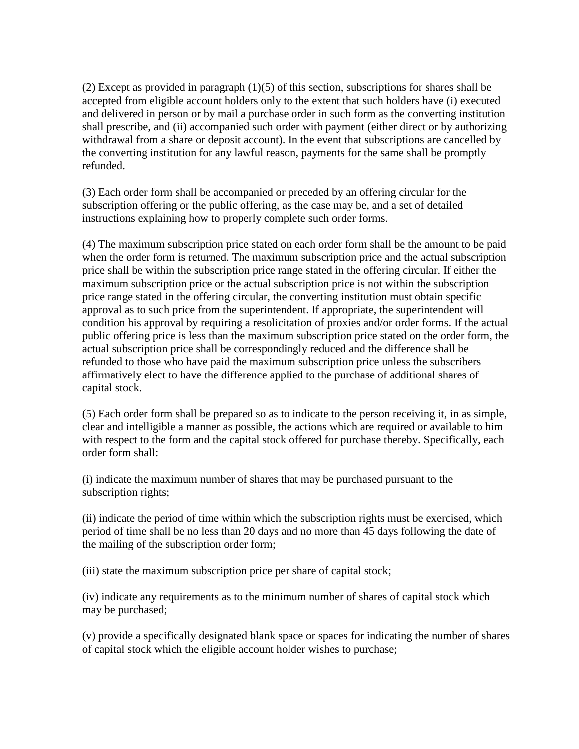(2) Except as provided in paragraph (1)(5) of this section, subscriptions for shares shall be accepted from eligible account holders only to the extent that such holders have (i) executed and delivered in person or by mail a purchase order in such form as the converting institution shall prescribe, and (ii) accompanied such order with payment (either direct or by authorizing withdrawal from a share or deposit account). In the event that subscriptions are cancelled by the converting institution for any lawful reason, payments for the same shall be promptly refunded.

(3) Each order form shall be accompanied or preceded by an offering circular for the subscription offering or the public offering, as the case may be, and a set of detailed instructions explaining how to properly complete such order forms.

(4) The maximum subscription price stated on each order form shall be the amount to be paid when the order form is returned. The maximum subscription price and the actual subscription price shall be within the subscription price range stated in the offering circular. If either the maximum subscription price or the actual subscription price is not within the subscription price range stated in the offering circular, the converting institution must obtain specific approval as to such price from the superintendent. If appropriate, the superintendent will condition his approval by requiring a resolicitation of proxies and/or order forms. If the actual public offering price is less than the maximum subscription price stated on the order form, the actual subscription price shall be correspondingly reduced and the difference shall be refunded to those who have paid the maximum subscription price unless the subscribers affirmatively elect to have the difference applied to the purchase of additional shares of capital stock.

(5) Each order form shall be prepared so as to indicate to the person receiving it, in as simple, clear and intelligible a manner as possible, the actions which are required or available to him with respect to the form and the capital stock offered for purchase thereby. Specifically, each order form shall:

(i) indicate the maximum number of shares that may be purchased pursuant to the subscription rights;

(ii) indicate the period of time within which the subscription rights must be exercised, which period of time shall be no less than 20 days and no more than 45 days following the date of the mailing of the subscription order form;

(iii) state the maximum subscription price per share of capital stock;

(iv) indicate any requirements as to the minimum number of shares of capital stock which may be purchased;

(v) provide a specifically designated blank space or spaces for indicating the number of shares of capital stock which the eligible account holder wishes to purchase;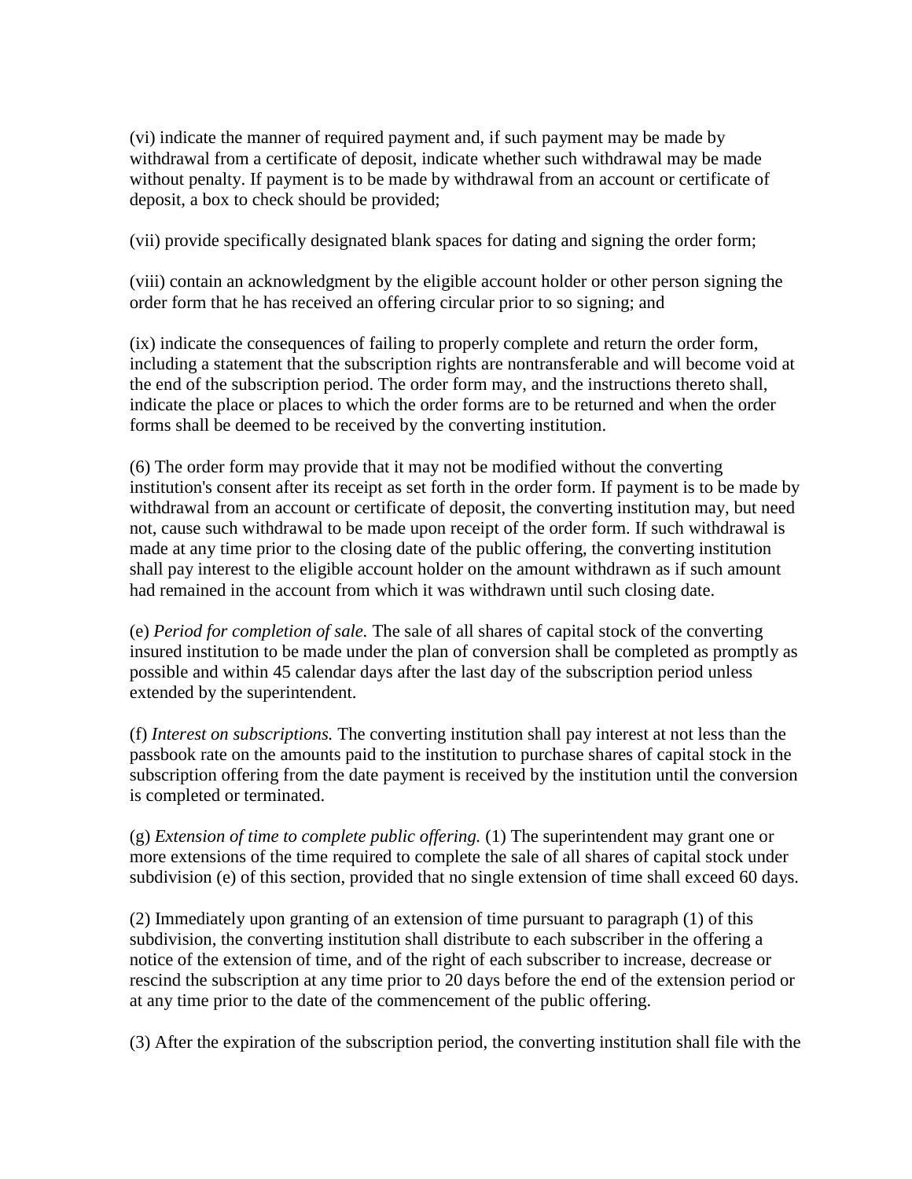(vi) indicate the manner of required payment and, if such payment may be made by withdrawal from a certificate of deposit, indicate whether such withdrawal may be made without penalty. If payment is to be made by withdrawal from an account or certificate of deposit, a box to check should be provided;

(vii) provide specifically designated blank spaces for dating and signing the order form;

(viii) contain an acknowledgment by the eligible account holder or other person signing the order form that he has received an offering circular prior to so signing; and

(ix) indicate the consequences of failing to properly complete and return the order form, including a statement that the subscription rights are nontransferable and will become void at the end of the subscription period. The order form may, and the instructions thereto shall, indicate the place or places to which the order forms are to be returned and when the order forms shall be deemed to be received by the converting institution.

(6) The order form may provide that it may not be modified without the converting institution's consent after its receipt as set forth in the order form. If payment is to be made by withdrawal from an account or certificate of deposit, the converting institution may, but need not, cause such withdrawal to be made upon receipt of the order form. If such withdrawal is made at any time prior to the closing date of the public offering, the converting institution shall pay interest to the eligible account holder on the amount withdrawn as if such amount had remained in the account from which it was withdrawn until such closing date.

(e) *Period for completion of sale.* The sale of all shares of capital stock of the converting insured institution to be made under the plan of conversion shall be completed as promptly as possible and within 45 calendar days after the last day of the subscription period unless extended by the superintendent.

(f) *Interest on subscriptions.* The converting institution shall pay interest at not less than the passbook rate on the amounts paid to the institution to purchase shares of capital stock in the subscription offering from the date payment is received by the institution until the conversion is completed or terminated.

(g) *Extension of time to complete public offering.* (1) The superintendent may grant one or more extensions of the time required to complete the sale of all shares of capital stock under subdivision (e) of this section, provided that no single extension of time shall exceed 60 days.

(2) Immediately upon granting of an extension of time pursuant to paragraph (1) of this subdivision, the converting institution shall distribute to each subscriber in the offering a notice of the extension of time, and of the right of each subscriber to increase, decrease or rescind the subscription at any time prior to 20 days before the end of the extension period or at any time prior to the date of the commencement of the public offering.

(3) After the expiration of the subscription period, the converting institution shall file with the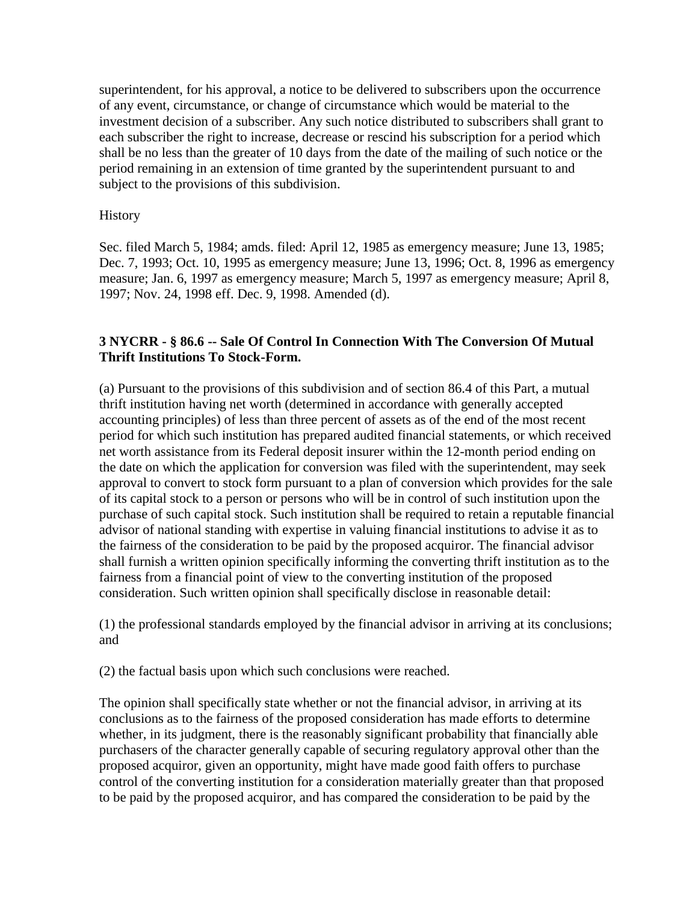superintendent, for his approval, a notice to be delivered to subscribers upon the occurrence of any event, circumstance, or change of circumstance which would be material to the investment decision of a subscriber. Any such notice distributed to subscribers shall grant to each subscriber the right to increase, decrease or rescind his subscription for a period which shall be no less than the greater of 10 days from the date of the mailing of such notice or the period remaining in an extension of time granted by the superintendent pursuant to and subject to the provisions of this subdivision.

History

Sec. filed March 5, 1984; amds. filed: April 12, 1985 as emergency measure; June 13, 1985; Dec. 7, 1993; Oct. 10, 1995 as emergency measure; June 13, 1996; Oct. 8, 1996 as emergency measure; Jan. 6, 1997 as emergency measure; March 5, 1997 as emergency measure; April 8, 1997; Nov. 24, 1998 eff. Dec. 9, 1998. Amended (d).

**3 NYCRR - § 86.6 -- Sale Of Control In Connection With The Conversion Of Mutual Thrift Institutions To Stock-Form.**

(a) Pursuant to the provisions of this subdivision and of section 86.4 of this Part, a mutual thrift institution having net worth (determined in accordance with generally accepted accounting principles) of less than three percent of assets as of the end of the most recent period for which such institution has prepared audited financial statements, or which received net worth assistance from its Federal deposit insurer within the 12-month period ending on the date on which the application for conversion was filed with the superintendent, may seek approval to convert to stock form pursuant to a plan of conversion which provides for the sale of its capital stock to a person or persons who will be in control of such institution upon the purchase of such capital stock. Such institution shall be required to retain a reputable financial advisor of national standing with expertise in valuing financial institutions to advise it as to the fairness of the consideration to be paid by the proposed acquiror. The financial advisor shall furnish a written opinion specifically informing the converting thrift institution as to the fairness from a financial point of view to the converting institution of the proposed consideration. Such written opinion shall specifically disclose in reasonable detail:

(1) the professional standards employed by the financial advisor in arriving at its conclusions; and

(2) the factual basis upon which such conclusions were reached.

The opinion shall specifically state whether or not the financial advisor, in arriving at its conclusions as to the fairness of the proposed consideration has made efforts to determine whether, in its judgment, there is the reasonably significant probability that financially able purchasers of the character generally capable of securing regulatory approval other than the proposed acquiror, given an opportunity, might have made good faith offers to purchase control of the converting institution for a consideration materially greater than that proposed to be paid by the proposed acquiror, and has compared the consideration to be paid by the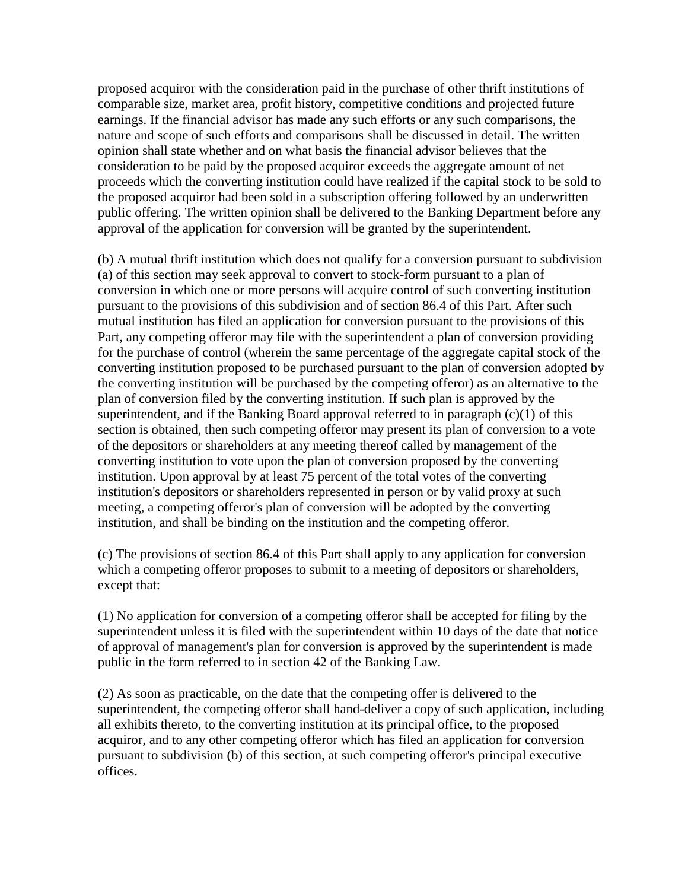proposed acquiror with the consideration paid in the purchase of other thrift institutions of comparable size, market area, profit history, competitive conditions and projected future earnings. If the financial advisor has made any such efforts or any such comparisons, the nature and scope of such efforts and comparisons shall be discussed in detail. The written opinion shall state whether and on what basis the financial advisor believes that the consideration to be paid by the proposed acquiror exceeds the aggregate amount of net proceeds which the converting institution could have realized if the capital stock to be sold to the proposed acquiror had been sold in a subscription offering followed by an underwritten public offering. The written opinion shall be delivered to the Banking Department before any approval of the application for conversion will be granted by the superintendent.

(b) A mutual thrift institution which does not qualify for a conversion pursuant to subdivision (a) of this section may seek approval to convert to stock-form pursuant to a plan of conversion in which one or more persons will acquire control of such converting institution pursuant to the provisions of this subdivision and of section 86.4 of this Part. After such mutual institution has filed an application for conversion pursuant to the provisions of this Part, any competing offeror may file with the superintendent a plan of conversion providing for the purchase of control (wherein the same percentage of the aggregate capital stock of the converting institution proposed to be purchased pursuant to the plan of conversion adopted by the converting institution will be purchased by the competing offeror) as an alternative to the plan of conversion filed by the converting institution. If such plan is approved by the superintendent, and if the Banking Board approval referred to in paragraph (c)(1) of this section is obtained, then such competing offeror may present its plan of conversion to a vote of the depositors or shareholders at any meeting thereof called by management of the converting institution to vote upon the plan of conversion proposed by the converting institution. Upon approval by at least 75 percent of the total votes of the converting institution's depositors or shareholders represented in person or by valid proxy at such meeting, a competing offeror's plan of conversion will be adopted by the converting institution, and shall be binding on the institution and the competing offeror.

(c) The provisions of section 86.4 of this Part shall apply to any application for conversion which a competing offeror proposes to submit to a meeting of depositors or shareholders, except that:

(1) No application for conversion of a competing offeror shall be accepted for filing by the superintendent unless it is filed with the superintendent within 10 days of the date that notice of approval of management's plan for conversion is approved by the superintendent is made public in the form referred to in section 42 of the Banking Law.

(2) As soon as practicable, on the date that the competing offer is delivered to the superintendent, the competing offeror shall hand-deliver a copy of such application, including all exhibits thereto, to the converting institution at its principal office, to the proposed acquiror, and to any other competing offeror which has filed an application for conversion pursuant to subdivision (b) of this section, at such competing offeror's principal executive offices.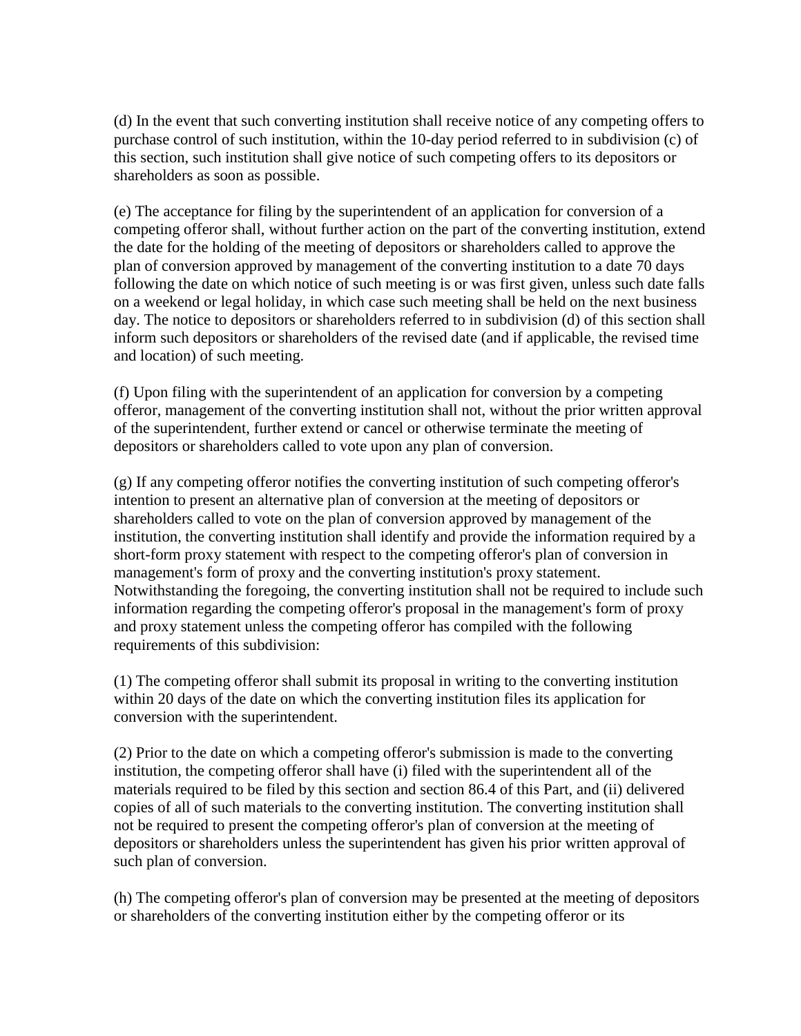(d) In the event that such converting institution shall receive notice of any competing offers to purchase control of such institution, within the 10-day period referred to in subdivision (c) of this section, such institution shall give notice of such competing offers to its depositors or shareholders as soon as possible.

(e) The acceptance for filing by the superintendent of an application for conversion of a competing offeror shall, without further action on the part of the converting institution, extend the date for the holding of the meeting of depositors or shareholders called to approve the plan of conversion approved by management of the converting institution to a date 70 days following the date on which notice of such meeting is or was first given, unless such date falls on a weekend or legal holiday, in which case such meeting shall be held on the next business day. The notice to depositors or shareholders referred to in subdivision (d) of this section shall inform such depositors or shareholders of the revised date (and if applicable, the revised time and location) of such meeting.

(f) Upon filing with the superintendent of an application for conversion by a competing offeror, management of the converting institution shall not, without the prior written approval of the superintendent, further extend or cancel or otherwise terminate the meeting of depositors or shareholders called to vote upon any plan of conversion.

(g) If any competing offeror notifies the converting institution of such competing offeror's intention to present an alternative plan of conversion at the meeting of depositors or shareholders called to vote on the plan of conversion approved by management of the institution, the converting institution shall identify and provide the information required by a short-form proxy statement with respect to the competing offeror's plan of conversion in management's form of proxy and the converting institution's proxy statement. Notwithstanding the foregoing, the converting institution shall not be required to include such information regarding the competing offeror's proposal in the management's form of proxy and proxy statement unless the competing offeror has compiled with the following requirements of this subdivision:

(1) The competing offeror shall submit its proposal in writing to the converting institution within 20 days of the date on which the converting institution files its application for conversion with the superintendent.

(2) Prior to the date on which a competing offeror's submission is made to the converting institution, the competing offeror shall have (i) filed with the superintendent all of the materials required to be filed by this section and section 86.4 of this Part, and (ii) delivered copies of all of such materials to the converting institution. The converting institution shall not be required to present the competing offeror's plan of conversion at the meeting of depositors or shareholders unless the superintendent has given his prior written approval of such plan of conversion.

(h) The competing offeror's plan of conversion may be presented at the meeting of depositors or shareholders of the converting institution either by the competing offeror or its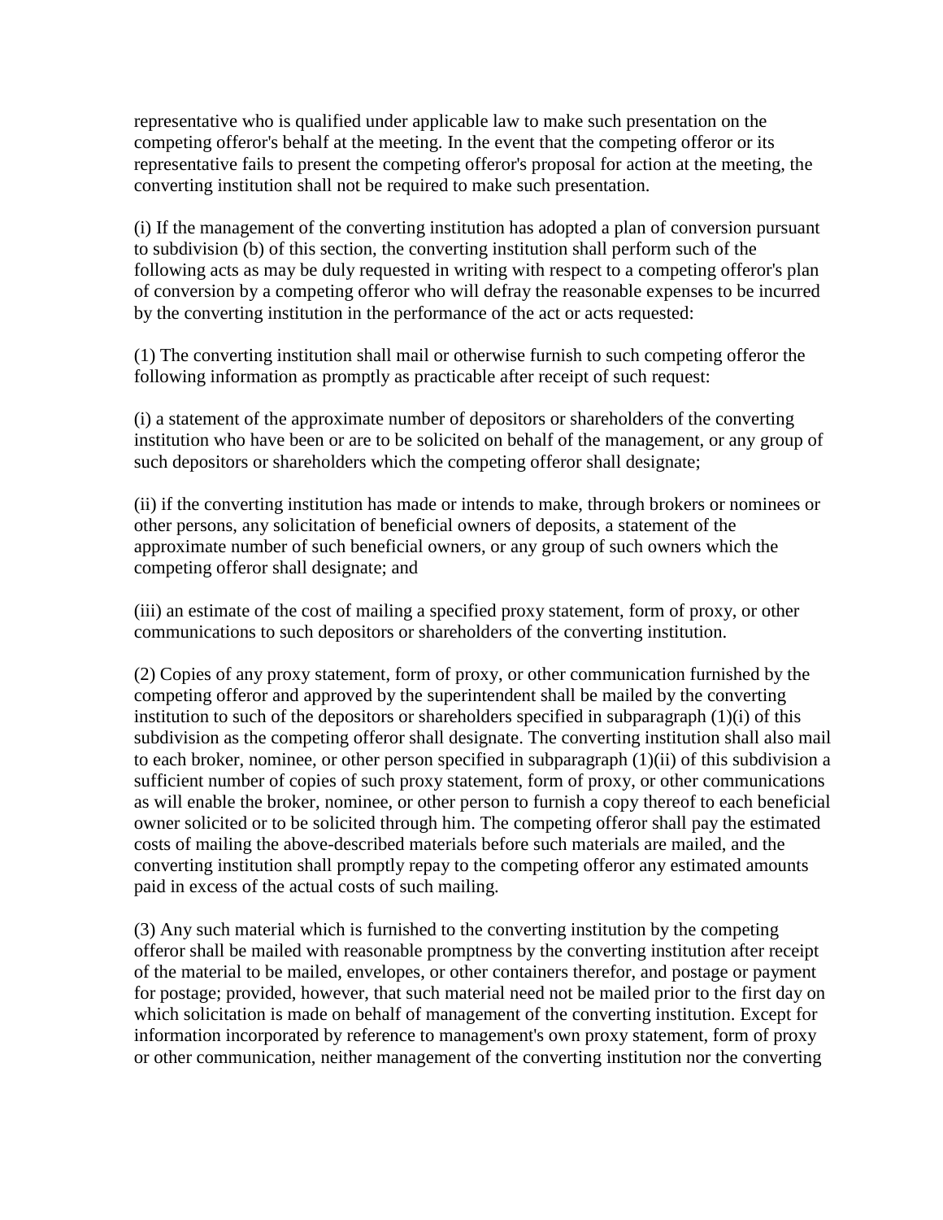representative who is qualified under applicable law to make such presentation on the competing offeror's behalf at the meeting. In the event that the competing offeror or its representative fails to present the competing offeror's proposal for action at the meeting, the converting institution shall not be required to make such presentation.

(i) If the management of the converting institution has adopted a plan of conversion pursuant to subdivision (b) of this section, the converting institution shall perform such of the following acts as may be duly requested in writing with respect to a competing offeror's plan of conversion by a competing offeror who will defray the reasonable expenses to be incurred by the converting institution in the performance of the act or acts requested:

(1) The converting institution shall mail or otherwise furnish to such competing offeror the following information as promptly as practicable after receipt of such request:

(i) a statement of the approximate number of depositors or shareholders of the converting institution who have been or are to be solicited on behalf of the management, or any group of such depositors or shareholders which the competing offeror shall designate;

(ii) if the converting institution has made or intends to make, through brokers or nominees or other persons, any solicitation of beneficial owners of deposits, a statement of the approximate number of such beneficial owners, or any group of such owners which the competing offeror shall designate; and

(iii) an estimate of the cost of mailing a specified proxy statement, form of proxy, or other communications to such depositors or shareholders of the converting institution.

(2) Copies of any proxy statement, form of proxy, or other communication furnished by the competing offeror and approved by the superintendent shall be mailed by the converting institution to such of the depositors or shareholders specified in subparagraph (1)(i) of this subdivision as the competing offeror shall designate. The converting institution shall also mail to each broker, nominee, or other person specified in subparagraph (1)(ii) of this subdivision a sufficient number of copies of such proxy statement, form of proxy, or other communications as will enable the broker, nominee, or other person to furnish a copy thereof to each beneficial owner solicited or to be solicited through him. The competing offeror shall pay the estimated costs of mailing the above-described materials before such materials are mailed, and the converting institution shall promptly repay to the competing offeror any estimated amounts paid in excess of the actual costs of such mailing.

(3) Any such material which is furnished to the converting institution by the competing offeror shall be mailed with reasonable promptness by the converting institution after receipt of the material to be mailed, envelopes, or other containers therefor, and postage or payment for postage; provided, however, that such material need not be mailed prior to the first day on which solicitation is made on behalf of management of the converting institution. Except for information incorporated by reference to management's own proxy statement, form of proxy or other communication, neither management of the converting institution nor the converting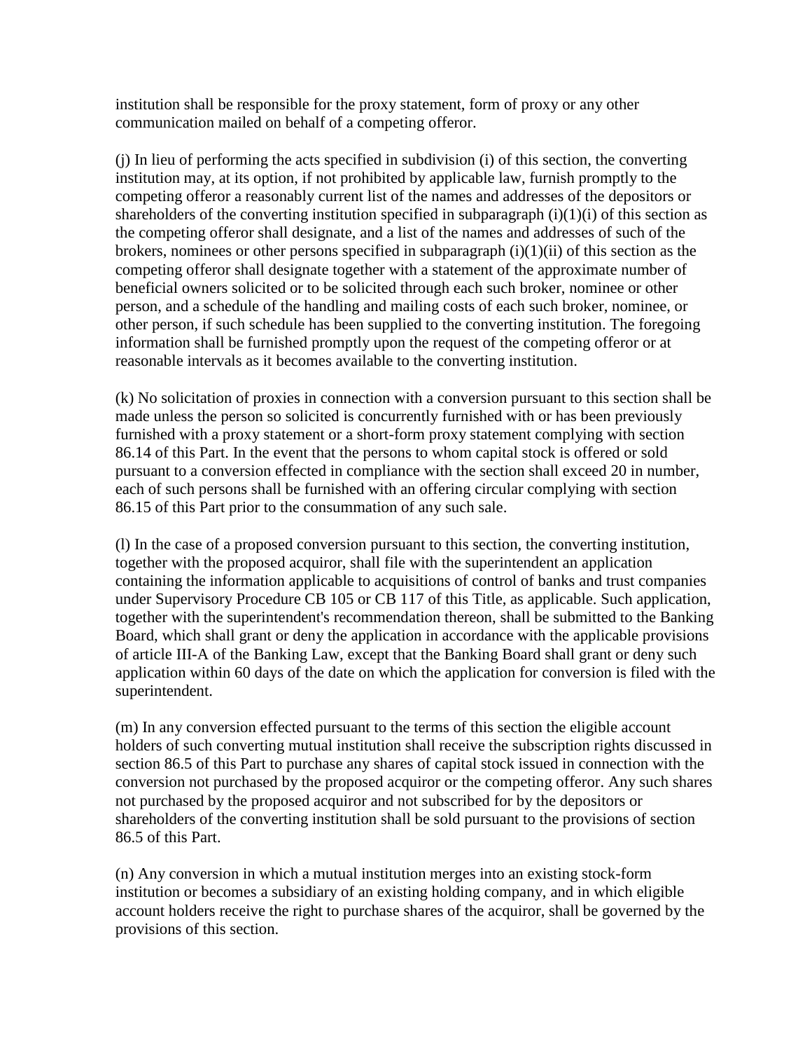institution shall be responsible for the proxy statement, form of proxy or any other communication mailed on behalf of a competing offeror.

(j) In lieu of performing the acts specified in subdivision (i) of this section, the converting institution may, at its option, if not prohibited by applicable law, furnish promptly to the competing offeror a reasonably current list of the names and addresses of the depositors or shareholders of the converting institution specified in subparagraph (i)(1)(i) of this section as the competing offeror shall designate, and a list of the names and addresses of such of the brokers, nominees or other persons specified in subparagraph (i)(1)(ii) of this section as the competing offeror shall designate together with a statement of the approximate number of beneficial owners solicited or to be solicited through each such broker, nominee or other person, and a schedule of the handling and mailing costs of each such broker, nominee, or other person, if such schedule has been supplied to the converting institution. The foregoing information shall be furnished promptly upon the request of the competing offeror or at reasonable intervals as it becomes available to the converting institution.

(k) No solicitation of proxies in connection with a conversion pursuant to this section shall be made unless the person so solicited is concurrently furnished with or has been previously furnished with a proxy statement or a short-form proxy statement complying with section 86.14 of this Part. In the event that the persons to whom capital stock is offered or sold pursuant to a conversion effected in compliance with the section shall exceed 20 in number, each of such persons shall be furnished with an offering circular complying with section 86.15 of this Part prior to the consummation of any such sale.

(l) In the case of a proposed conversion pursuant to this section, the converting institution, together with the proposed acquiror, shall file with the superintendent an application containing the information applicable to acquisitions of control of banks and trust companies under Supervisory Procedure CB 105 or CB 117 of this Title, as applicable. Such application, together with the superintendent's recommendation thereon, shall be submitted to the Banking Board, which shall grant or deny the application in accordance with the applicable provisions of article III-A of the Banking Law, except that the Banking Board shall grant or deny such application within 60 days of the date on which the application for conversion is filed with the superintendent.

(m) In any conversion effected pursuant to the terms of this section the eligible account holders of such converting mutual institution shall receive the subscription rights discussed in section 86.5 of this Part to purchase any shares of capital stock issued in connection with the conversion not purchased by the proposed acquiror or the competing offeror. Any such shares not purchased by the proposed acquiror and not subscribed for by the depositors or shareholders of the converting institution shall be sold pursuant to the provisions of section 86.5 of this Part.

(n) Any conversion in which a mutual institution merges into an existing stock-form institution or becomes a subsidiary of an existing holding company, and in which eligible account holders receive the right to purchase shares of the acquiror, shall be governed by the provisions of this section.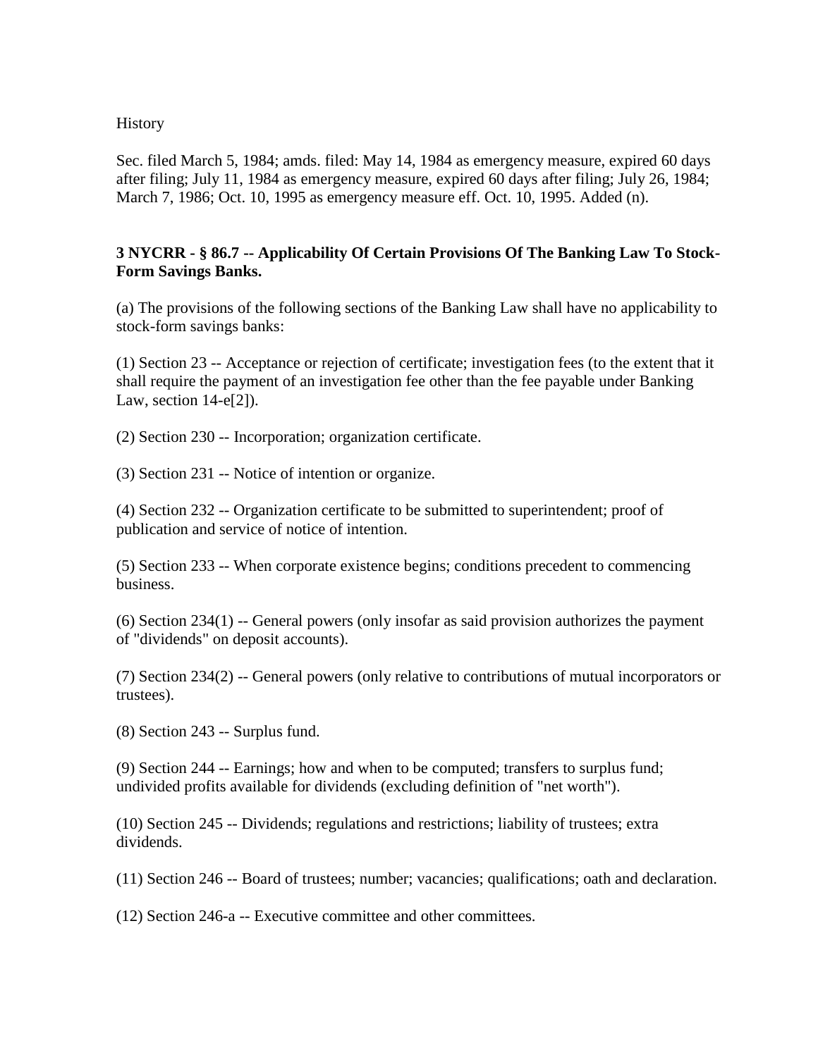History

Sec. filed March 5, 1984; amds. filed: May 14, 1984 as emergency measure, expired 60 days after filing; July 11, 1984 as emergency measure, expired 60 days after filing; July 26, 1984; March 7, 1986; Oct. 10, 1995 as emergency measure eff. Oct. 10, 1995. Added (n).

**3 NYCRR - § 86.7 -- Applicability Of Certain Provisions Of The Banking Law To Stock-Form Savings Banks.**

(a) The provisions of the following sections of the Banking Law shall have no applicability to stock-form savings banks:

(1) Section 23 -- Acceptance or rejection of certificate; investigation fees (to the extent that it shall require the payment of an investigation fee other than the fee payable under Banking Law, section 14-e[2]).

(2) Section 230 -- Incorporation; organization certificate.

(3) Section 231 -- Notice of intention or organize.

(4) Section 232 -- Organization certificate to be submitted to superintendent; proof of publication and service of notice of intention.

(5) Section 233 -- When corporate existence begins; conditions precedent to commencing business.

(6) Section 234(1) -- General powers (only insofar as said provision authorizes the payment of "dividends" on deposit accounts).

(7) Section 234(2) -- General powers (only relative to contributions of mutual incorporators or trustees).

(8) Section 243 -- Surplus fund.

(9) Section 244 -- Earnings; how and when to be computed; transfers to surplus fund; undivided profits available for dividends (excluding definition of "net worth").

(10) Section 245 -- Dividends; regulations and restrictions; liability of trustees; extra dividends.

(11) Section 246 -- Board of trustees; number; vacancies; qualifications; oath and declaration.

(12) Section 246-a -- Executive committee and other committees.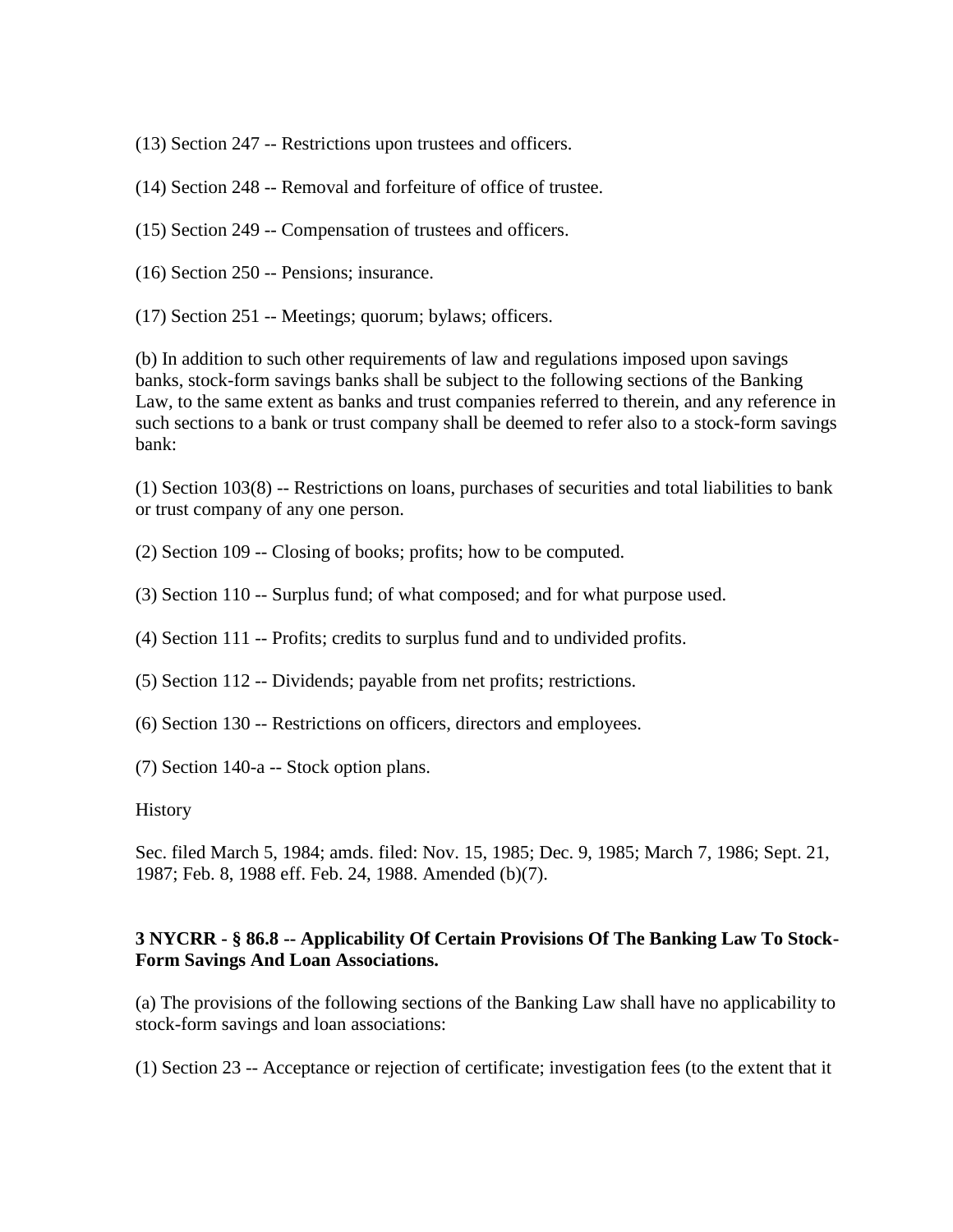(13) Section 247 -- Restrictions upon trustees and officers.

(14) Section 248 -- Removal and forfeiture of office of trustee.

(15) Section 249 -- Compensation of trustees and officers.

(16) Section 250 -- Pensions; insurance.

(17) Section 251 -- Meetings; quorum; bylaws; officers.

(b) In addition to such other requirements of law and regulations imposed upon savings banks, stock-form savings banks shall be subject to the following sections of the Banking Law, to the same extent as banks and trust companies referred to therein, and any reference in such sections to a bank or trust company shall be deemed to refer also to a stock-form savings bank:

(1) Section 103(8) -- Restrictions on loans, purchases of securities and total liabilities to bank or trust company of any one person.

(2) Section 109 -- Closing of books; profits; how to be computed.

(3) Section 110 -- Surplus fund; of what composed; and for what purpose used.

(4) Section 111 -- Profits; credits to surplus fund and to undivided profits.

(5) Section 112 -- Dividends; payable from net profits; restrictions.

(6) Section 130 -- Restrictions on officers, directors and employees.

(7) Section 140-a -- Stock option plans.

History

Sec. filed March 5, 1984; amds. filed: Nov. 15, 1985; Dec. 9, 1985; March 7, 1986; Sept. 21, 1987; Feb. 8, 1988 eff. Feb. 24, 1988. Amended (b)(7).

**3 NYCRR - § 86.8 -- Applicability Of Certain Provisions Of The Banking Law To Stock-Form Savings And Loan Associations.**

(a) The provisions of the following sections of the Banking Law shall have no applicability to stock-form savings and loan associations:

(1) Section 23 -- Acceptance or rejection of certificate; investigation fees (to the extent that it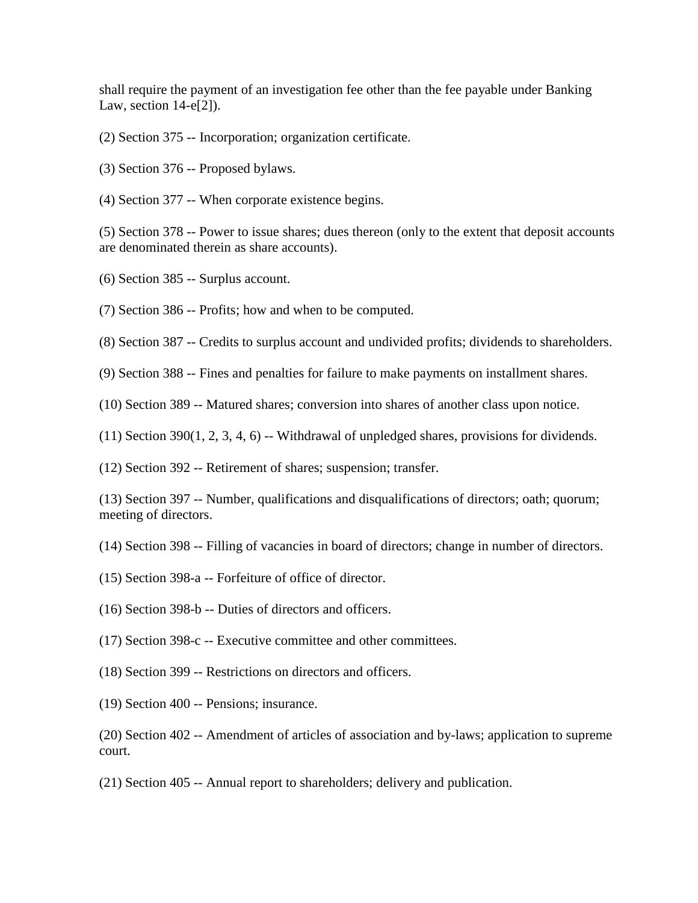shall require the payment of an investigation fee other than the fee payable under Banking Law, section 14-e[2]).

(2) Section 375 -- Incorporation; organization certificate.

(3) Section 376 -- Proposed bylaws.

(4) Section 377 -- When corporate existence begins.

(5) Section 378 -- Power to issue shares; dues thereon (only to the extent that deposit accounts are denominated therein as share accounts).

(6) Section 385 -- Surplus account.

(7) Section 386 -- Profits; how and when to be computed.

(8) Section 387 -- Credits to surplus account and undivided profits; dividends to shareholders.

(9) Section 388 -- Fines and penalties for failure to make payments on installment shares.

(10) Section 389 -- Matured shares; conversion into shares of another class upon notice.

(11) Section 390(1, 2, 3, 4, 6) -- Withdrawal of unpledged shares, provisions for dividends.

(12) Section 392 -- Retirement of shares; suspension; transfer.

(13) Section 397 -- Number, qualifications and disqualifications of directors; oath; quorum; meeting of directors.

(14) Section 398 -- Filling of vacancies in board of directors; change in number of directors.

(15) Section 398-a -- Forfeiture of office of director.

(16) Section 398-b -- Duties of directors and officers.

(17) Section 398-c -- Executive committee and other committees.

(18) Section 399 -- Restrictions on directors and officers.

(19) Section 400 -- Pensions; insurance.

(20) Section 402 -- Amendment of articles of association and by-laws; application to supreme court.

(21) Section 405 -- Annual report to shareholders; delivery and publication.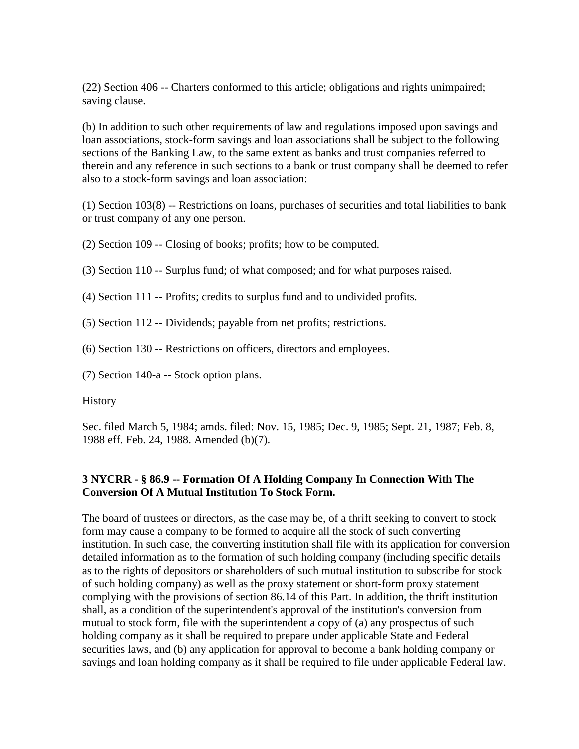(22) Section 406 -- Charters conformed to this article; obligations and rights unimpaired; saving clause.

(b) In addition to such other requirements of law and regulations imposed upon savings and loan associations, stock-form savings and loan associations shall be subject to the following sections of the Banking Law, to the same extent as banks and trust companies referred to therein and any reference in such sections to a bank or trust company shall be deemed to refer also to a stock-form savings and loan association:

(1) Section 103(8) -- Restrictions on loans, purchases of securities and total liabilities to bank or trust company of any one person.

(2) Section 109 -- Closing of books; profits; how to be computed.

(3) Section 110 -- Surplus fund; of what composed; and for what purposes raised.

(4) Section 111 -- Profits; credits to surplus fund and to undivided profits.

(5) Section 112 -- Dividends; payable from net profits; restrictions.

(6) Section 130 -- Restrictions on officers, directors and employees.

(7) Section 140-a -- Stock option plans.

History

Sec. filed March 5, 1984; amds. filed: Nov. 15, 1985; Dec. 9, 1985; Sept. 21, 1987; Feb. 8, 1988 eff. Feb. 24, 1988. Amended (b)(7).

### 3 NYCRR - § 86.9 -- Formation Of A Holding Company In Connection With The Conversion Of A Mutual Institution To Stock Form.

The board of trustees or directors, as the case may be, of a thrift seeking to convert to stock form may cause a company to be formed to acquire all the stock of such converting institution. In such case, the converting institution shall file with its application for conversion detailed information as to the formation of such holding company (including specific details as to the rights of depositors or shareholders of such mutual institution to subscribe for stock of such holding company) as well as the proxy statement or short-form proxy statement complying with the provisions of section 86.14 of this Part. In addition, the thrift institution shall, as a condition of the superintendent's approval of the institution's conversion from mutual to stock form, file with the superintendent a copy of (a) any prospectus of such holding company as it shall be required to prepare under applicable State and Federal securities laws, and (b) any application for approval to become a bank holding company or savings and loan holding company as it shall be required to file under applicable Federal law.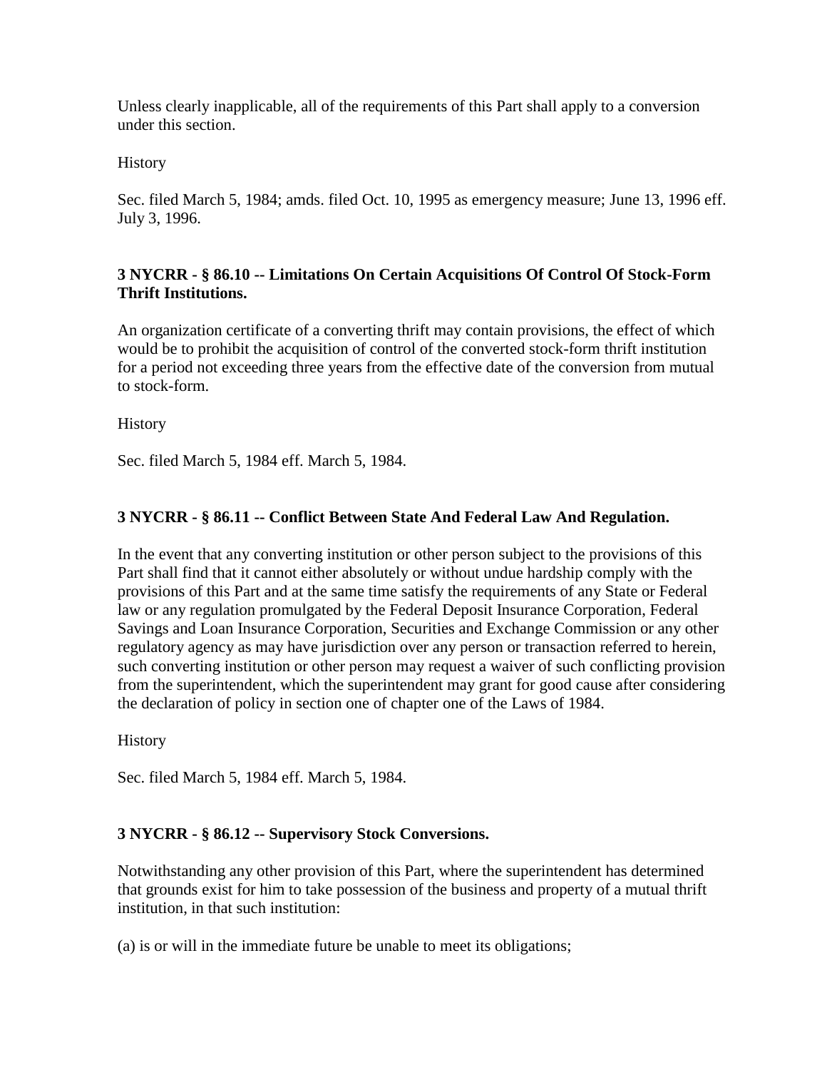Unless clearly inapplicable, all of the requirements of this Part shall apply to a conversion under this section.

History

Sec. filed March 5, 1984; amds. filed Oct. 10, 1995 as emergency measure; June 13, 1996 eff. July 3, 1996.

### 3 NYCRR - § 86.10 -- Limitations On Certain Acquisitions Of Control Of Stock-Form Thrift Institutions.

An organization certificate of a converting thrift may contain provisions, the effect of which would be to prohibit the acquisition of control of the converted stock-form thrift institution for a period not exceeding three years from the effective date of the conversion from mutual to stock-form.

History

Sec. filed March 5, 1984 eff. March 5, 1984.

### 3 NYCRR - § 86.11 -- Conflict Between State And Federal Law And Regulation.

In the event that any converting institution or other person subject to the provisions of this Part shall find that it cannot either absolutely or without undue hardship comply with the provisions of this Part and at the same time satisfy the requirements of any State or Federal law or any regulation promulgated by the Federal Deposit Insurance Corporation, Federal Savings and Loan Insurance Corporation, Securities and Exchange Commission or any other regulatory agency as may have jurisdiction over any person or transaction referred to herein, such converting institution or other person may request a waiver of such conflicting provision from the superintendent, which the superintendent may grant for good cause after considering the declaration of policy in section one of chapter one of the Laws of 1984.

History

Sec. filed March 5, 1984 eff. March 5, 1984.

### 3 NYCRR - § 86.12 -- Supervisory Stock Conversions.

Notwithstanding any other provision of this Part, where the superintendent has determined that grounds exist for him to take possession of the business and property of a mutual thrift institution, in that such institution:

(a) is or will in the immediate future be unable to meet its obligations;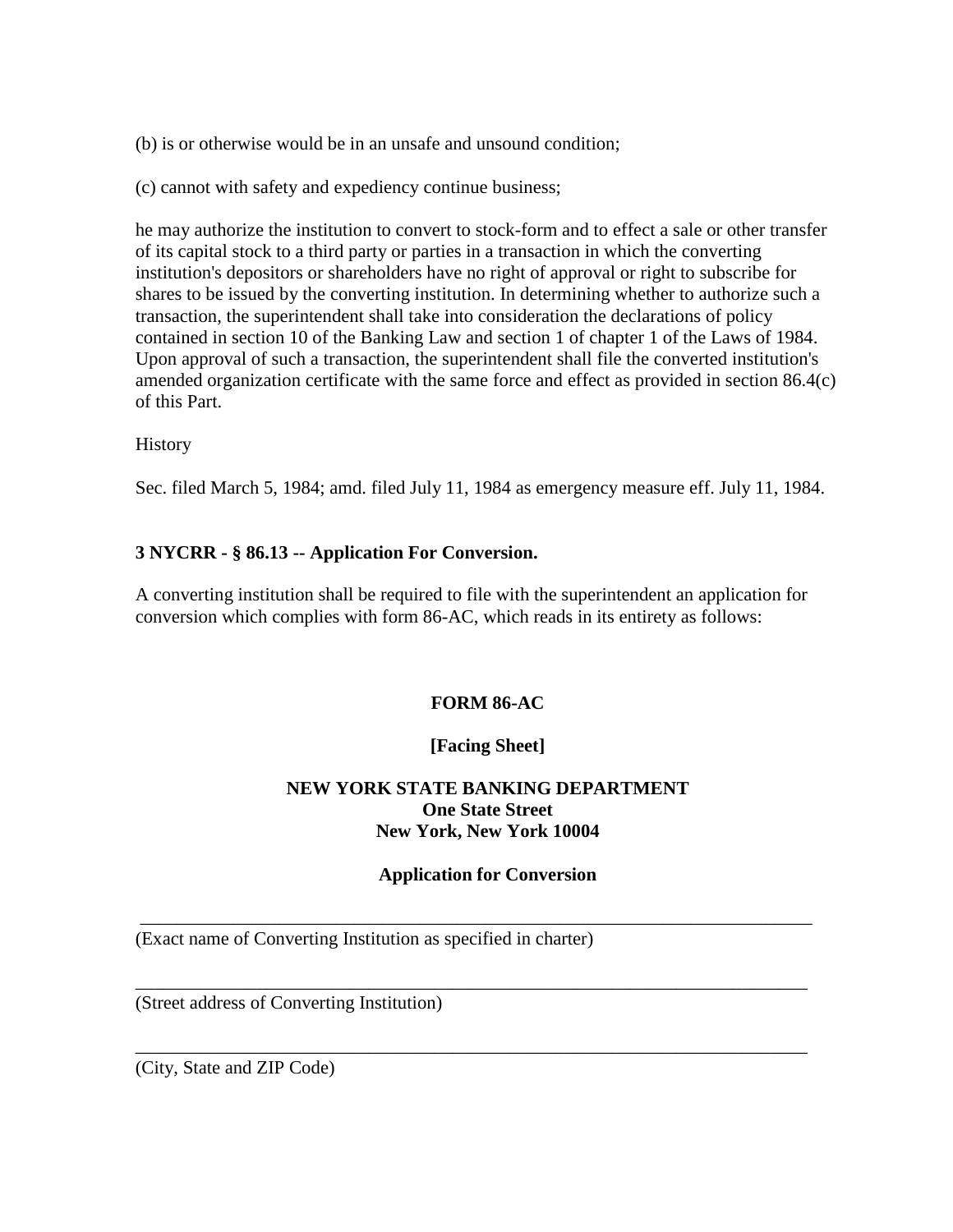(b) is or otherwise would be in an unsafe and unsound condition;

(c) cannot with safety and expediency continue business;

he may authorize the institution to convert to stock-form and to effect a sale or other transfer of its capital stock to a third party or parties in a transaction in which the converting institution's depositors or shareholders have no right of approval or right to subscribe for shares to be issued by the converting institution. In determining whether to authorize such a transaction, the superintendent shall take into consideration the declarations of policy contained in section 10 of the Banking Law and section 1 of chapter 1 of the Laws of 1984. Upon approval of such a transaction, the superintendent shall file the converted institution's amended organization certificate with the same force and effect as provided in section 86.4(c) of this Part.

History

Sec. filed March 5, 1984; amd. filed July 11, 1984 as emergency measure eff. July 11, 1984.

**3 NYCRR - § 86.13 -- Application For Conversion.**

A converting institution shall be required to file with the superintendent an application for conversion which complies with form 86-AC, which reads in its entirety as follows:

**FORM 86-AC**

**[Facing Sheet]**

**NEW YORK STATE BANKING DEPARTMENT**
**One State Street**
**New York, New York 10004**

**Application for Conversion**

\_\_\_\_\_\_\_\_\_\_\_\_\_\_\_\_\_\_\_\_\_\_\_\_\_\_\_\_\_\_\_\_\_\_\_\_\_\_\_\_\_\_\_\_\_\_\_\_\_\_\_\_\_\_\_\_\_\_\_\_\_\_\_\_\_\_\_\_\_\_

(Exact name of Converting Institution as specified in charter)

\_\_\_\_\_\_\_\_\_\_\_\_\_\_\_\_\_\_\_\_\_\_\_\_\_\_\_\_\_\_\_\_\_\_\_\_\_\_\_\_\_\_\_\_\_\_\_\_\_\_\_\_\_\_\_\_\_\_\_\_\_\_\_\_\_\_\_\_\_\_

(Street address of Converting Institution)

\_\_\_\_\_\_\_\_\_\_\_\_\_\_\_\_\_\_\_\_\_\_\_\_\_\_\_\_\_\_\_\_\_\_\_\_\_\_\_\_\_\_\_\_\_\_\_\_\_\_\_\_\_\_\_\_\_\_\_\_\_\_\_\_\_\_\_\_\_\_

(City, State and ZIP Code)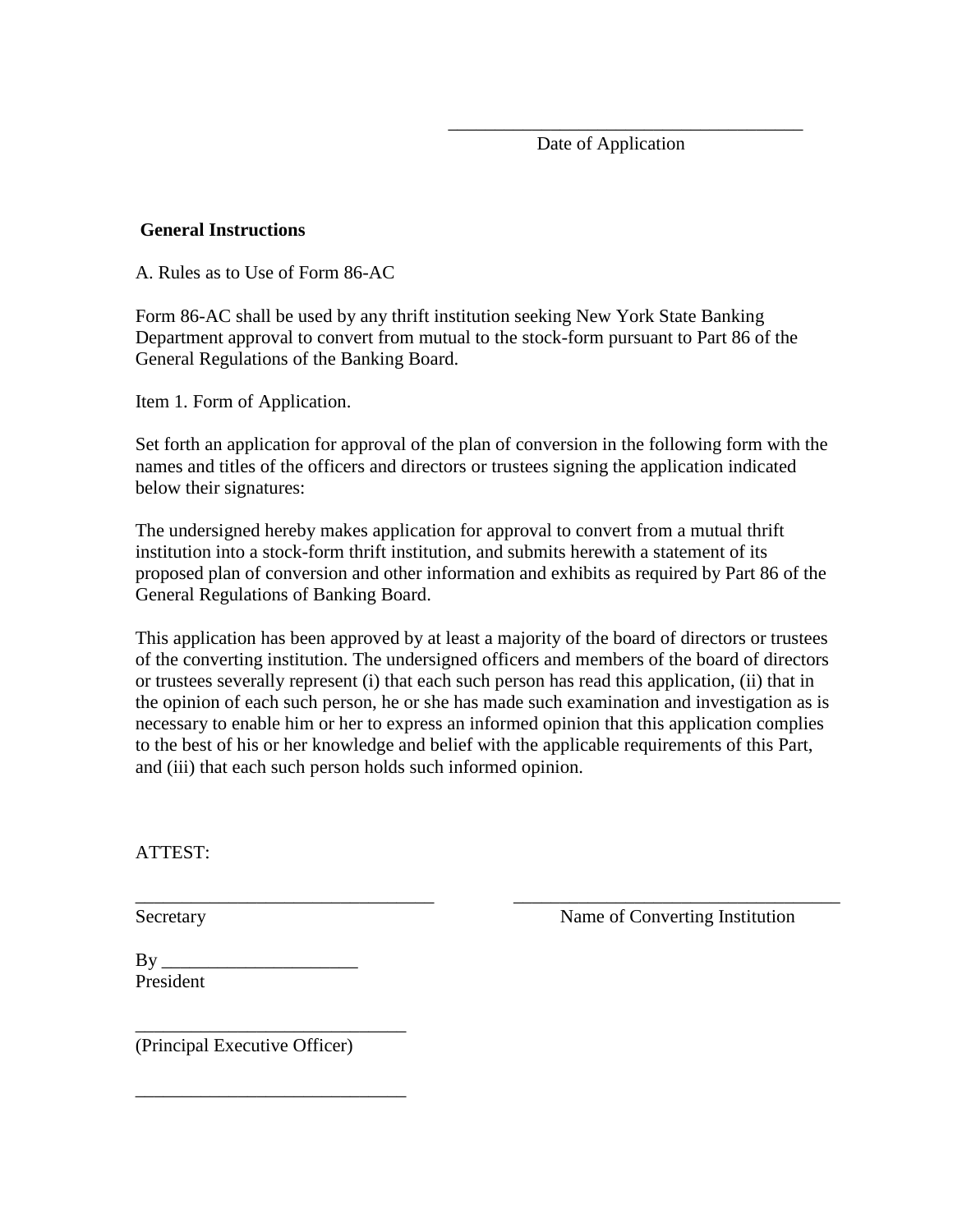_____________________________________
Date of Application

**General Instructions**

A. Rules as to Use of Form 86-AC

Form 86-AC shall be used by any thrift institution seeking New York State Banking Department approval to convert from mutual to the stock-form pursuant to Part 86 of the General Regulations of the Banking Board.

Item 1. Form of Application.

Set forth an application for approval of the plan of conversion in the following form with the names and titles of the officers and directors or trustees signing the application indicated below their signatures:

The undersigned hereby makes application for approval to convert from a mutual thrift institution into a stock-form thrift institution, and submits herewith a statement of its proposed plan of conversion and other information and exhibits as required by Part 86 of the General Regulations of Banking Board.

This application has been approved by at least a majority of the board of directors or trustees of the converting institution. The undersigned officers and members of the board of directors or trustees severally represent (i) that each such person has read this application, (ii) that in the opinion of each such person, he or she has made such examination and investigation as is necessary to enable him or her to express an informed opinion that this application complies to the best of his or her knowledge and belief with the applicable requirements of this Part, and (iii) that each such person holds such informed opinion.

ATTEST:

_________________________________
Secretary

____________________________________
Name of Converting Institution

By _____________________
President

_____________________________
(Principal Executive Officer)

_____________________________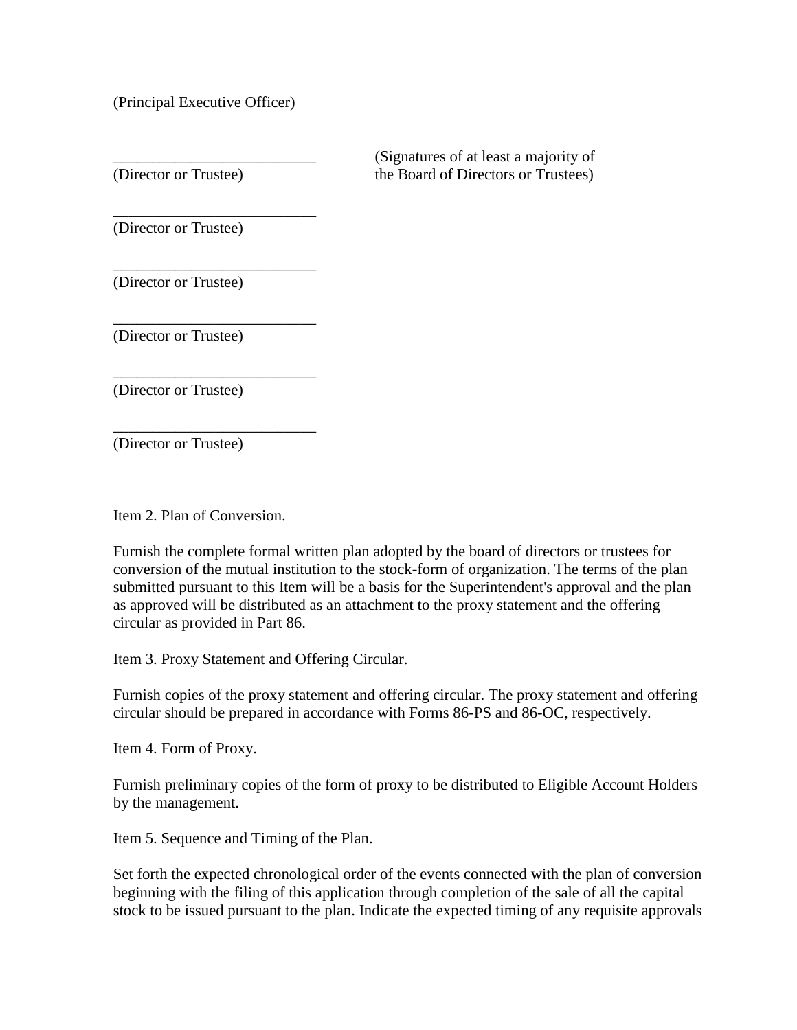(Principal Executive Officer)

\_\_\_\_\_\_\_\_\_\_\_\_\_\_\_\_\_\_\_\_\_\_\_\_\_\_
(Director or Trustee)

(Signatures of at least a majority of the Board of Directors or Trustees)

\_\_\_\_\_\_\_\_\_\_\_\_\_\_\_\_\_\_\_\_\_\_\_\_\_\_
(Director or Trustee)

\_\_\_\_\_\_\_\_\_\_\_\_\_\_\_\_\_\_\_\_\_\_\_\_\_\_
(Director or Trustee)

\_\_\_\_\_\_\_\_\_\_\_\_\_\_\_\_\_\_\_\_\_\_\_\_\_\_
(Director or Trustee)

\_\_\_\_\_\_\_\_\_\_\_\_\_\_\_\_\_\_\_\_\_\_\_\_\_\_
(Director or Trustee)

\_\_\_\_\_\_\_\_\_\_\_\_\_\_\_\_\_\_\_\_\_\_\_\_\_\_
(Director or Trustee)

Item 2. Plan of Conversion.

Furnish the complete formal written plan adopted by the board of directors or trustees for conversion of the mutual institution to the stock-form of organization. The terms of the plan submitted pursuant to this Item will be a basis for the Superintendent's approval and the plan as approved will be distributed as an attachment to the proxy statement and the offering circular as provided in Part 86.

Item 3. Proxy Statement and Offering Circular.

Furnish copies of the proxy statement and offering circular. The proxy statement and offering circular should be prepared in accordance with Forms 86-PS and 86-OC, respectively.

Item 4. Form of Proxy.

Furnish preliminary copies of the form of proxy to be distributed to Eligible Account Holders by the management.

Item 5. Sequence and Timing of the Plan.

Set forth the expected chronological order of the events connected with the plan of conversion beginning with the filing of this application through completion of the sale of all the capital stock to be issued pursuant to the plan. Indicate the expected timing of any requisite approvals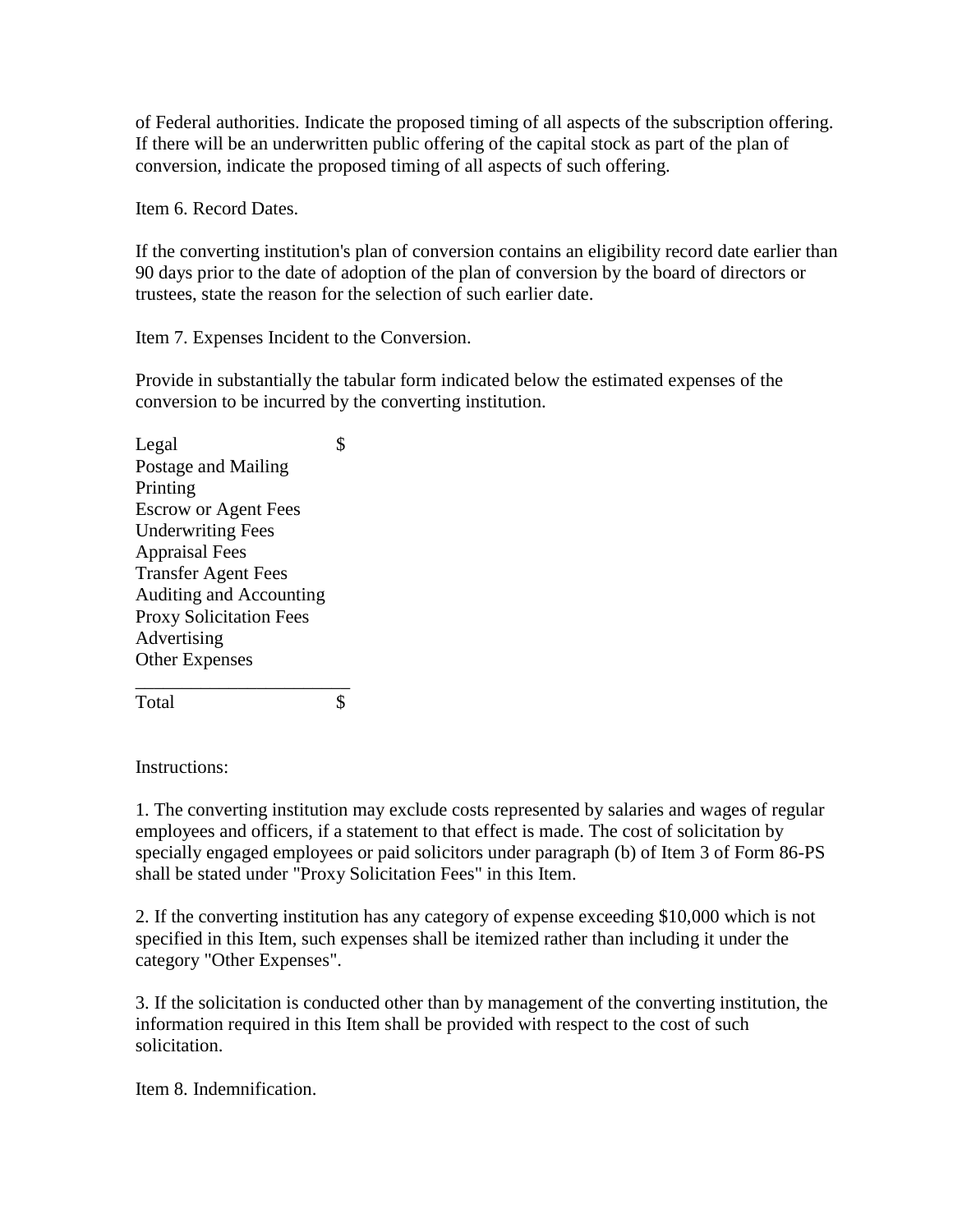of Federal authorities. Indicate the proposed timing of all aspects of the subscription offering. If there will be an underwritten public offering of the capital stock as part of the plan of conversion, indicate the proposed timing of all aspects of such offering.

Item 6. Record Dates.

If the converting institution's plan of conversion contains an eligibility record date earlier than 90 days prior to the date of adoption of the plan of conversion by the board of directors or trustees, state the reason for the selection of such earlier date.

Item 7. Expenses Incident to the Conversion.

Provide in substantially the tabular form indicated below the estimated expenses of the conversion to be incurred by the converting institution.

| | |
|---|---|
| Legal | $ |
| Postage and Mailing | |
| Printing | |
| Escrow or Agent Fees | |
| Underwriting Fees | |
| Appraisal Fees | |
| Transfer Agent Fees | |
| Auditing and Accounting | |
| Proxy Solicitation Fees | |
| Advertising | |
| Other Expenses | |
| Total | $ |

Instructions:

1. The converting institution may exclude costs represented by salaries and wages of regular employees and officers, if a statement to that effect is made. The cost of solicitation by specially engaged employees or paid solicitors under paragraph (b) of Item 3 of Form 86-PS shall be stated under "Proxy Solicitation Fees" in this Item.

2. If the converting institution has any category of expense exceeding $10,000 which is not specified in this Item, such expenses shall be itemized rather than including it under the category "Other Expenses".

3. If the solicitation is conducted other than by management of the converting institution, the information required in this Item shall be provided with respect to the cost of such solicitation.

Item 8. Indemnification.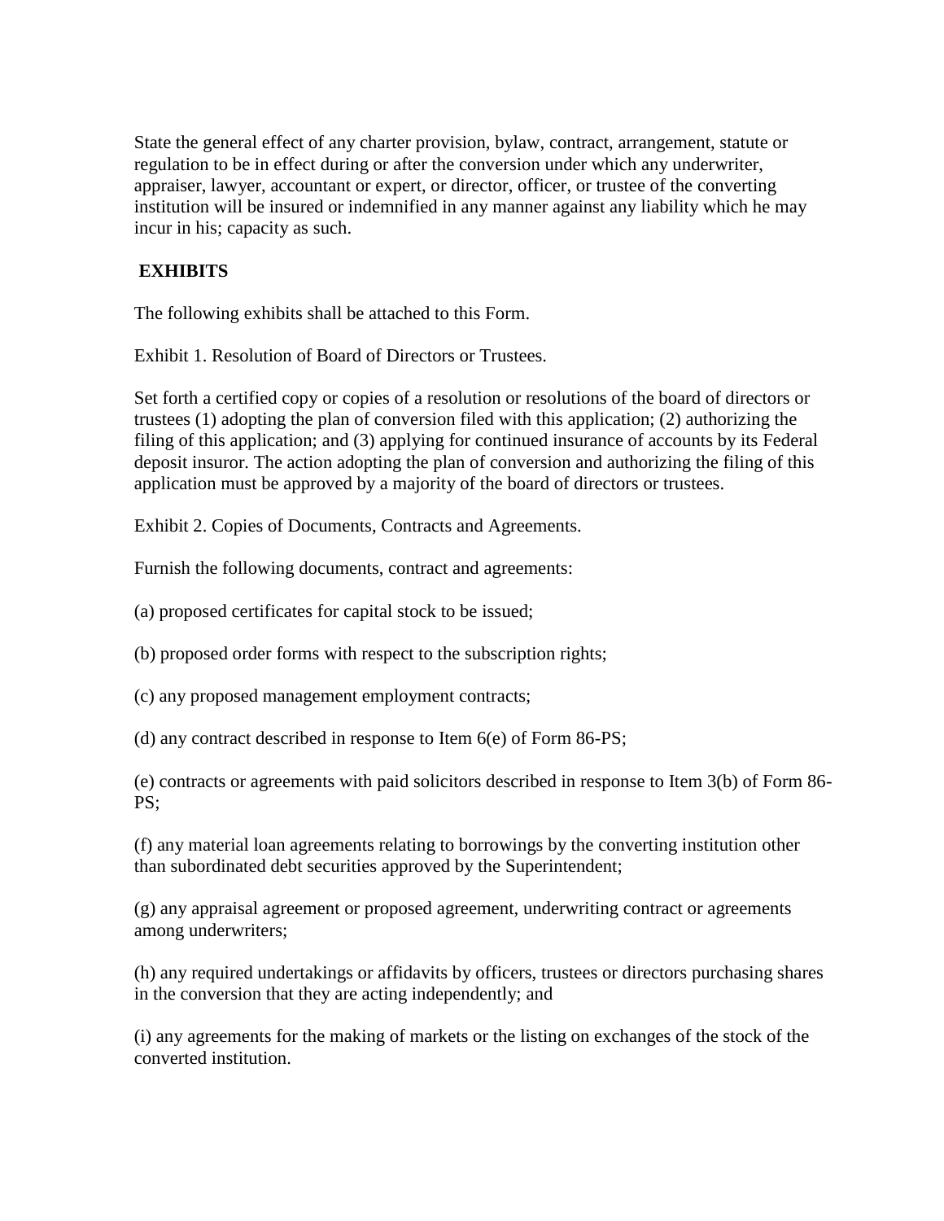State the general effect of any charter provision, bylaw, contract, arrangement, statute or regulation to be in effect during or after the conversion under which any underwriter, appraiser, lawyer, accountant or expert, or director, officer, or trustee of the converting institution will be insured or indemnified in any manner against any liability which he may incur in his; capacity as such.

## EXHIBITS

The following exhibits shall be attached to this Form.

Exhibit 1. Resolution of Board of Directors or Trustees.

Set forth a certified copy or copies of a resolution or resolutions of the board of directors or trustees (1) adopting the plan of conversion filed with this application; (2) authorizing the filing of this application; and (3) applying for continued insurance of accounts by its Federal deposit insuror. The action adopting the plan of conversion and authorizing the filing of this application must be approved by a majority of the board of directors or trustees.

Exhibit 2. Copies of Documents, Contracts and Agreements.

Furnish the following documents, contract and agreements:

(a) proposed certificates for capital stock to be issued;

(b) proposed order forms with respect to the subscription rights;

(c) any proposed management employment contracts;

(d) any contract described in response to Item 6(e) of Form 86-PS;

(e) contracts or agreements with paid solicitors described in response to Item 3(b) of Form 86-PS;

(f) any material loan agreements relating to borrowings by the converting institution other than subordinated debt securities approved by the Superintendent;

(g) any appraisal agreement or proposed agreement, underwriting contract or agreements among underwriters;

(h) any required undertakings or affidavits by officers, trustees or directors purchasing shares in the conversion that they are acting independently; and

(i) any agreements for the making of markets or the listing on exchanges of the stock of the converted institution.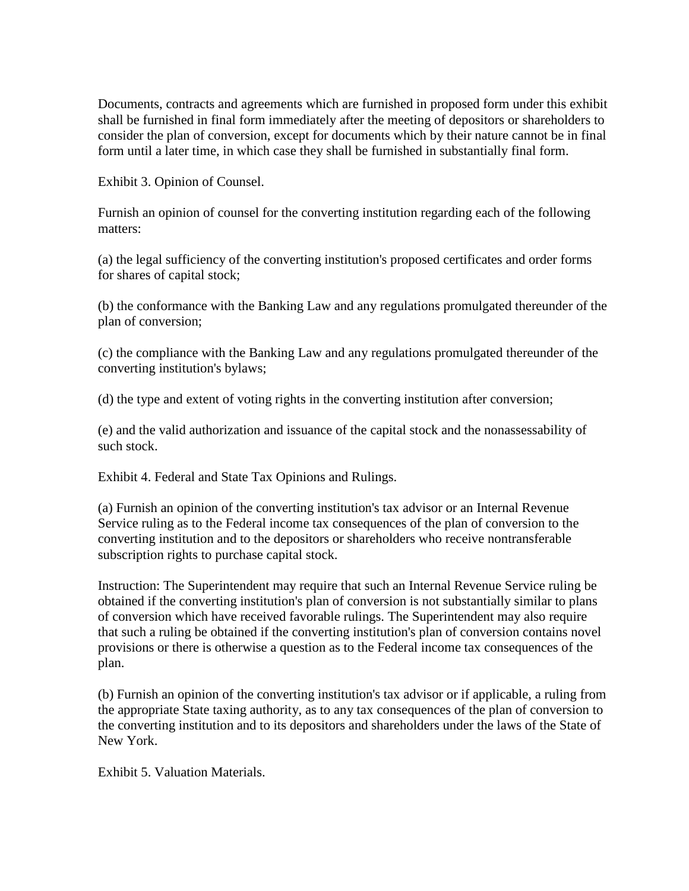Documents, contracts and agreements which are furnished in proposed form under this exhibit shall be furnished in final form immediately after the meeting of depositors or shareholders to consider the plan of conversion, except for documents which by their nature cannot be in final form until a later time, in which case they shall be furnished in substantially final form.

Exhibit 3. Opinion of Counsel.

Furnish an opinion of counsel for the converting institution regarding each of the following matters:

(a) the legal sufficiency of the converting institution's proposed certificates and order forms for shares of capital stock;

(b) the conformance with the Banking Law and any regulations promulgated thereunder of the plan of conversion;

(c) the compliance with the Banking Law and any regulations promulgated thereunder of the converting institution's bylaws;

(d) the type and extent of voting rights in the converting institution after conversion;

(e) and the valid authorization and issuance of the capital stock and the nonassessability of such stock.

Exhibit 4. Federal and State Tax Opinions and Rulings.

(a) Furnish an opinion of the converting institution's tax advisor or an Internal Revenue Service ruling as to the Federal income tax consequences of the plan of conversion to the converting institution and to the depositors or shareholders who receive nontransferable subscription rights to purchase capital stock.

Instruction: The Superintendent may require that such an Internal Revenue Service ruling be obtained if the converting institution's plan of conversion is not substantially similar to plans of conversion which have received favorable rulings. The Superintendent may also require that such a ruling be obtained if the converting institution's plan of conversion contains novel provisions or there is otherwise a question as to the Federal income tax consequences of the plan.

(b) Furnish an opinion of the converting institution's tax advisor or if applicable, a ruling from the appropriate State taxing authority, as to any tax consequences of the plan of conversion to the converting institution and to its depositors and shareholders under the laws of the State of New York.

Exhibit 5. Valuation Materials.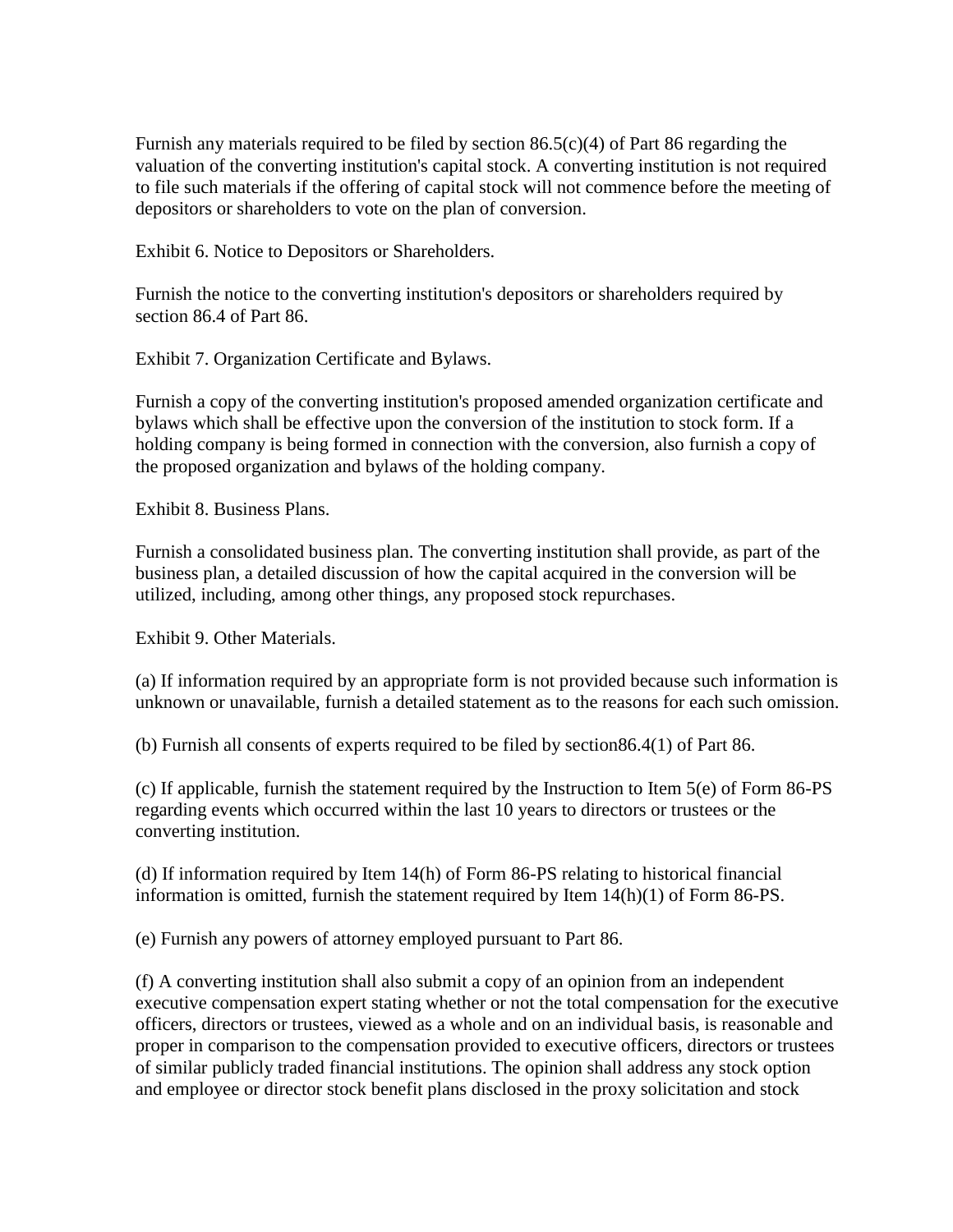Furnish any materials required to be filed by section 86.5(c)(4) of Part 86 regarding the valuation of the converting institution's capital stock. A converting institution is not required to file such materials if the offering of capital stock will not commence before the meeting of depositors or shareholders to vote on the plan of conversion.

Exhibit 6. Notice to Depositors or Shareholders.

Furnish the notice to the converting institution's depositors or shareholders required by section 86.4 of Part 86.

Exhibit 7. Organization Certificate and Bylaws.

Furnish a copy of the converting institution's proposed amended organization certificate and bylaws which shall be effective upon the conversion of the institution to stock form. If a holding company is being formed in connection with the conversion, also furnish a copy of the proposed organization and bylaws of the holding company.

Exhibit 8. Business Plans.

Furnish a consolidated business plan. The converting institution shall provide, as part of the business plan, a detailed discussion of how the capital acquired in the conversion will be utilized, including, among other things, any proposed stock repurchases.

Exhibit 9. Other Materials.

(a) If information required by an appropriate form is not provided because such information is unknown or unavailable, furnish a detailed statement as to the reasons for each such omission.

(b) Furnish all consents of experts required to be filed by section86.4(1) of Part 86.

(c) If applicable, furnish the statement required by the Instruction to Item 5(e) of Form 86-PS regarding events which occurred within the last 10 years to directors or trustees or the converting institution.

(d) If information required by Item 14(h) of Form 86-PS relating to historical financial information is omitted, furnish the statement required by Item 14(h)(1) of Form 86-PS.

(e) Furnish any powers of attorney employed pursuant to Part 86.

(f) A converting institution shall also submit a copy of an opinion from an independent executive compensation expert stating whether or not the total compensation for the executive officers, directors or trustees, viewed as a whole and on an individual basis, is reasonable and proper in comparison to the compensation provided to executive officers, directors or trustees of similar publicly traded financial institutions. The opinion shall address any stock option and employee or director stock benefit plans disclosed in the proxy solicitation and stock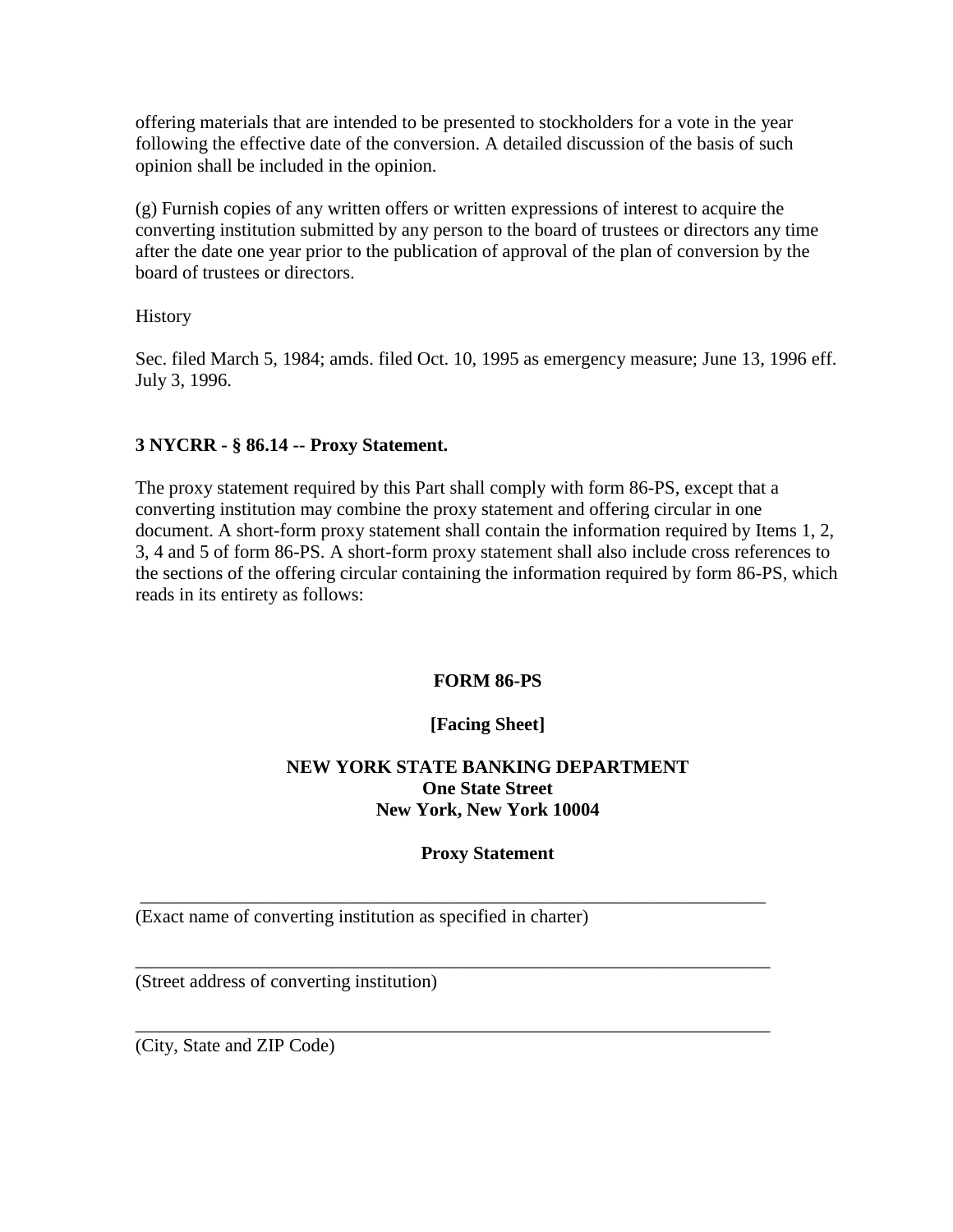offering materials that are intended to be presented to stockholders for a vote in the year following the effective date of the conversion. A detailed discussion of the basis of such opinion shall be included in the opinion.

(g) Furnish copies of any written offers or written expressions of interest to acquire the converting institution submitted by any person to the board of trustees or directors any time after the date one year prior to the publication of approval of the plan of conversion by the board of trustees or directors.

History

Sec. filed March 5, 1984; amds. filed Oct. 10, 1995 as emergency measure; June 13, 1996 eff. July 3, 1996.

**3 NYCRR - § 86.14 -- Proxy Statement.**

The proxy statement required by this Part shall comply with form 86-PS, except that a converting institution may combine the proxy statement and offering circular in one document. A short-form proxy statement shall contain the information required by Items 1, 2, 3, 4 and 5 of form 86-PS. A short-form proxy statement shall also include cross references to the sections of the offering circular containing the information required by form 86-PS, which reads in its entirety as follows:

**FORM 86-PS**

**[Facing Sheet]**

**NEW YORK STATE BANKING DEPARTMENT**
**One State Street**
**New York, New York 10004**

**Proxy Statement**

________________________________________________________________________
(Exact name of converting institution as specified in charter)

________________________________________________________________________
(Street address of converting institution)

________________________________________________________________________
(City, State and ZIP Code)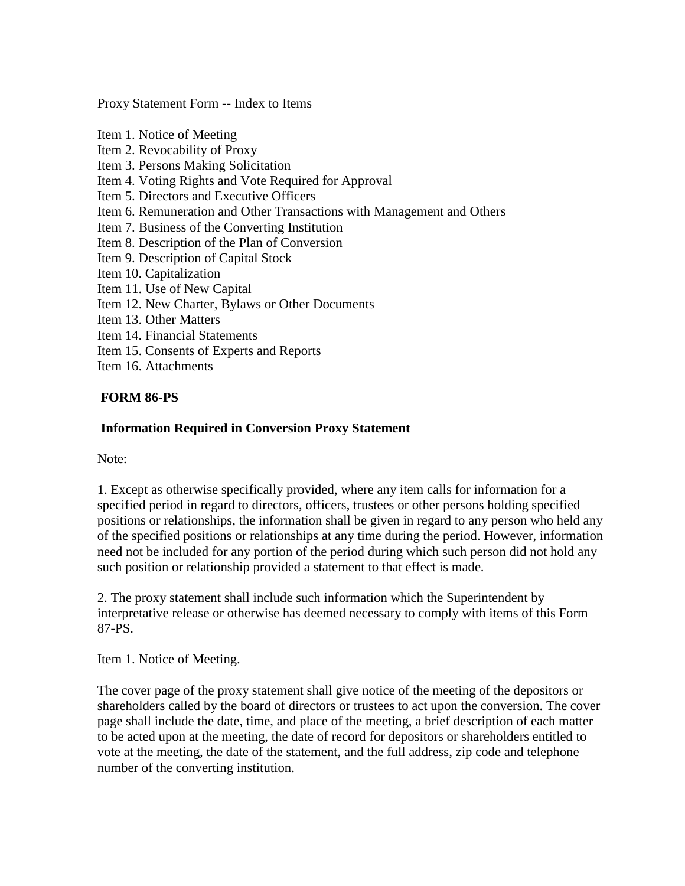Proxy Statement Form -- Index to Items

Item 1. Notice of Meeting
Item 2. Revocability of Proxy
Item 3. Persons Making Solicitation
Item 4. Voting Rights and Vote Required for Approval
Item 5. Directors and Executive Officers
Item 6. Remuneration and Other Transactions with Management and Others
Item 7. Business of the Converting Institution
Item 8. Description of the Plan of Conversion
Item 9. Description of Capital Stock
Item 10. Capitalization
Item 11. Use of New Capital
Item 12. New Charter, Bylaws or Other Documents
Item 13. Other Matters
Item 14. Financial Statements
Item 15. Consents of Experts and Reports
Item 16. Attachments

**FORM 86-PS**

**Information Required in Conversion Proxy Statement**

Note:

1. Except as otherwise specifically provided, where any item calls for information for a specified period in regard to directors, officers, trustees or other persons holding specified positions or relationships, the information shall be given in regard to any person who held any of the specified positions or relationships at any time during the period. However, information need not be included for any portion of the period during which such person did not hold any such position or relationship provided a statement to that effect is made.

2. The proxy statement shall include such information which the Superintendent by interpretative release or otherwise has deemed necessary to comply with items of this Form 87-PS.

Item 1. Notice of Meeting.

The cover page of the proxy statement shall give notice of the meeting of the depositors or shareholders called by the board of directors or trustees to act upon the conversion. The cover page shall include the date, time, and place of the meeting, a brief description of each matter to be acted upon at the meeting, the date of record for depositors or shareholders entitled to vote at the meeting, the date of the statement, and the full address, zip code and telephone number of the converting institution.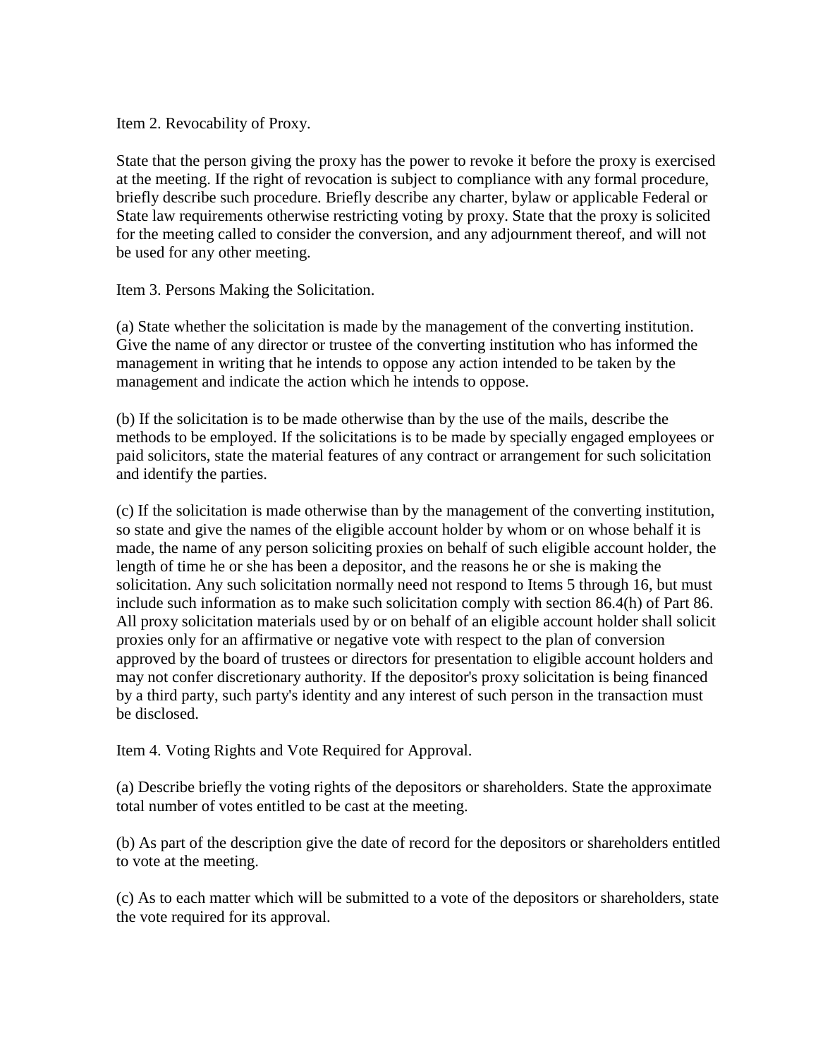Item 2. Revocability of Proxy.

State that the person giving the proxy has the power to revoke it before the proxy is exercised at the meeting. If the right of revocation is subject to compliance with any formal procedure, briefly describe such procedure. Briefly describe any charter, bylaw or applicable Federal or State law requirements otherwise restricting voting by proxy. State that the proxy is solicited for the meeting called to consider the conversion, and any adjournment thereof, and will not be used for any other meeting.

Item 3. Persons Making the Solicitation.

(a) State whether the solicitation is made by the management of the converting institution. Give the name of any director or trustee of the converting institution who has informed the management in writing that he intends to oppose any action intended to be taken by the management and indicate the action which he intends to oppose.

(b) If the solicitation is to be made otherwise than by the use of the mails, describe the methods to be employed. If the solicitations is to be made by specially engaged employees or paid solicitors, state the material features of any contract or arrangement for such solicitation and identify the parties.

(c) If the solicitation is made otherwise than by the management of the converting institution, so state and give the names of the eligible account holder by whom or on whose behalf it is made, the name of any person soliciting proxies on behalf of such eligible account holder, the length of time he or she has been a depositor, and the reasons he or she is making the solicitation. Any such solicitation normally need not respond to Items 5 through 16, but must include such information as to make such solicitation comply with section 86.4(h) of Part 86. All proxy solicitation materials used by or on behalf of an eligible account holder shall solicit proxies only for an affirmative or negative vote with respect to the plan of conversion approved by the board of trustees or directors for presentation to eligible account holders and may not confer discretionary authority. If the depositor's proxy solicitation is being financed by a third party, such party's identity and any interest of such person in the transaction must be disclosed.

Item 4. Voting Rights and Vote Required for Approval.

(a) Describe briefly the voting rights of the depositors or shareholders. State the approximate total number of votes entitled to be cast at the meeting.

(b) As part of the description give the date of record for the depositors or shareholders entitled to vote at the meeting.

(c) As to each matter which will be submitted to a vote of the depositors or shareholders, state the vote required for its approval.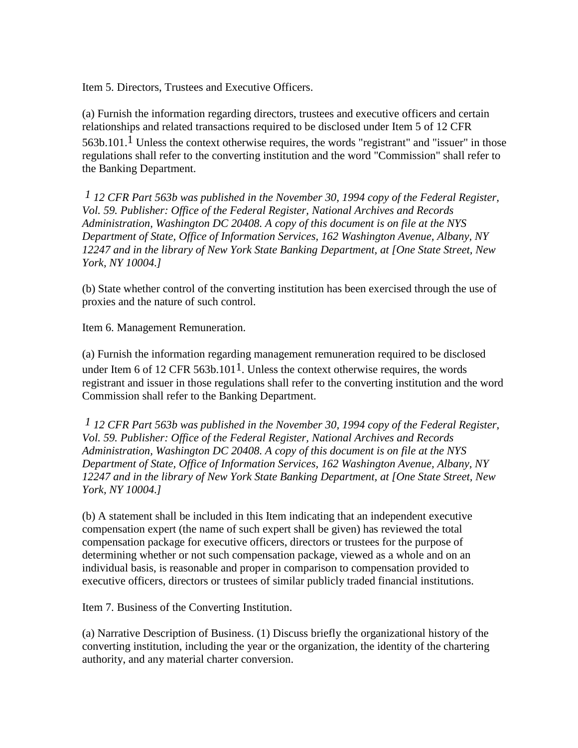Item 5. Directors, Trustees and Executive Officers.

(a) Furnish the information regarding directors, trustees and executive officers and certain relationships and related transactions required to be disclosed under Item 5 of 12 CFR 563b.101.[1] Unless the context otherwise requires, the words "registrant" and "issuer" in those regulations shall refer to the converting institution and the word "Commission" shall refer to the Banking Department.

*[1] 12 CFR Part 563b was published in the November 30, 1994 copy of the Federal Register, Vol. 59. Publisher: Office of the Federal Register, National Archives and Records Administration, Washington DC 20408. A copy of this document is on file at the NYS Department of State, Office of Information Services, 162 Washington Avenue, Albany, NY 12247 and in the library of New York State Banking Department, at [One State Street, New York, NY 10004.]*

(b) State whether control of the converting institution has been exercised through the use of proxies and the nature of such control.

Item 6. Management Remuneration.

(a) Furnish the information regarding management remuneration required to be disclosed under Item 6 of 12 CFR 563b.101[1]. Unless the context otherwise requires, the words registrant and issuer in those regulations shall refer to the converting institution and the word Commission shall refer to the Banking Department.

*[1] 12 CFR Part 563b was published in the November 30, 1994 copy of the Federal Register, Vol. 59. Publisher: Office of the Federal Register, National Archives and Records Administration, Washington DC 20408. A copy of this document is on file at the NYS Department of State, Office of Information Services, 162 Washington Avenue, Albany, NY 12247 and in the library of New York State Banking Department, at [One State Street, New York, NY 10004.]*

(b) A statement shall be included in this Item indicating that an independent executive compensation expert (the name of such expert shall be given) has reviewed the total compensation package for executive officers, directors or trustees for the purpose of determining whether or not such compensation package, viewed as a whole and on an individual basis, is reasonable and proper in comparison to compensation provided to executive officers, directors or trustees of similar publicly traded financial institutions.

Item 7. Business of the Converting Institution.

(a) Narrative Description of Business. (1) Discuss briefly the organizational history of the converting institution, including the year or the organization, the identity of the chartering authority, and any material charter conversion.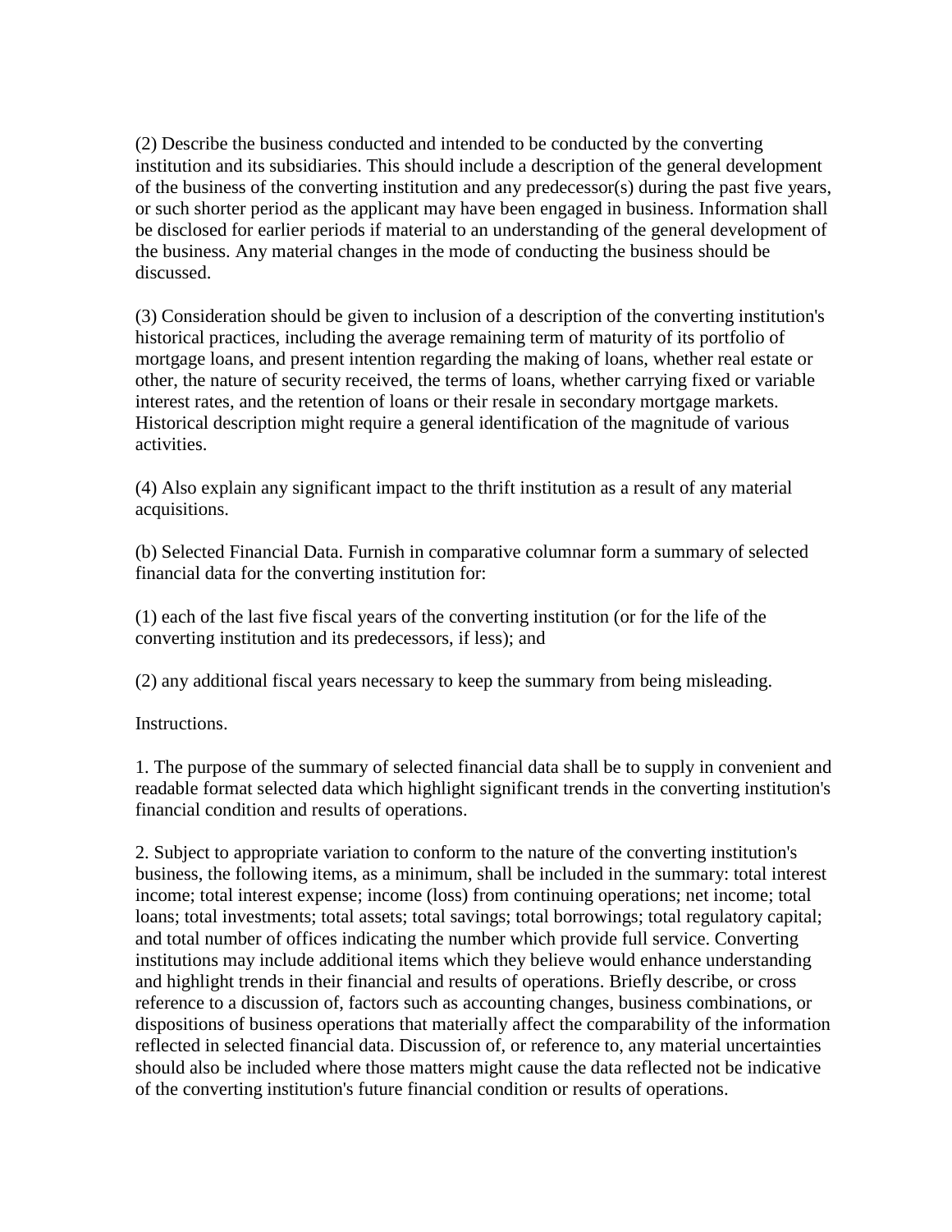(2) Describe the business conducted and intended to be conducted by the converting institution and its subsidiaries. This should include a description of the general development of the business of the converting institution and any predecessor(s) during the past five years, or such shorter period as the applicant may have been engaged in business. Information shall be disclosed for earlier periods if material to an understanding of the general development of the business. Any material changes in the mode of conducting the business should be discussed.

(3) Consideration should be given to inclusion of a description of the converting institution's historical practices, including the average remaining term of maturity of its portfolio of mortgage loans, and present intention regarding the making of loans, whether real estate or other, the nature of security received, the terms of loans, whether carrying fixed or variable interest rates, and the retention of loans or their resale in secondary mortgage markets. Historical description might require a general identification of the magnitude of various activities.

(4) Also explain any significant impact to the thrift institution as a result of any material acquisitions.

(b) Selected Financial Data. Furnish in comparative columnar form a summary of selected financial data for the converting institution for:

(1) each of the last five fiscal years of the converting institution (or for the life of the converting institution and its predecessors, if less); and

(2) any additional fiscal years necessary to keep the summary from being misleading.

Instructions.

1. The purpose of the summary of selected financial data shall be to supply in convenient and readable format selected data which highlight significant trends in the converting institution's financial condition and results of operations.

2. Subject to appropriate variation to conform to the nature of the converting institution's business, the following items, as a minimum, shall be included in the summary: total interest income; total interest expense; income (loss) from continuing operations; net income; total loans; total investments; total assets; total savings; total borrowings; total regulatory capital; and total number of offices indicating the number which provide full service. Converting institutions may include additional items which they believe would enhance understanding and highlight trends in their financial and results of operations. Briefly describe, or cross reference to a discussion of, factors such as accounting changes, business combinations, or dispositions of business operations that materially affect the comparability of the information reflected in selected financial data. Discussion of, or reference to, any material uncertainties should also be included where those matters might cause the data reflected not be indicative of the converting institution's future financial condition or results of operations.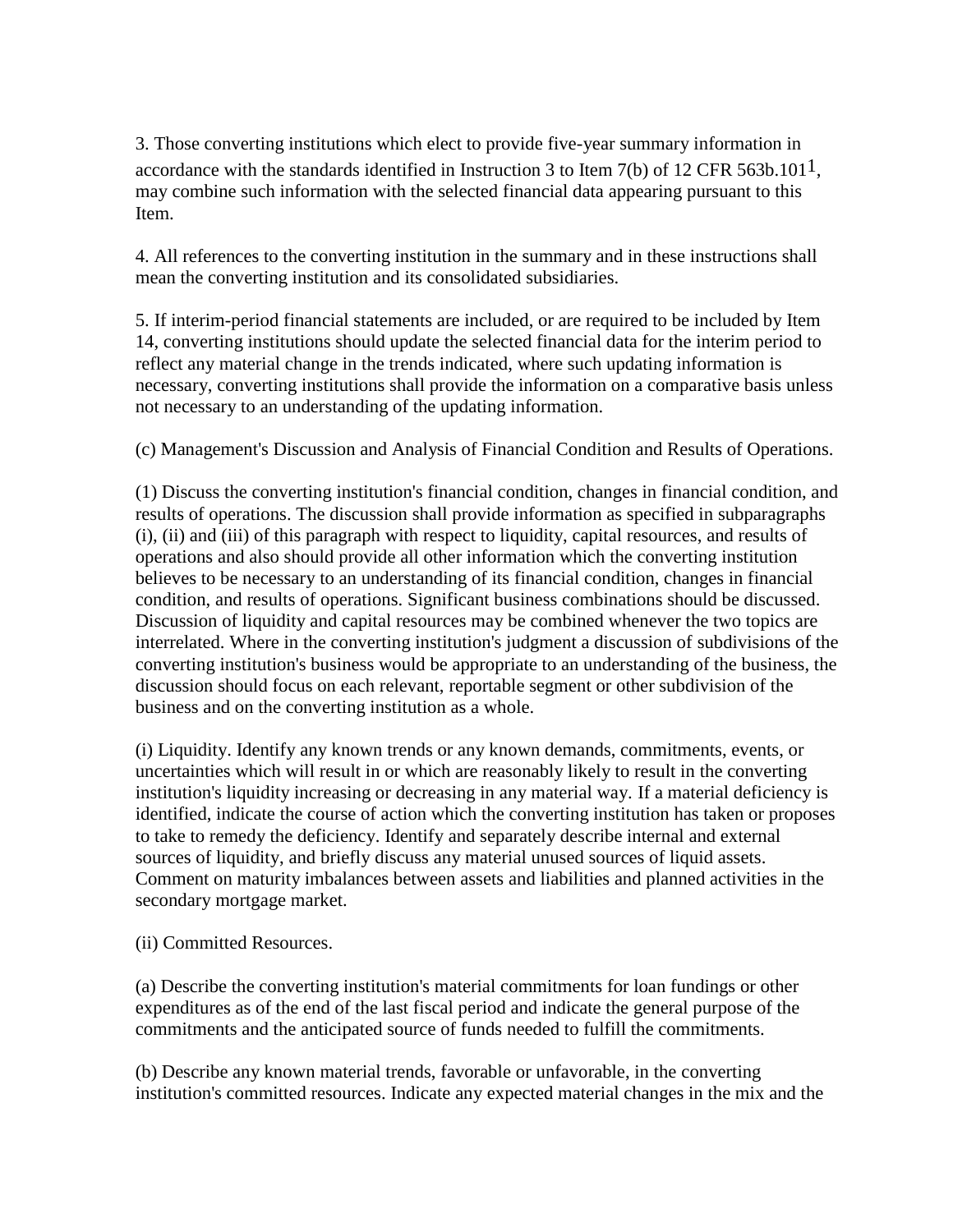3. Those converting institutions which elect to provide five-year summary information in accordance with the standards identified in Instruction 3 to Item 7(b) of 12 CFR 563b.101[1], may combine such information with the selected financial data appearing pursuant to this Item.

4. All references to the converting institution in the summary and in these instructions shall mean the converting institution and its consolidated subsidiaries.

5. If interim-period financial statements are included, or are required to be included by Item 14, converting institutions should update the selected financial data for the interim period to reflect any material change in the trends indicated, where such updating information is necessary, converting institutions shall provide the information on a comparative basis unless not necessary to an understanding of the updating information.

(c) Management's Discussion and Analysis of Financial Condition and Results of Operations.

(1) Discuss the converting institution's financial condition, changes in financial condition, and results of operations. The discussion shall provide information as specified in subparagraphs (i), (ii) and (iii) of this paragraph with respect to liquidity, capital resources, and results of operations and also should provide all other information which the converting institution believes to be necessary to an understanding of its financial condition, changes in financial condition, and results of operations. Significant business combinations should be discussed. Discussion of liquidity and capital resources may be combined whenever the two topics are interrelated. Where in the converting institution's judgment a discussion of subdivisions of the converting institution's business would be appropriate to an understanding of the business, the discussion should focus on each relevant, reportable segment or other subdivision of the business and on the converting institution as a whole.

(i) Liquidity. Identify any known trends or any known demands, commitments, events, or uncertainties which will result in or which are reasonably likely to result in the converting institution's liquidity increasing or decreasing in any material way. If a material deficiency is identified, indicate the course of action which the converting institution has taken or proposes to take to remedy the deficiency. Identify and separately describe internal and external sources of liquidity, and briefly discuss any material unused sources of liquid assets. Comment on maturity imbalances between assets and liabilities and planned activities in the secondary mortgage market.

(ii) Committed Resources.

(a) Describe the converting institution's material commitments for loan fundings or other expenditures as of the end of the last fiscal period and indicate the general purpose of the commitments and the anticipated source of funds needed to fulfill the commitments.

(b) Describe any known material trends, favorable or unfavorable, in the converting institution's committed resources. Indicate any expected material changes in the mix and the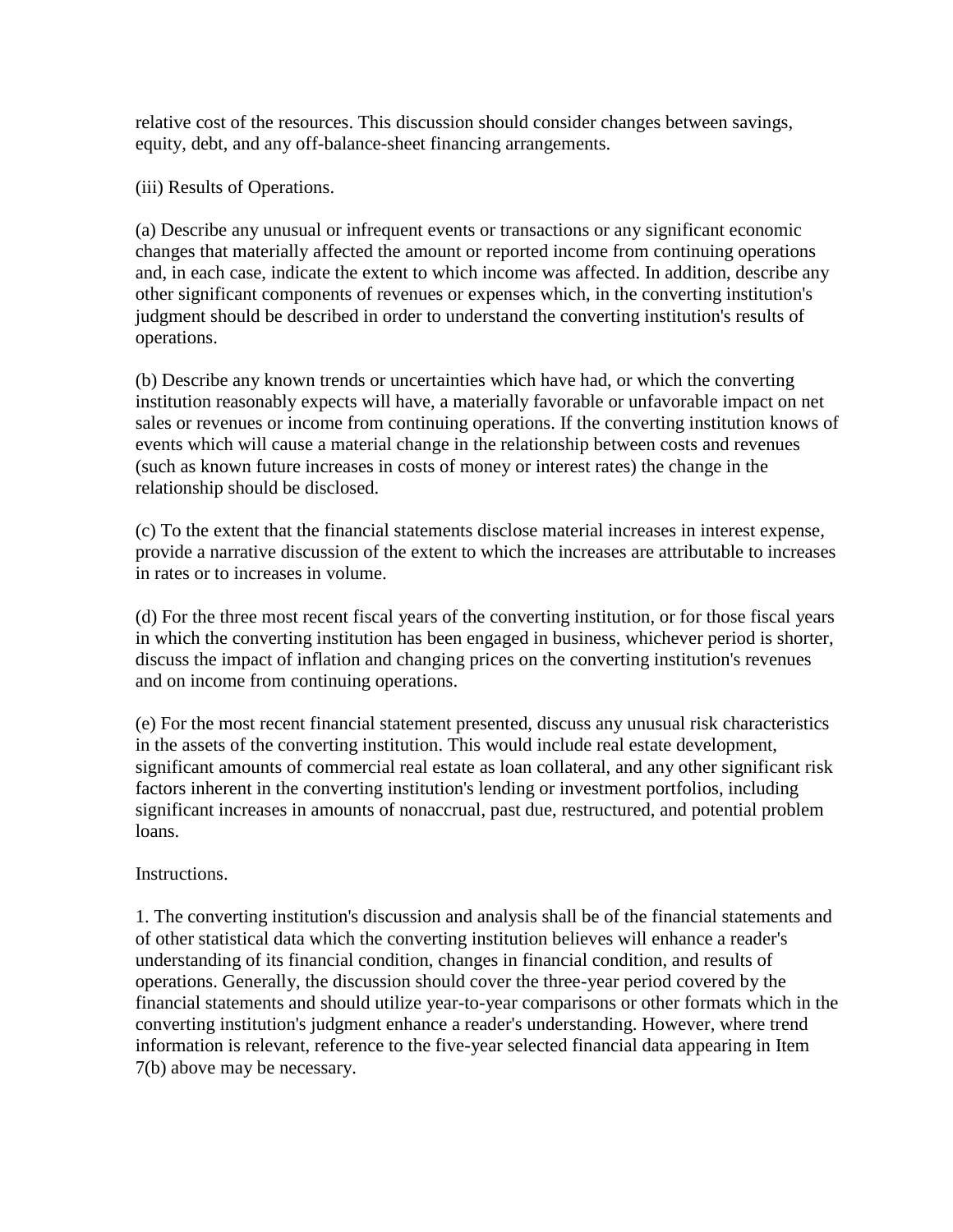relative cost of the resources. This discussion should consider changes between savings, equity, debt, and any off-balance-sheet financing arrangements.

(iii) Results of Operations.

(a) Describe any unusual or infrequent events or transactions or any significant economic changes that materially affected the amount or reported income from continuing operations and, in each case, indicate the extent to which income was affected. In addition, describe any other significant components of revenues or expenses which, in the converting institution's judgment should be described in order to understand the converting institution's results of operations.

(b) Describe any known trends or uncertainties which have had, or which the converting institution reasonably expects will have, a materially favorable or unfavorable impact on net sales or revenues or income from continuing operations. If the converting institution knows of events which will cause a material change in the relationship between costs and revenues (such as known future increases in costs of money or interest rates) the change in the relationship should be disclosed.

(c) To the extent that the financial statements disclose material increases in interest expense, provide a narrative discussion of the extent to which the increases are attributable to increases in rates or to increases in volume.

(d) For the three most recent fiscal years of the converting institution, or for those fiscal years in which the converting institution has been engaged in business, whichever period is shorter, discuss the impact of inflation and changing prices on the converting institution's revenues and on income from continuing operations.

(e) For the most recent financial statement presented, discuss any unusual risk characteristics in the assets of the converting institution. This would include real estate development, significant amounts of commercial real estate as loan collateral, and any other significant risk factors inherent in the converting institution's lending or investment portfolios, including significant increases in amounts of nonaccrual, past due, restructured, and potential problem loans.

Instructions.

1. The converting institution's discussion and analysis shall be of the financial statements and of other statistical data which the converting institution believes will enhance a reader's understanding of its financial condition, changes in financial condition, and results of operations. Generally, the discussion should cover the three-year period covered by the financial statements and should utilize year-to-year comparisons or other formats which in the converting institution's judgment enhance a reader's understanding. However, where trend information is relevant, reference to the five-year selected financial data appearing in Item 7(b) above may be necessary.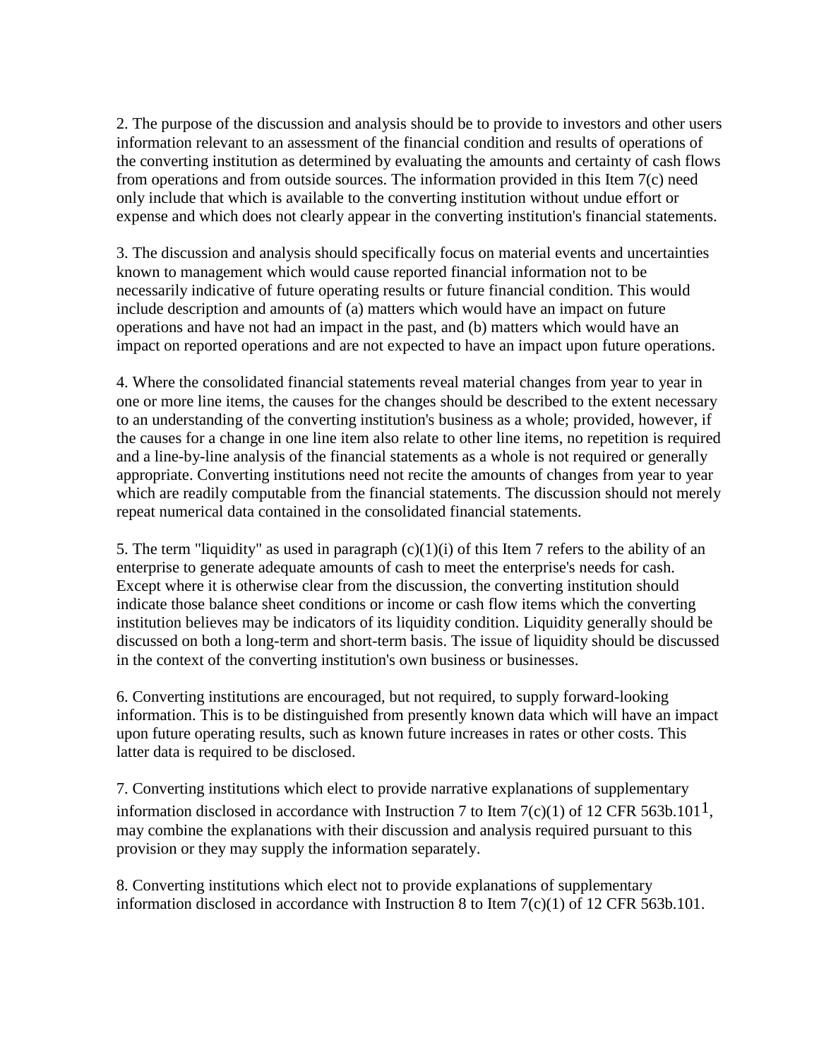2. The purpose of the discussion and analysis should be to provide to investors and other users information relevant to an assessment of the financial condition and results of operations of the converting institution as determined by evaluating the amounts and certainty of cash flows from operations and from outside sources. The information provided in this Item 7(c) need only include that which is available to the converting institution without undue effort or expense and which does not clearly appear in the converting institution's financial statements.

3. The discussion and analysis should specifically focus on material events and uncertainties known to management which would cause reported financial information not to be necessarily indicative of future operating results or future financial condition. This would include description and amounts of (a) matters which would have an impact on future operations and have not had an impact in the past, and (b) matters which would have an impact on reported operations and are not expected to have an impact upon future operations.

4. Where the consolidated financial statements reveal material changes from year to year in one or more line items, the causes for the changes should be described to the extent necessary to an understanding of the converting institution's business as a whole; provided, however, if the causes for a change in one line item also relate to other line items, no repetition is required and a line-by-line analysis of the financial statements as a whole is not required or generally appropriate. Converting institutions need not recite the amounts of changes from year to year which are readily computable from the financial statements. The discussion should not merely repeat numerical data contained in the consolidated financial statements.

5. The term "liquidity" as used in paragraph (c)(1)(i) of this Item 7 refers to the ability of an enterprise to generate adequate amounts of cash to meet the enterprise's needs for cash. Except where it is otherwise clear from the discussion, the converting institution should indicate those balance sheet conditions or income or cash flow items which the converting institution believes may be indicators of its liquidity condition. Liquidity generally should be discussed on both a long-term and short-term basis. The issue of liquidity should be discussed in the context of the converting institution's own business or businesses.

6. Converting institutions are encouraged, but not required, to supply forward-looking information. This is to be distinguished from presently known data which will have an impact upon future operating results, such as known future increases in rates or other costs. This latter data is required to be disclosed.

7. Converting institutions which elect to provide narrative explanations of supplementary information disclosed in accordance with Instruction 7 to Item 7(c)(1) of 12 CFR 563b.101[1], may combine the explanations with their discussion and analysis required pursuant to this provision or they may supply the information separately.

8. Converting institutions which elect not to provide explanations of supplementary information disclosed in accordance with Instruction 8 to Item 7(c)(1) of 12 CFR 563b.101.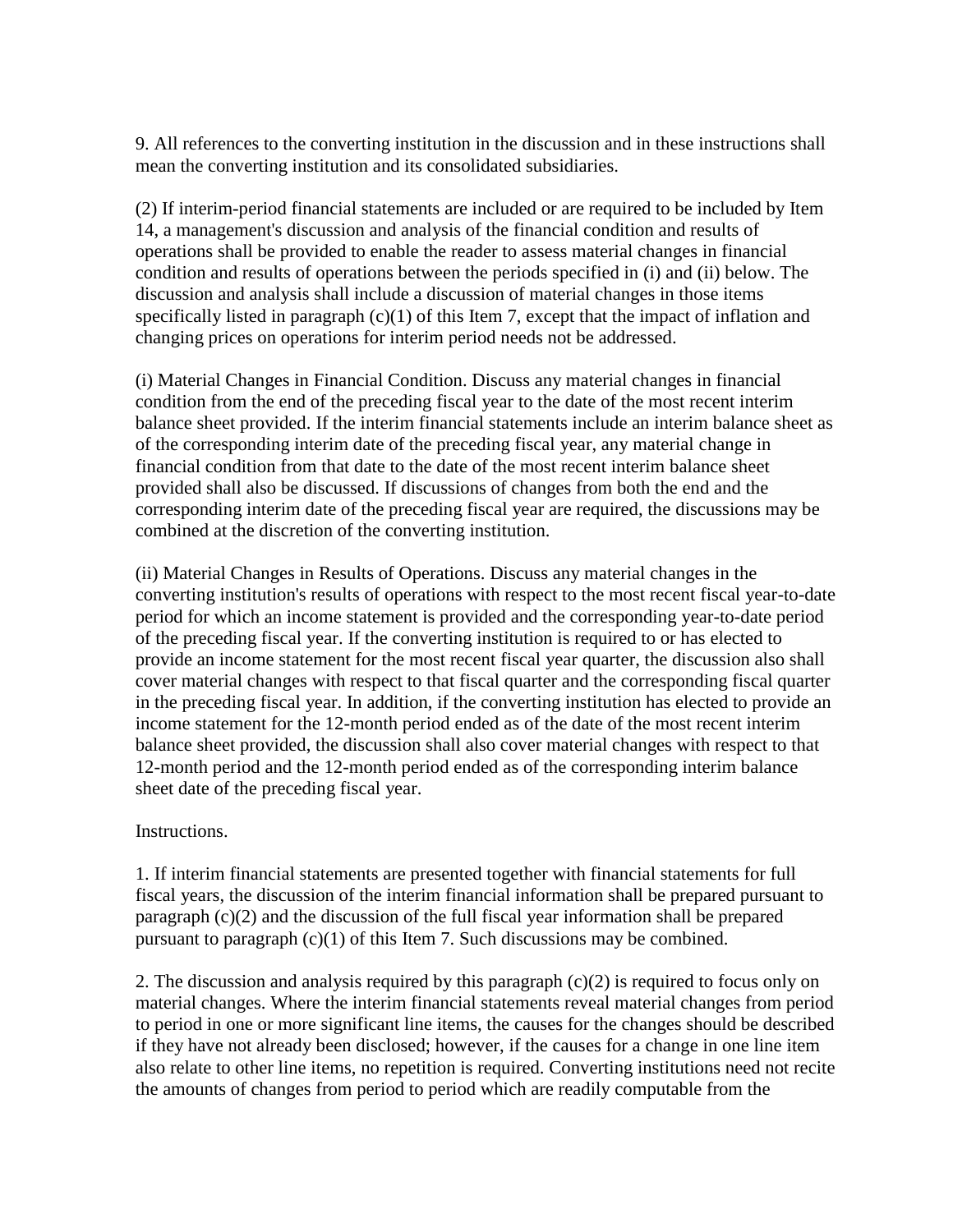9. All references to the converting institution in the discussion and in these instructions shall mean the converting institution and its consolidated subsidiaries.

(2) If interim-period financial statements are included or are required to be included by Item 14, a management's discussion and analysis of the financial condition and results of operations shall be provided to enable the reader to assess material changes in financial condition and results of operations between the periods specified in (i) and (ii) below. The discussion and analysis shall include a discussion of material changes in those items specifically listed in paragraph (c)(1) of this Item 7, except that the impact of inflation and changing prices on operations for interim period needs not be addressed.

(i) Material Changes in Financial Condition. Discuss any material changes in financial condition from the end of the preceding fiscal year to the date of the most recent interim balance sheet provided. If the interim financial statements include an interim balance sheet as of the corresponding interim date of the preceding fiscal year, any material change in financial condition from that date to the date of the most recent interim balance sheet provided shall also be discussed. If discussions of changes from both the end and the corresponding interim date of the preceding fiscal year are required, the discussions may be combined at the discretion of the converting institution.

(ii) Material Changes in Results of Operations. Discuss any material changes in the converting institution's results of operations with respect to the most recent fiscal year-to-date period for which an income statement is provided and the corresponding year-to-date period of the preceding fiscal year. If the converting institution is required to or has elected to provide an income statement for the most recent fiscal year quarter, the discussion also shall cover material changes with respect to that fiscal quarter and the corresponding fiscal quarter in the preceding fiscal year. In addition, if the converting institution has elected to provide an income statement for the 12-month period ended as of the date of the most recent interim balance sheet provided, the discussion shall also cover material changes with respect to that 12-month period and the 12-month period ended as of the corresponding interim balance sheet date of the preceding fiscal year.

Instructions.

1. If interim financial statements are presented together with financial statements for full fiscal years, the discussion of the interim financial information shall be prepared pursuant to paragraph (c)(2) and the discussion of the full fiscal year information shall be prepared pursuant to paragraph (c)(1) of this Item 7. Such discussions may be combined.

2. The discussion and analysis required by this paragraph (c)(2) is required to focus only on material changes. Where the interim financial statements reveal material changes from period to period in one or more significant line items, the causes for the changes should be described if they have not already been disclosed; however, if the causes for a change in one line item also relate to other line items, no repetition is required. Converting institutions need not recite the amounts of changes from period to period which are readily computable from the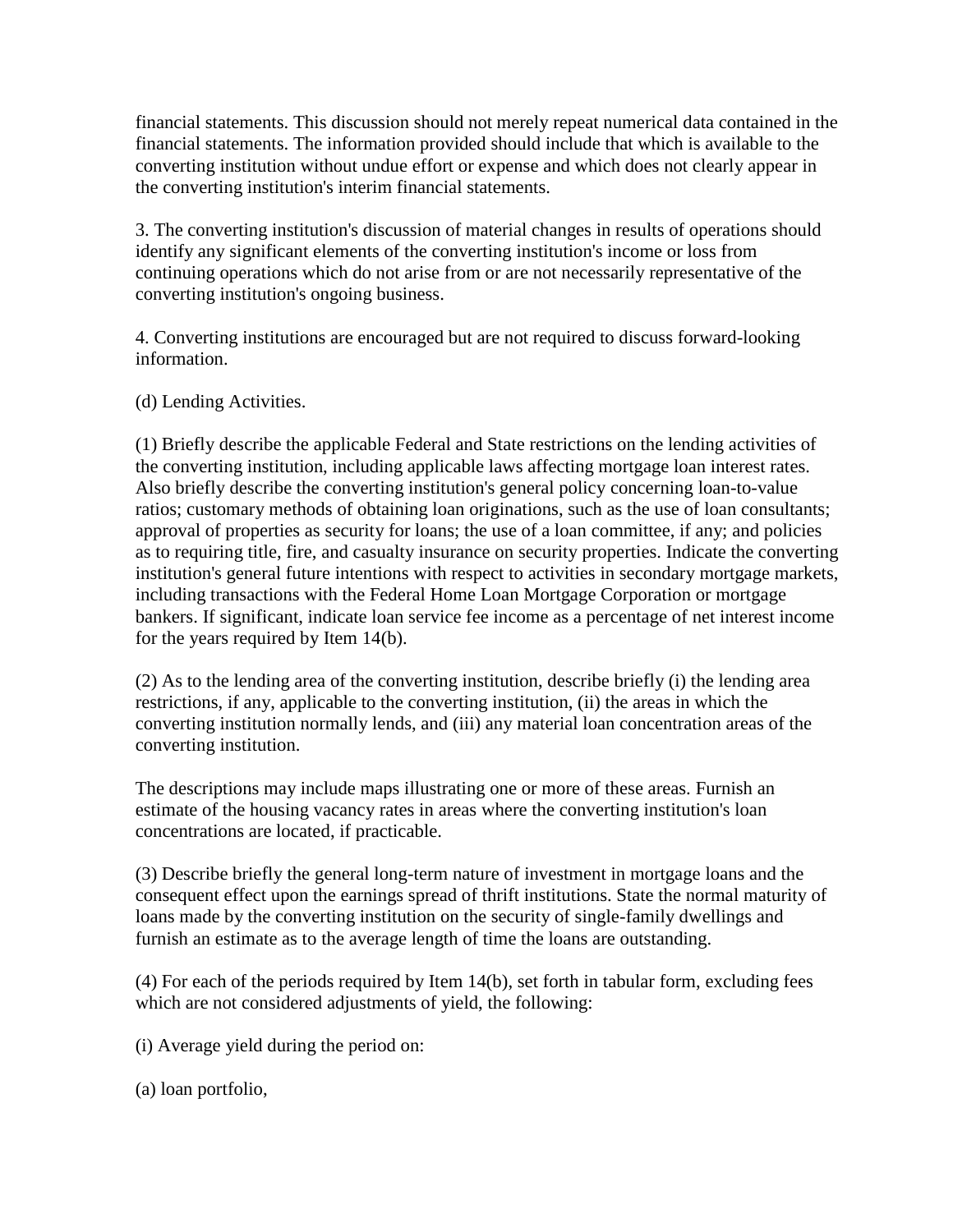financial statements. This discussion should not merely repeat numerical data contained in the financial statements. The information provided should include that which is available to the converting institution without undue effort or expense and which does not clearly appear in the converting institution's interim financial statements.

3. The converting institution's discussion of material changes in results of operations should identify any significant elements of the converting institution's income or loss from continuing operations which do not arise from or are not necessarily representative of the converting institution's ongoing business.

4. Converting institutions are encouraged but are not required to discuss forward-looking information.

(d) Lending Activities.

(1) Briefly describe the applicable Federal and State restrictions on the lending activities of the converting institution, including applicable laws affecting mortgage loan interest rates. Also briefly describe the converting institution's general policy concerning loan-to-value ratios; customary methods of obtaining loan originations, such as the use of loan consultants; approval of properties as security for loans; the use of a loan committee, if any; and policies as to requiring title, fire, and casualty insurance on security properties. Indicate the converting institution's general future intentions with respect to activities in secondary mortgage markets, including transactions with the Federal Home Loan Mortgage Corporation or mortgage bankers. If significant, indicate loan service fee income as a percentage of net interest income for the years required by Item 14(b).

(2) As to the lending area of the converting institution, describe briefly (i) the lending area restrictions, if any, applicable to the converting institution, (ii) the areas in which the converting institution normally lends, and (iii) any material loan concentration areas of the converting institution.

The descriptions may include maps illustrating one or more of these areas. Furnish an estimate of the housing vacancy rates in areas where the converting institution's loan concentrations are located, if practicable.

(3) Describe briefly the general long-term nature of investment in mortgage loans and the consequent effect upon the earnings spread of thrift institutions. State the normal maturity of loans made by the converting institution on the security of single-family dwellings and furnish an estimate as to the average length of time the loans are outstanding.

(4) For each of the periods required by Item 14(b), set forth in tabular form, excluding fees which are not considered adjustments of yield, the following:

(i) Average yield during the period on:

(a) loan portfolio,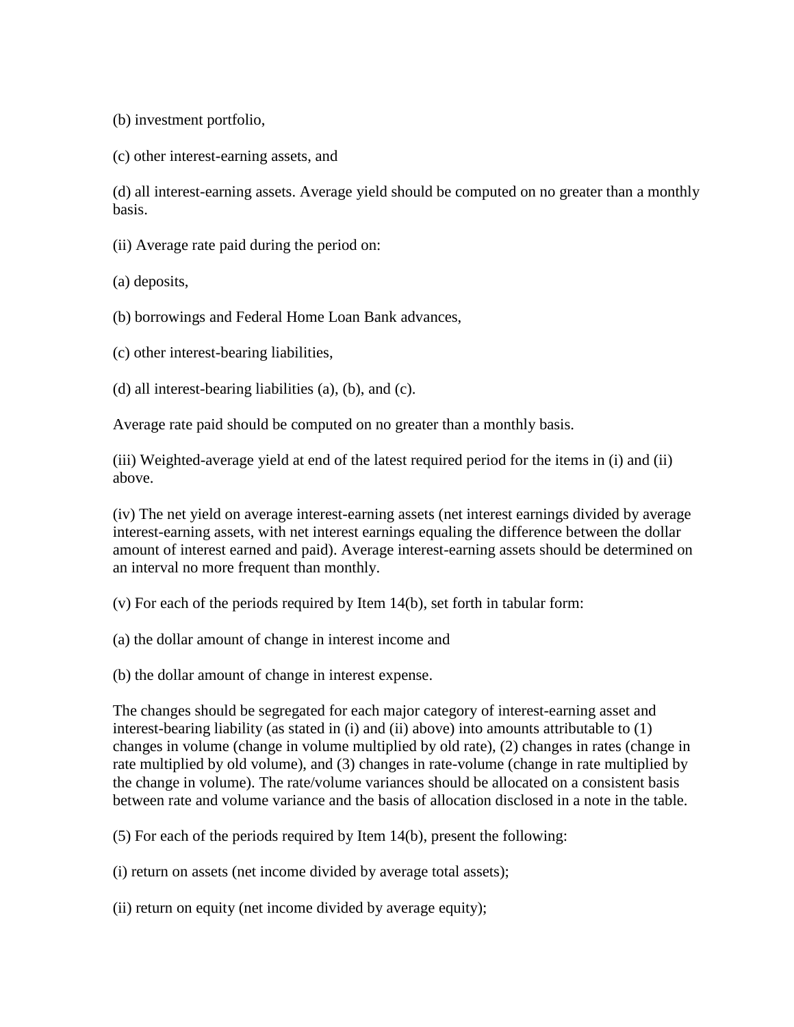(b) investment portfolio,

(c) other interest-earning assets, and

(d) all interest-earning assets. Average yield should be computed on no greater than a monthly basis.

(ii) Average rate paid during the period on:

(a) deposits,

(b) borrowings and Federal Home Loan Bank advances,

(c) other interest-bearing liabilities,

(d) all interest-bearing liabilities (a), (b), and (c).

Average rate paid should be computed on no greater than a monthly basis.

(iii) Weighted-average yield at end of the latest required period for the items in (i) and (ii) above.

(iv) The net yield on average interest-earning assets (net interest earnings divided by average interest-earning assets, with net interest earnings equaling the difference between the dollar amount of interest earned and paid). Average interest-earning assets should be determined on an interval no more frequent than monthly.

(v) For each of the periods required by Item 14(b), set forth in tabular form:

(a) the dollar amount of change in interest income and

(b) the dollar amount of change in interest expense.

The changes should be segregated for each major category of interest-earning asset and interest-bearing liability (as stated in (i) and (ii) above) into amounts attributable to (1) changes in volume (change in volume multiplied by old rate), (2) changes in rates (change in rate multiplied by old volume), and (3) changes in rate-volume (change in rate multiplied by the change in volume). The rate/volume variances should be allocated on a consistent basis between rate and volume variance and the basis of allocation disclosed in a note in the table.

(5) For each of the periods required by Item 14(b), present the following:

(i) return on assets (net income divided by average total assets);

(ii) return on equity (net income divided by average equity);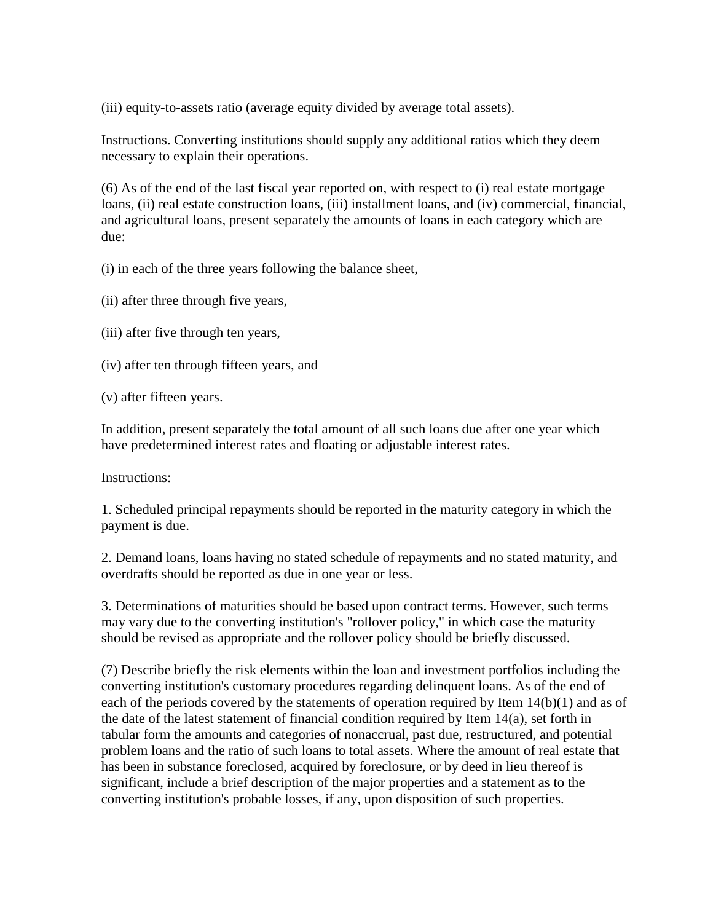(iii) equity-to-assets ratio (average equity divided by average total assets).

Instructions. Converting institutions should supply any additional ratios which they deem necessary to explain their operations.

(6) As of the end of the last fiscal year reported on, with respect to (i) real estate mortgage loans, (ii) real estate construction loans, (iii) installment loans, and (iv) commercial, financial, and agricultural loans, present separately the amounts of loans in each category which are due:

(i) in each of the three years following the balance sheet,

(ii) after three through five years,

(iii) after five through ten years,

(iv) after ten through fifteen years, and

(v) after fifteen years.

In addition, present separately the total amount of all such loans due after one year which have predetermined interest rates and floating or adjustable interest rates.

Instructions:

1. Scheduled principal repayments should be reported in the maturity category in which the payment is due.

2. Demand loans, loans having no stated schedule of repayments and no stated maturity, and overdrafts should be reported as due in one year or less.

3. Determinations of maturities should be based upon contract terms. However, such terms may vary due to the converting institution's "rollover policy," in which case the maturity should be revised as appropriate and the rollover policy should be briefly discussed.

(7) Describe briefly the risk elements within the loan and investment portfolios including the converting institution's customary procedures regarding delinquent loans. As of the end of each of the periods covered by the statements of operation required by Item 14(b)(1) and as of the date of the latest statement of financial condition required by Item 14(a), set forth in tabular form the amounts and categories of nonaccrual, past due, restructured, and potential problem loans and the ratio of such loans to total assets. Where the amount of real estate that has been in substance foreclosed, acquired by foreclosure, or by deed in lieu thereof is significant, include a brief description of the major properties and a statement as to the converting institution's probable losses, if any, upon disposition of such properties.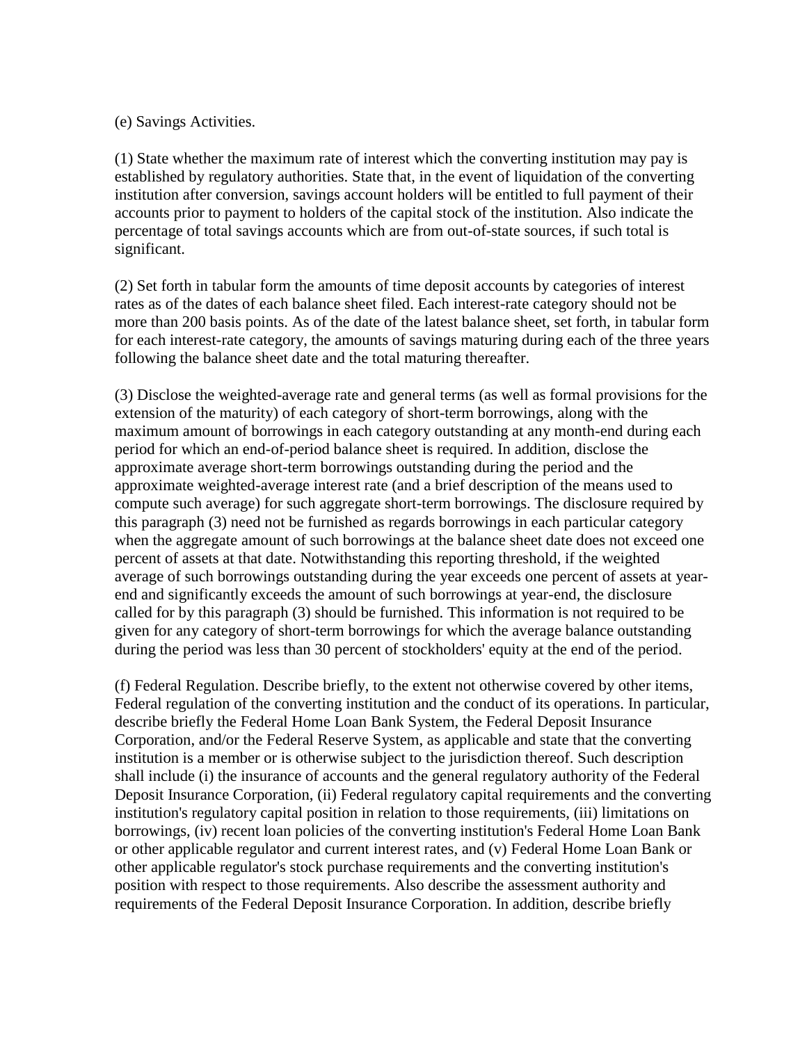(e) Savings Activities.

(1) State whether the maximum rate of interest which the converting institution may pay is established by regulatory authorities. State that, in the event of liquidation of the converting institution after conversion, savings account holders will be entitled to full payment of their accounts prior to payment to holders of the capital stock of the institution. Also indicate the percentage of total savings accounts which are from out-of-state sources, if such total is significant.

(2) Set forth in tabular form the amounts of time deposit accounts by categories of interest rates as of the dates of each balance sheet filed. Each interest-rate category should not be more than 200 basis points. As of the date of the latest balance sheet, set forth, in tabular form for each interest-rate category, the amounts of savings maturing during each of the three years following the balance sheet date and the total maturing thereafter.

(3) Disclose the weighted-average rate and general terms (as well as formal provisions for the extension of the maturity) of each category of short-term borrowings, along with the maximum amount of borrowings in each category outstanding at any month-end during each period for which an end-of-period balance sheet is required. In addition, disclose the approximate average short-term borrowings outstanding during the period and the approximate weighted-average interest rate (and a brief description of the means used to compute such average) for such aggregate short-term borrowings. The disclosure required by this paragraph (3) need not be furnished as regards borrowings in each particular category when the aggregate amount of such borrowings at the balance sheet date does not exceed one percent of assets at that date. Notwithstanding this reporting threshold, if the weighted average of such borrowings outstanding during the year exceeds one percent of assets at year-end and significantly exceeds the amount of such borrowings at year-end, the disclosure called for by this paragraph (3) should be furnished. This information is not required to be given for any category of short-term borrowings for which the average balance outstanding during the period was less than 30 percent of stockholders' equity at the end of the period.

(f) Federal Regulation. Describe briefly, to the extent not otherwise covered by other items, Federal regulation of the converting institution and the conduct of its operations. In particular, describe briefly the Federal Home Loan Bank System, the Federal Deposit Insurance Corporation, and/or the Federal Reserve System, as applicable and state that the converting institution is a member or is otherwise subject to the jurisdiction thereof. Such description shall include (i) the insurance of accounts and the general regulatory authority of the Federal Deposit Insurance Corporation, (ii) Federal regulatory capital requirements and the converting institution's regulatory capital position in relation to those requirements, (iii) limitations on borrowings, (iv) recent loan policies of the converting institution's Federal Home Loan Bank or other applicable regulator and current interest rates, and (v) Federal Home Loan Bank or other applicable regulator's stock purchase requirements and the converting institution's position with respect to those requirements. Also describe the assessment authority and requirements of the Federal Deposit Insurance Corporation. In addition, describe briefly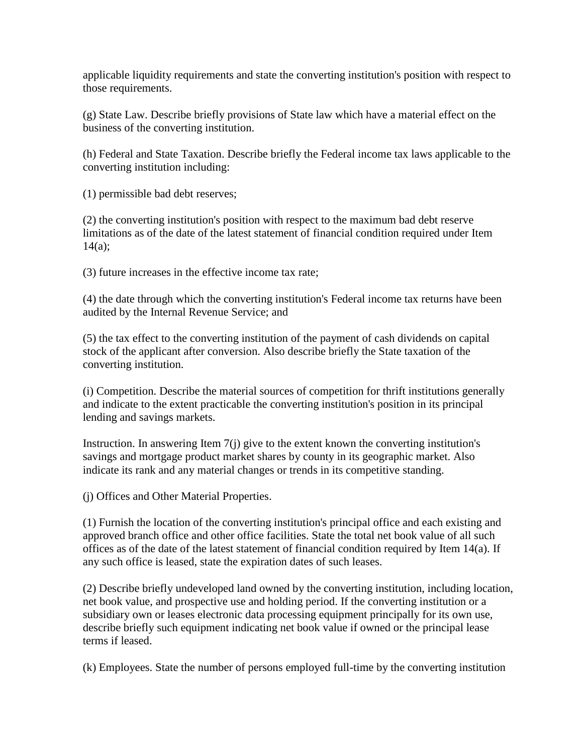applicable liquidity requirements and state the converting institution's position with respect to those requirements.

(g) State Law. Describe briefly provisions of State law which have a material effect on the business of the converting institution.

(h) Federal and State Taxation. Describe briefly the Federal income tax laws applicable to the converting institution including:

(1) permissible bad debt reserves;

(2) the converting institution's position with respect to the maximum bad debt reserve limitations as of the date of the latest statement of financial condition required under Item 14(a);

(3) future increases in the effective income tax rate;

(4) the date through which the converting institution's Federal income tax returns have been audited by the Internal Revenue Service; and

(5) the tax effect to the converting institution of the payment of cash dividends on capital stock of the applicant after conversion. Also describe briefly the State taxation of the converting institution.

(i) Competition. Describe the material sources of competition for thrift institutions generally and indicate to the extent practicable the converting institution's position in its principal lending and savings markets.

Instruction. In answering Item 7(j) give to the extent known the converting institution's savings and mortgage product market shares by county in its geographic market. Also indicate its rank and any material changes or trends in its competitive standing.

(j) Offices and Other Material Properties.

(1) Furnish the location of the converting institution's principal office and each existing and approved branch office and other office facilities. State the total net book value of all such offices as of the date of the latest statement of financial condition required by Item 14(a). If any such office is leased, state the expiration dates of such leases.

(2) Describe briefly undeveloped land owned by the converting institution, including location, net book value, and prospective use and holding period. If the converting institution or a subsidiary own or leases electronic data processing equipment principally for its own use, describe briefly such equipment indicating net book value if owned or the principal lease terms if leased.

(k) Employees. State the number of persons employed full-time by the converting institution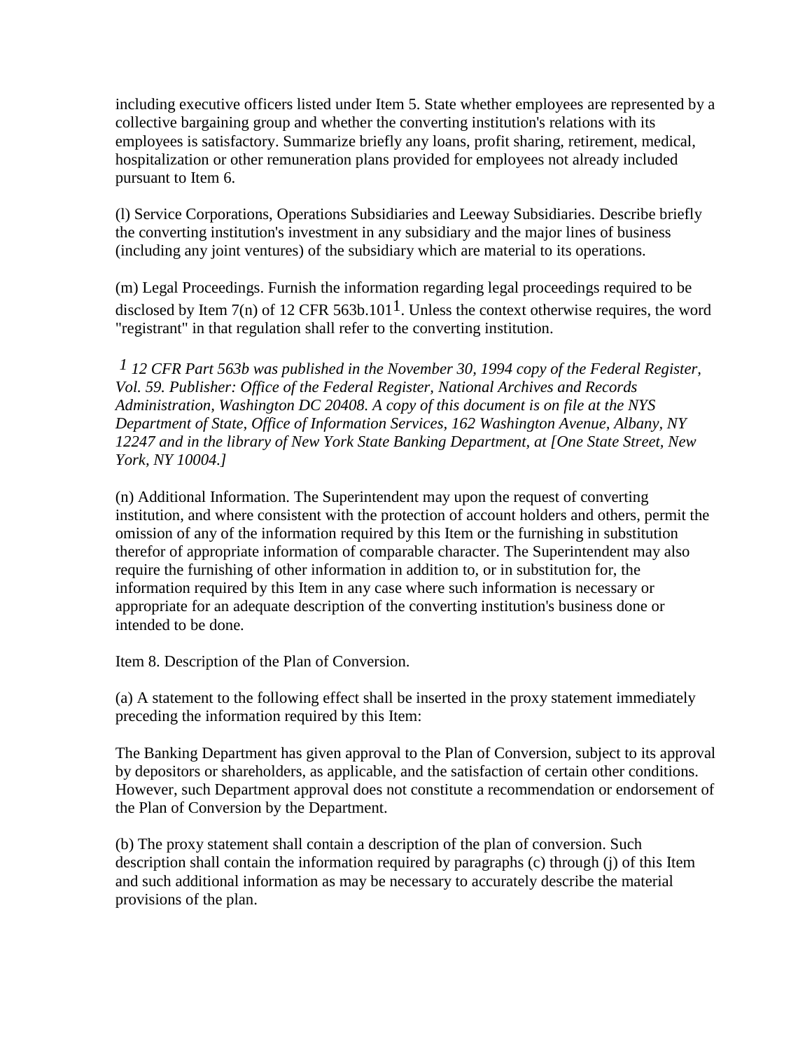including executive officers listed under Item 5. State whether employees are represented by a collective bargaining group and whether the converting institution's relations with its employees is satisfactory. Summarize briefly any loans, profit sharing, retirement, medical, hospitalization or other remuneration plans provided for employees not already included pursuant to Item 6.

(l) Service Corporations, Operations Subsidiaries and Leeway Subsidiaries. Describe briefly the converting institution's investment in any subsidiary and the major lines of business (including any joint ventures) of the subsidiary which are material to its operations.

(m) Legal Proceedings. Furnish the information regarding legal proceedings required to be disclosed by Item 7(n) of 12 CFR 563b.101[1]. Unless the context otherwise requires, the word "registrant" in that regulation shall refer to the converting institution.

*[1] 12 CFR Part 563b was published in the November 30, 1994 copy of the Federal Register, Vol. 59. Publisher: Office of the Federal Register, National Archives and Records Administration, Washington DC 20408. A copy of this document is on file at the NYS Department of State, Office of Information Services, 162 Washington Avenue, Albany, NY 12247 and in the library of New York State Banking Department, at [One State Street, New York, NY 10004.]*

(n) Additional Information. The Superintendent may upon the request of converting institution, and where consistent with the protection of account holders and others, permit the omission of any of the information required by this Item or the furnishing in substitution therefor of appropriate information of comparable character. The Superintendent may also require the furnishing of other information in addition to, or in substitution for, the information required by this Item in any case where such information is necessary or appropriate for an adequate description of the converting institution's business done or intended to be done.

Item 8. Description of the Plan of Conversion.

(a) A statement to the following effect shall be inserted in the proxy statement immediately preceding the information required by this Item:

The Banking Department has given approval to the Plan of Conversion, subject to its approval by depositors or shareholders, as applicable, and the satisfaction of certain other conditions. However, such Department approval does not constitute a recommendation or endorsement of the Plan of Conversion by the Department.

(b) The proxy statement shall contain a description of the plan of conversion. Such description shall contain the information required by paragraphs (c) through (j) of this Item and such additional information as may be necessary to accurately describe the material provisions of the plan.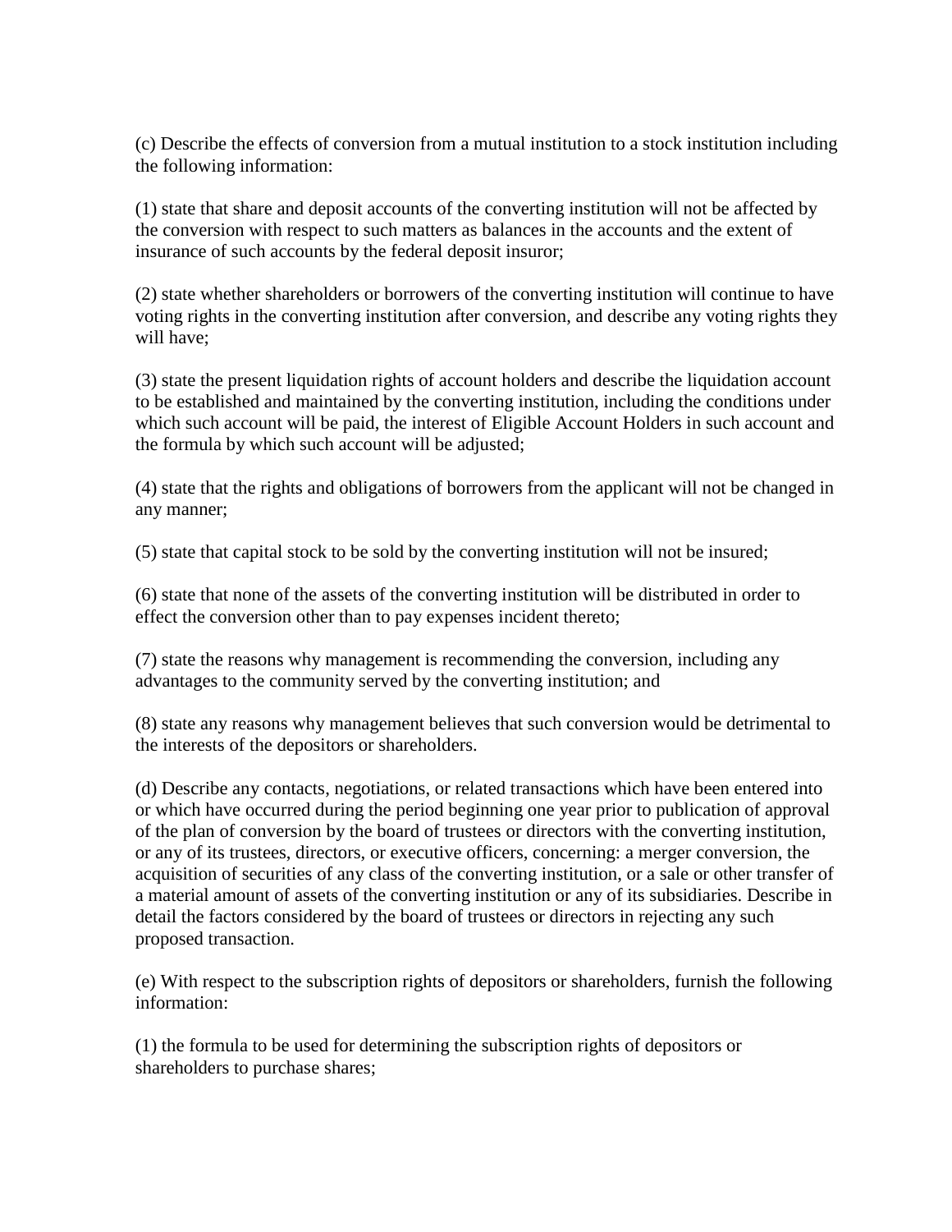(c) Describe the effects of conversion from a mutual institution to a stock institution including the following information:

(1) state that share and deposit accounts of the converting institution will not be affected by the conversion with respect to such matters as balances in the accounts and the extent of insurance of such accounts by the federal deposit insuror;

(2) state whether shareholders or borrowers of the converting institution will continue to have voting rights in the converting institution after conversion, and describe any voting rights they will have;

(3) state the present liquidation rights of account holders and describe the liquidation account to be established and maintained by the converting institution, including the conditions under which such account will be paid, the interest of Eligible Account Holders in such account and the formula by which such account will be adjusted;

(4) state that the rights and obligations of borrowers from the applicant will not be changed in any manner;

(5) state that capital stock to be sold by the converting institution will not be insured;

(6) state that none of the assets of the converting institution will be distributed in order to effect the conversion other than to pay expenses incident thereto;

(7) state the reasons why management is recommending the conversion, including any advantages to the community served by the converting institution; and

(8) state any reasons why management believes that such conversion would be detrimental to the interests of the depositors or shareholders.

(d) Describe any contacts, negotiations, or related transactions which have been entered into or which have occurred during the period beginning one year prior to publication of approval of the plan of conversion by the board of trustees or directors with the converting institution, or any of its trustees, directors, or executive officers, concerning: a merger conversion, the acquisition of securities of any class of the converting institution, or a sale or other transfer of a material amount of assets of the converting institution or any of its subsidiaries. Describe in detail the factors considered by the board of trustees or directors in rejecting any such proposed transaction.

(e) With respect to the subscription rights of depositors or shareholders, furnish the following information:

(1) the formula to be used for determining the subscription rights of depositors or shareholders to purchase shares;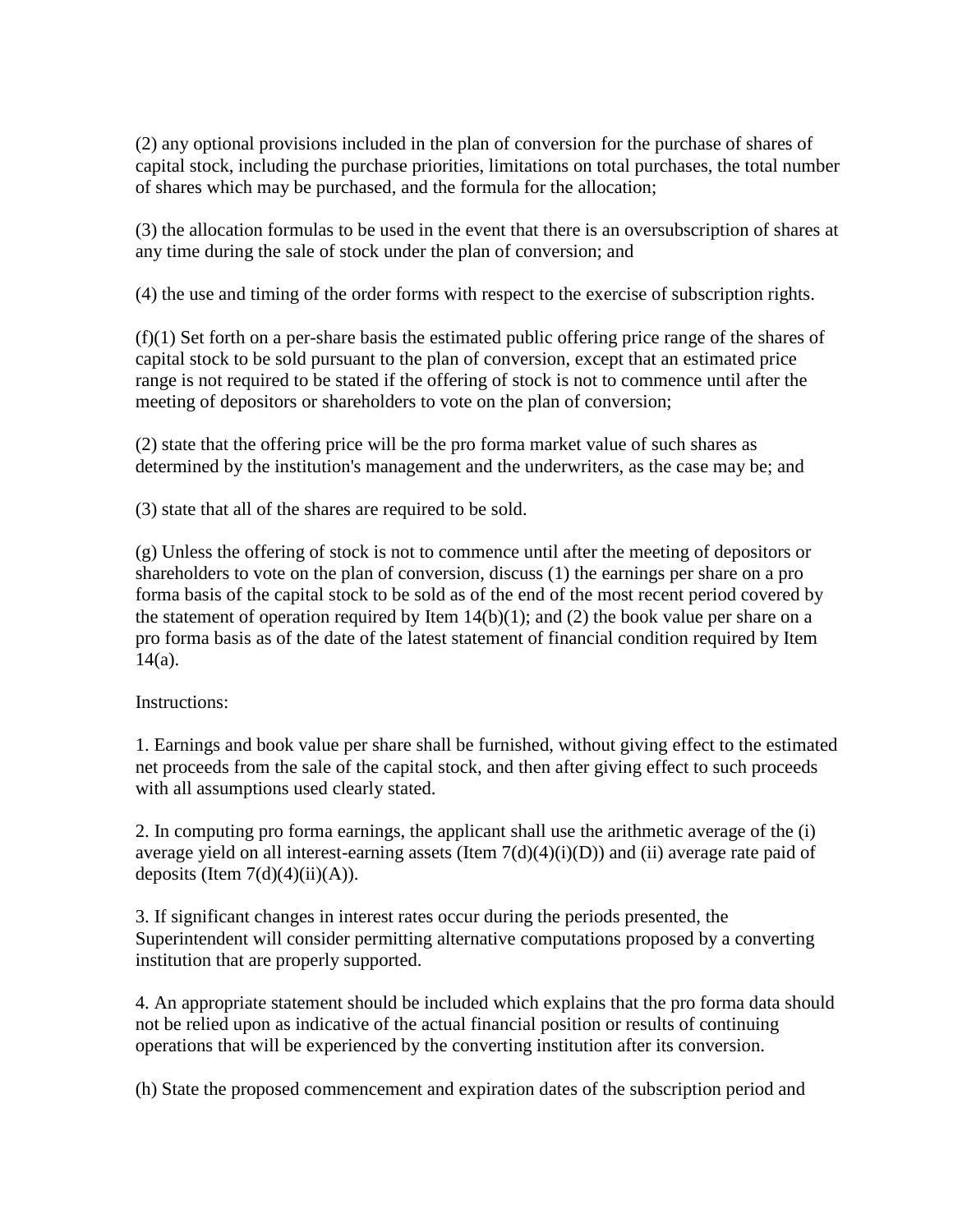(2) any optional provisions included in the plan of conversion for the purchase of shares of capital stock, including the purchase priorities, limitations on total purchases, the total number of shares which may be purchased, and the formula for the allocation;

(3) the allocation formulas to be used in the event that there is an oversubscription of shares at any time during the sale of stock under the plan of conversion; and

(4) the use and timing of the order forms with respect to the exercise of subscription rights.

(f)(1) Set forth on a per-share basis the estimated public offering price range of the shares of capital stock to be sold pursuant to the plan of conversion, except that an estimated price range is not required to be stated if the offering of stock is not to commence until after the meeting of depositors or shareholders to vote on the plan of conversion;

(2) state that the offering price will be the pro forma market value of such shares as determined by the institution's management and the underwriters, as the case may be; and

(3) state that all of the shares are required to be sold.

(g) Unless the offering of stock is not to commence until after the meeting of depositors or shareholders to vote on the plan of conversion, discuss (1) the earnings per share on a pro forma basis of the capital stock to be sold as of the end of the most recent period covered by the statement of operation required by Item 14(b)(1); and (2) the book value per share on a pro forma basis as of the date of the latest statement of financial condition required by Item 14(a).

Instructions:

1. Earnings and book value per share shall be furnished, without giving effect to the estimated net proceeds from the sale of the capital stock, and then after giving effect to such proceeds with all assumptions used clearly stated.

2. In computing pro forma earnings, the applicant shall use the arithmetic average of the (i) average yield on all interest-earning assets (Item 7(d)(4)(i)(D)) and (ii) average rate paid of deposits (Item 7(d)(4)(ii)(A)).

3. If significant changes in interest rates occur during the periods presented, the Superintendent will consider permitting alternative computations proposed by a converting institution that are properly supported.

4. An appropriate statement should be included which explains that the pro forma data should not be relied upon as indicative of the actual financial position or results of continuing operations that will be experienced by the converting institution after its conversion.

(h) State the proposed commencement and expiration dates of the subscription period and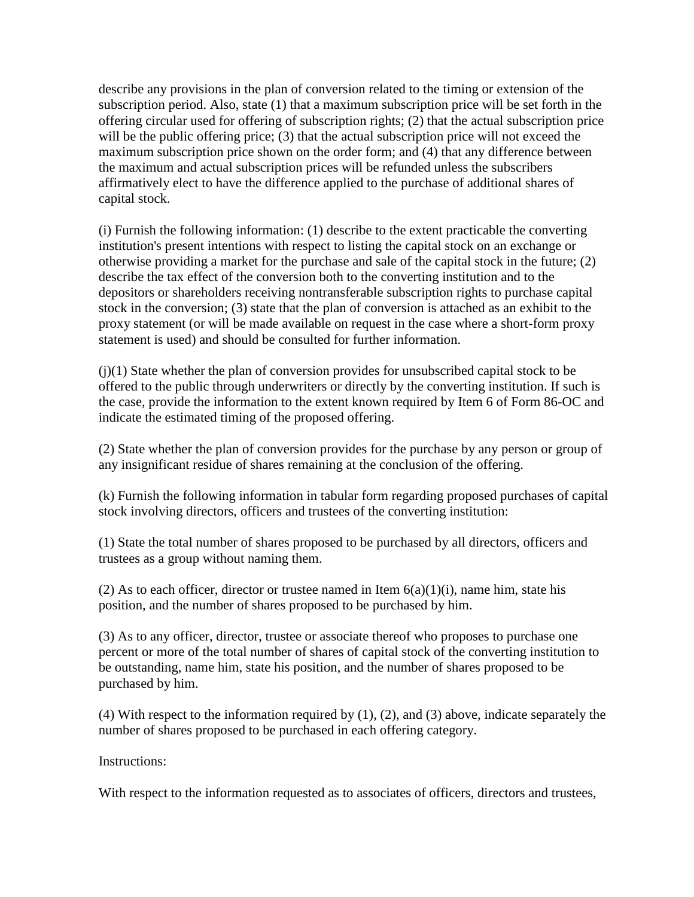describe any provisions in the plan of conversion related to the timing or extension of the subscription period. Also, state (1) that a maximum subscription price will be set forth in the offering circular used for offering of subscription rights; (2) that the actual subscription price will be the public offering price; (3) that the actual subscription price will not exceed the maximum subscription price shown on the order form; and (4) that any difference between the maximum and actual subscription prices will be refunded unless the subscribers affirmatively elect to have the difference applied to the purchase of additional shares of capital stock.

(i) Furnish the following information: (1) describe to the extent practicable the converting institution's present intentions with respect to listing the capital stock on an exchange or otherwise providing a market for the purchase and sale of the capital stock in the future; (2) describe the tax effect of the conversion both to the converting institution and to the depositors or shareholders receiving nontransferable subscription rights to purchase capital stock in the conversion; (3) state that the plan of conversion is attached as an exhibit to the proxy statement (or will be made available on request in the case where a short-form proxy statement is used) and should be consulted for further information.

(j)(1) State whether the plan of conversion provides for unsubscribed capital stock to be offered to the public through underwriters or directly by the converting institution. If such is the case, provide the information to the extent known required by Item 6 of Form 86-OC and indicate the estimated timing of the proposed offering.

(2) State whether the plan of conversion provides for the purchase by any person or group of any insignificant residue of shares remaining at the conclusion of the offering.

(k) Furnish the following information in tabular form regarding proposed purchases of capital stock involving directors, officers and trustees of the converting institution:

(1) State the total number of shares proposed to be purchased by all directors, officers and trustees as a group without naming them.

(2) As to each officer, director or trustee named in Item 6(a)(1)(i), name him, state his position, and the number of shares proposed to be purchased by him.

(3) As to any officer, director, trustee or associate thereof who proposes to purchase one percent or more of the total number of shares of capital stock of the converting institution to be outstanding, name him, state his position, and the number of shares proposed to be purchased by him.

(4) With respect to the information required by (1), (2), and (3) above, indicate separately the number of shares proposed to be purchased in each offering category.

Instructions:

With respect to the information requested as to associates of officers, directors and trustees,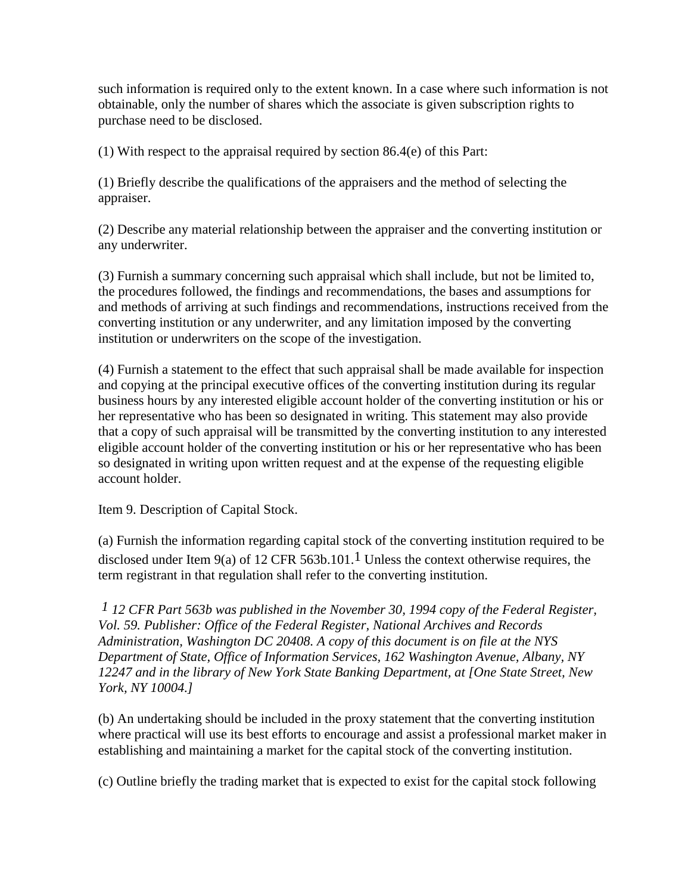such information is required only to the extent known. In a case where such information is not obtainable, only the number of shares which the associate is given subscription rights to purchase need to be disclosed.

(1) With respect to the appraisal required by section 86.4(e) of this Part:

(1) Briefly describe the qualifications of the appraisers and the method of selecting the appraiser.

(2) Describe any material relationship between the appraiser and the converting institution or any underwriter.

(3) Furnish a summary concerning such appraisal which shall include, but not be limited to, the procedures followed, the findings and recommendations, the bases and assumptions for and methods of arriving at such findings and recommendations, instructions received from the converting institution or any underwriter, and any limitation imposed by the converting institution or underwriters on the scope of the investigation.

(4) Furnish a statement to the effect that such appraisal shall be made available for inspection and copying at the principal executive offices of the converting institution during its regular business hours by any interested eligible account holder of the converting institution or his or her representative who has been so designated in writing. This statement may also provide that a copy of such appraisal will be transmitted by the converting institution to any interested eligible account holder of the converting institution or his or her representative who has been so designated in writing upon written request and at the expense of the requesting eligible account holder.

Item 9. Description of Capital Stock.

(a) Furnish the information regarding capital stock of the converting institution required to be disclosed under Item 9(a) of 12 CFR 563b.101.[1] Unless the context otherwise requires, the term registrant in that regulation shall refer to the converting institution.

*[1] 12 CFR Part 563b was published in the November 30, 1994 copy of the Federal Register, Vol. 59. Publisher: Office of the Federal Register, National Archives and Records Administration, Washington DC 20408. A copy of this document is on file at the NYS Department of State, Office of Information Services, 162 Washington Avenue, Albany, NY 12247 and in the library of New York State Banking Department, at [One State Street, New York, NY 10004.]*

(b) An undertaking should be included in the proxy statement that the converting institution where practical will use its best efforts to encourage and assist a professional market maker in establishing and maintaining a market for the capital stock of the converting institution.

(c) Outline briefly the trading market that is expected to exist for the capital stock following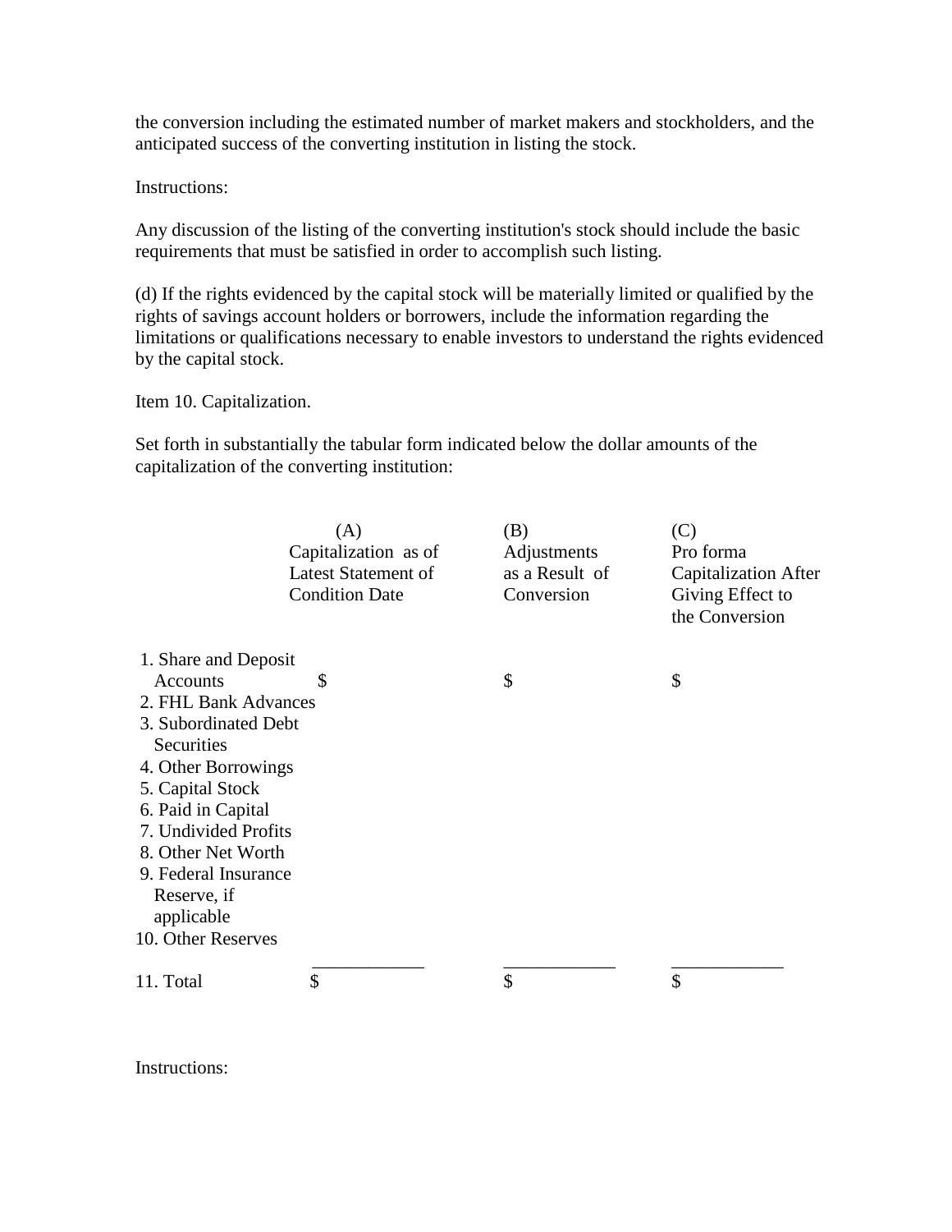the conversion including the estimated number of market makers and stockholders, and the anticipated success of the converting institution in listing the stock.

Instructions:

Any discussion of the listing of the converting institution's stock should include the basic requirements that must be satisfied in order to accomplish such listing.

(d) If the rights evidenced by the capital stock will be materially limited or qualified by the rights of savings account holders or borrowers, include the information regarding the limitations or qualifications necessary to enable investors to understand the rights evidenced by the capital stock.

Item 10. Capitalization.

Set forth in substantially the tabular form indicated below the dollar amounts of the capitalization of the converting institution:

| | (A) Capitalization as of Latest Statement of Condition Date | (B) Adjustments as a Result of Conversion | (C) Pro forma Capitalization After Giving Effect to the Conversion |
|---|---|---|---|
| 1. Share and Deposit Accounts | $ | $ | $ |
| 2. FHL Bank Advances | | | |
| 3. Subordinated Debt Securities | | | |
| 4. Other Borrowings | | | |
| 5. Capital Stock | | | |
| 6. Paid in Capital | | | |
| 7. Undivided Profits | | | |
| 8. Other Net Worth | | | |
| 9. Federal Insurance Reserve, if applicable | | | |
| 10. Other Reserves | | | |
| 11. Total | $ | $ | $ |

Instructions: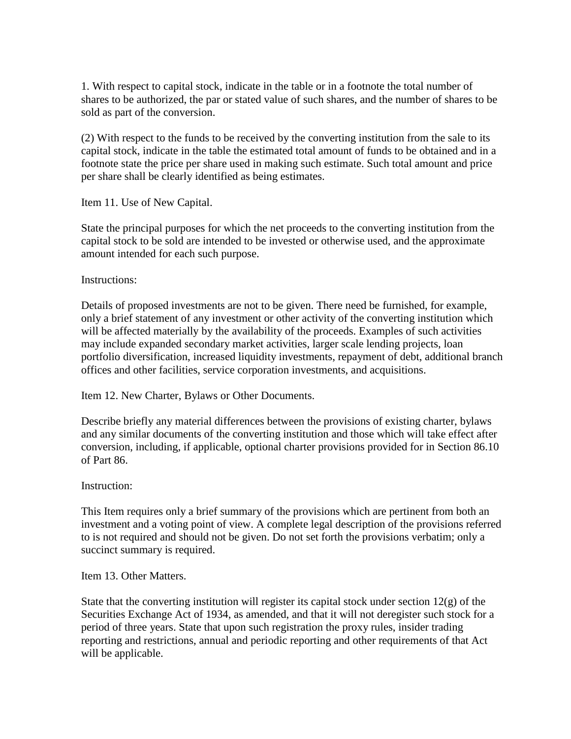1. With respect to capital stock, indicate in the table or in a footnote the total number of shares to be authorized, the par or stated value of such shares, and the number of shares to be sold as part of the conversion.

(2) With respect to the funds to be received by the converting institution from the sale to its capital stock, indicate in the table the estimated total amount of funds to be obtained and in a footnote state the price per share used in making such estimate. Such total amount and price per share shall be clearly identified as being estimates.

Item 11. Use of New Capital.

State the principal purposes for which the net proceeds to the converting institution from the capital stock to be sold are intended to be invested or otherwise used, and the approximate amount intended for each such purpose.

Instructions:

Details of proposed investments are not to be given. There need be furnished, for example, only a brief statement of any investment or other activity of the converting institution which will be affected materially by the availability of the proceeds. Examples of such activities may include expanded secondary market activities, larger scale lending projects, loan portfolio diversification, increased liquidity investments, repayment of debt, additional branch offices and other facilities, service corporation investments, and acquisitions.

Item 12. New Charter, Bylaws or Other Documents.

Describe briefly any material differences between the provisions of existing charter, bylaws and any similar documents of the converting institution and those which will take effect after conversion, including, if applicable, optional charter provisions provided for in Section 86.10 of Part 86.

Instruction:

This Item requires only a brief summary of the provisions which are pertinent from both an investment and a voting point of view. A complete legal description of the provisions referred to is not required and should not be given. Do not set forth the provisions verbatim; only a succinct summary is required.

Item 13. Other Matters.

State that the converting institution will register its capital stock under section 12(g) of the Securities Exchange Act of 1934, as amended, and that it will not deregister such stock for a period of three years. State that upon such registration the proxy rules, insider trading reporting and restrictions, annual and periodic reporting and other requirements of that Act will be applicable.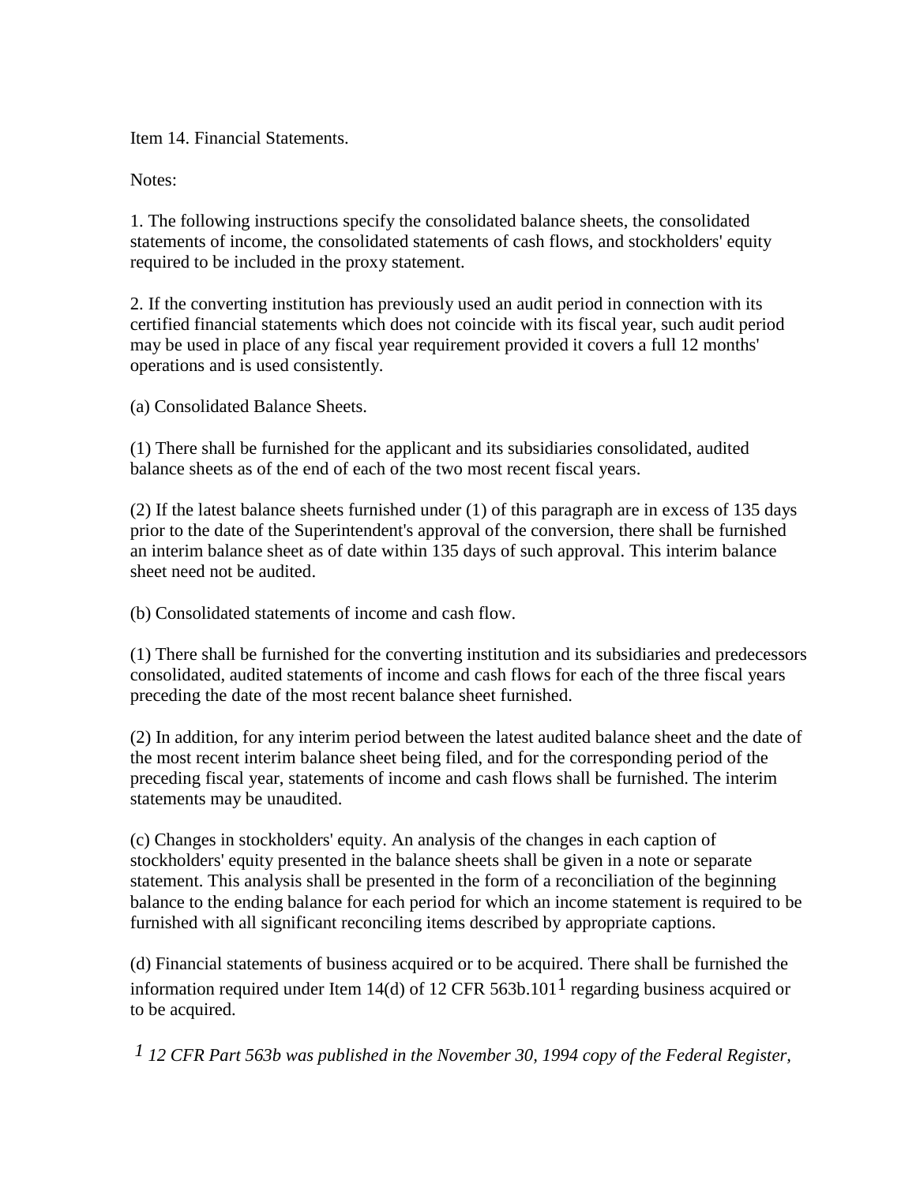Item 14. Financial Statements.

Notes:

1. The following instructions specify the consolidated balance sheets, the consolidated statements of income, the consolidated statements of cash flows, and stockholders' equity required to be included in the proxy statement.

2. If the converting institution has previously used an audit period in connection with its certified financial statements which does not coincide with its fiscal year, such audit period may be used in place of any fiscal year requirement provided it covers a full 12 months' operations and is used consistently.

(a) Consolidated Balance Sheets.

(1) There shall be furnished for the applicant and its subsidiaries consolidated, audited balance sheets as of the end of each of the two most recent fiscal years.

(2) If the latest balance sheets furnished under (1) of this paragraph are in excess of 135 days prior to the date of the Superintendent's approval of the conversion, there shall be furnished an interim balance sheet as of date within 135 days of such approval. This interim balance sheet need not be audited.

(b) Consolidated statements of income and cash flow.

(1) There shall be furnished for the converting institution and its subsidiaries and predecessors consolidated, audited statements of income and cash flows for each of the three fiscal years preceding the date of the most recent balance sheet furnished.

(2) In addition, for any interim period between the latest audited balance sheet and the date of the most recent interim balance sheet being filed, and for the corresponding period of the preceding fiscal year, statements of income and cash flows shall be furnished. The interim statements may be unaudited.

(c) Changes in stockholders' equity. An analysis of the changes in each caption of stockholders' equity presented in the balance sheets shall be given in a note or separate statement. This analysis shall be presented in the form of a reconciliation of the beginning balance to the ending balance for each period for which an income statement is required to be furnished with all significant reconciling items described by appropriate captions.

(d) Financial statements of business acquired or to be acquired. There shall be furnished the information required under Item 14(d) of 12 CFR 563b.101[1] regarding business acquired or to be acquired.

*[1] 12 CFR Part 563b was published in the November 30, 1994 copy of the Federal Register,*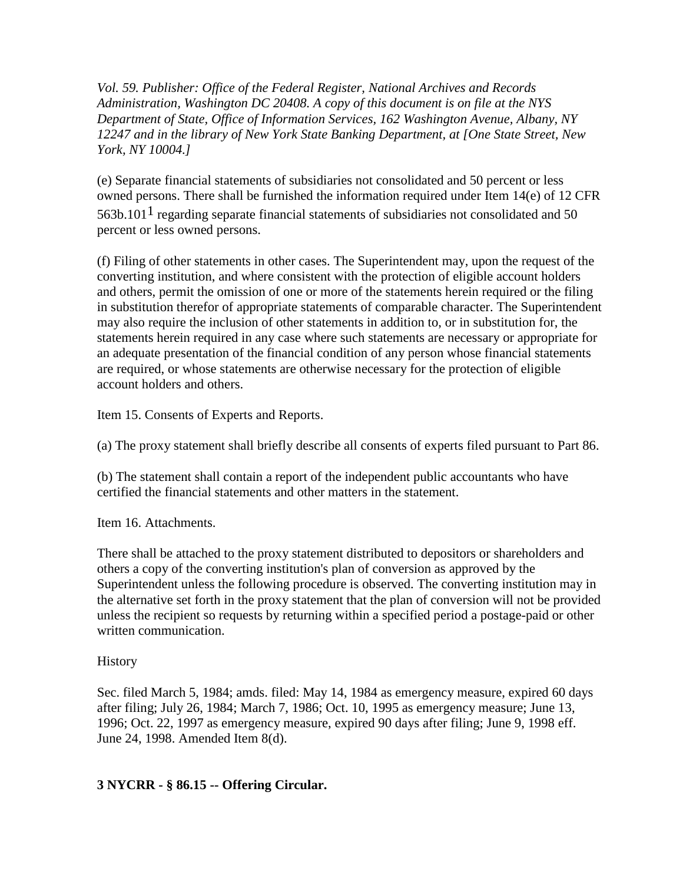*Vol. 59. Publisher: Office of the Federal Register, National Archives and Records Administration, Washington DC 20408. A copy of this document is on file at the NYS Department of State, Office of Information Services, 162 Washington Avenue, Albany, NY 12247 and in the library of New York State Banking Department, at [One State Street, New York, NY 10004.]*

(e) Separate financial statements of subsidiaries not consolidated and 50 percent or less owned persons. There shall be furnished the information required under Item 14(e) of 12 CFR 563b.101[1] regarding separate financial statements of subsidiaries not consolidated and 50 percent or less owned persons.

(f) Filing of other statements in other cases. The Superintendent may, upon the request of the converting institution, and where consistent with the protection of eligible account holders and others, permit the omission of one or more of the statements herein required or the filing in substitution therefor of appropriate statements of comparable character. The Superintendent may also require the inclusion of other statements in addition to, or in substitution for, the statements herein required in any case where such statements are necessary or appropriate for an adequate presentation of the financial condition of any person whose financial statements are required, or whose statements are otherwise necessary for the protection of eligible account holders and others.

Item 15. Consents of Experts and Reports.

(a) The proxy statement shall briefly describe all consents of experts filed pursuant to Part 86.

(b) The statement shall contain a report of the independent public accountants who have certified the financial statements and other matters in the statement.

Item 16. Attachments.

There shall be attached to the proxy statement distributed to depositors or shareholders and others a copy of the converting institution's plan of conversion as approved by the Superintendent unless the following procedure is observed. The converting institution may in the alternative set forth in the proxy statement that the plan of conversion will not be provided unless the recipient so requests by returning within a specified period a postage-paid or other written communication.

History

Sec. filed March 5, 1984; amds. filed: May 14, 1984 as emergency measure, expired 60 days after filing; July 26, 1984; March 7, 1986; Oct. 10, 1995 as emergency measure; June 13, 1996; Oct. 22, 1997 as emergency measure, expired 90 days after filing; June 9, 1998 eff. June 24, 1998. Amended Item 8(d).

**3 NYCRR - § 86.15 -- Offering Circular.**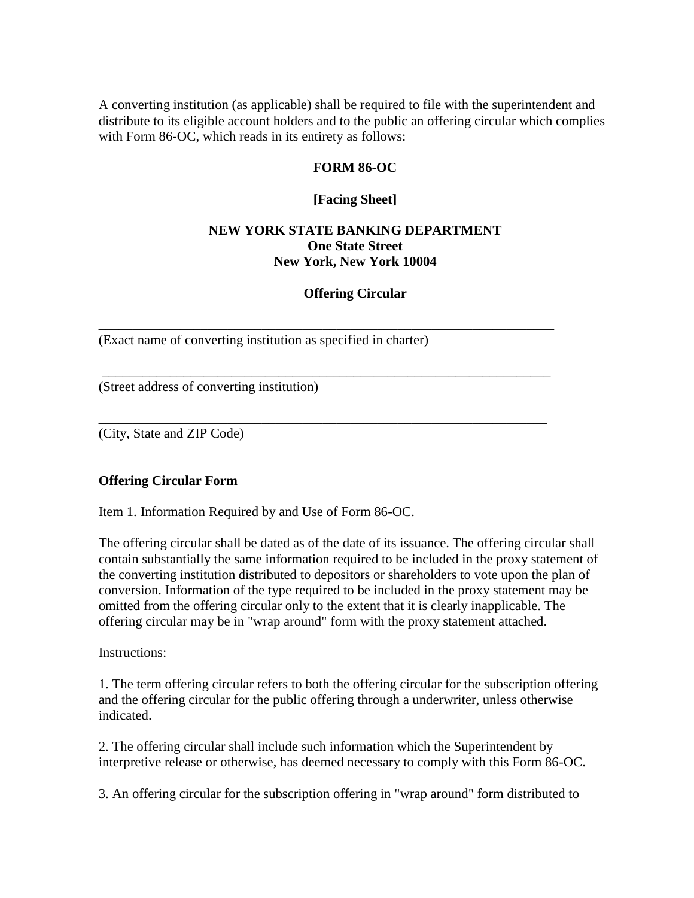A converting institution (as applicable) shall be required to file with the superintendent and distribute to its eligible account holders and to the public an offering circular which complies with Form 86-OC, which reads in its entirety as follows:

**FORM 86-OC**

**[Facing Sheet]**

**NEW YORK STATE BANKING DEPARTMENT**
**One State Street**
**New York, New York 10004**

**Offering Circular**

______________________________________________________________________
(Exact name of converting institution as specified in charter)

______________________________________________________________________
(Street address of converting institution)

______________________________________________________________________
(City, State and ZIP Code)

**Offering Circular Form**

Item 1. Information Required by and Use of Form 86-OC.

The offering circular shall be dated as of the date of its issuance. The offering circular shall contain substantially the same information required to be included in the proxy statement of the converting institution distributed to depositors or shareholders to vote upon the plan of conversion. Information of the type required to be included in the proxy statement may be omitted from the offering circular only to the extent that it is clearly inapplicable. The offering circular may be in "wrap around" form with the proxy statement attached.

Instructions:

1. The term offering circular refers to both the offering circular for the subscription offering and the offering circular for the public offering through a underwriter, unless otherwise indicated.

2. The offering circular shall include such information which the Superintendent by interpretive release or otherwise, has deemed necessary to comply with this Form 86-OC.

3. An offering circular for the subscription offering in "wrap around" form distributed to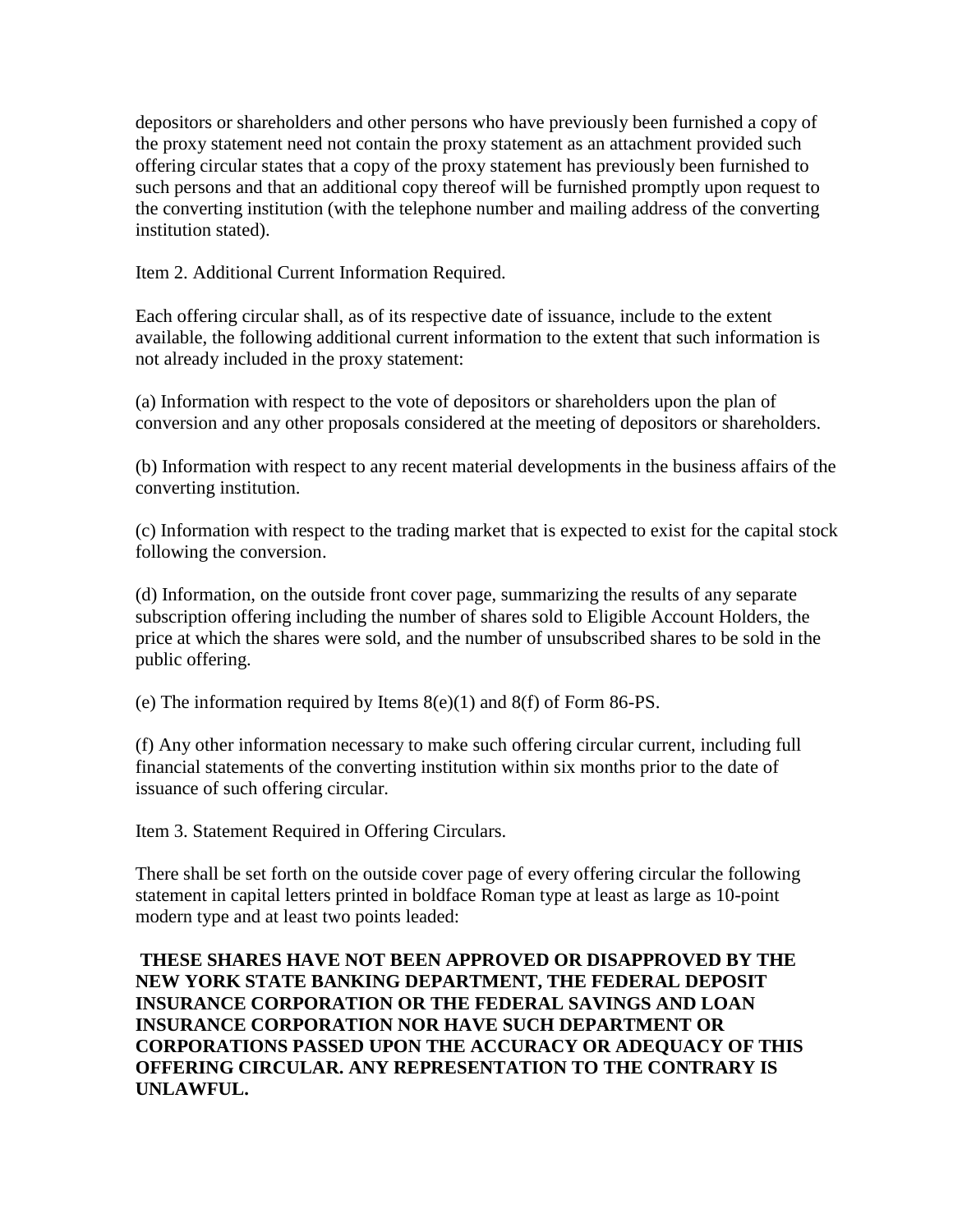depositors or shareholders and other persons who have previously been furnished a copy of the proxy statement need not contain the proxy statement as an attachment provided such offering circular states that a copy of the proxy statement has previously been furnished to such persons and that an additional copy thereof will be furnished promptly upon request to the converting institution (with the telephone number and mailing address of the converting institution stated).

Item 2. Additional Current Information Required.

Each offering circular shall, as of its respective date of issuance, include to the extent available, the following additional current information to the extent that such information is not already included in the proxy statement:

(a) Information with respect to the vote of depositors or shareholders upon the plan of conversion and any other proposals considered at the meeting of depositors or shareholders.

(b) Information with respect to any recent material developments in the business affairs of the converting institution.

(c) Information with respect to the trading market that is expected to exist for the capital stock following the conversion.

(d) Information, on the outside front cover page, summarizing the results of any separate subscription offering including the number of shares sold to Eligible Account Holders, the price at which the shares were sold, and the number of unsubscribed shares to be sold in the public offering.

(e) The information required by Items 8(e)(1) and 8(f) of Form 86-PS.

(f) Any other information necessary to make such offering circular current, including full financial statements of the converting institution within six months prior to the date of issuance of such offering circular.

Item 3. Statement Required in Offering Circulars.

There shall be set forth on the outside cover page of every offering circular the following statement in capital letters printed in boldface Roman type at least as large as 10-point modern type and at least two points leaded:

**THESE SHARES HAVE NOT BEEN APPROVED OR DISAPPROVED BY THE NEW YORK STATE BANKING DEPARTMENT, THE FEDERAL DEPOSIT INSURANCE CORPORATION OR THE FEDERAL SAVINGS AND LOAN INSURANCE CORPORATION NOR HAVE SUCH DEPARTMENT OR CORPORATIONS PASSED UPON THE ACCURACY OR ADEQUACY OF THIS OFFERING CIRCULAR. ANY REPRESENTATION TO THE CONTRARY IS UNLAWFUL.**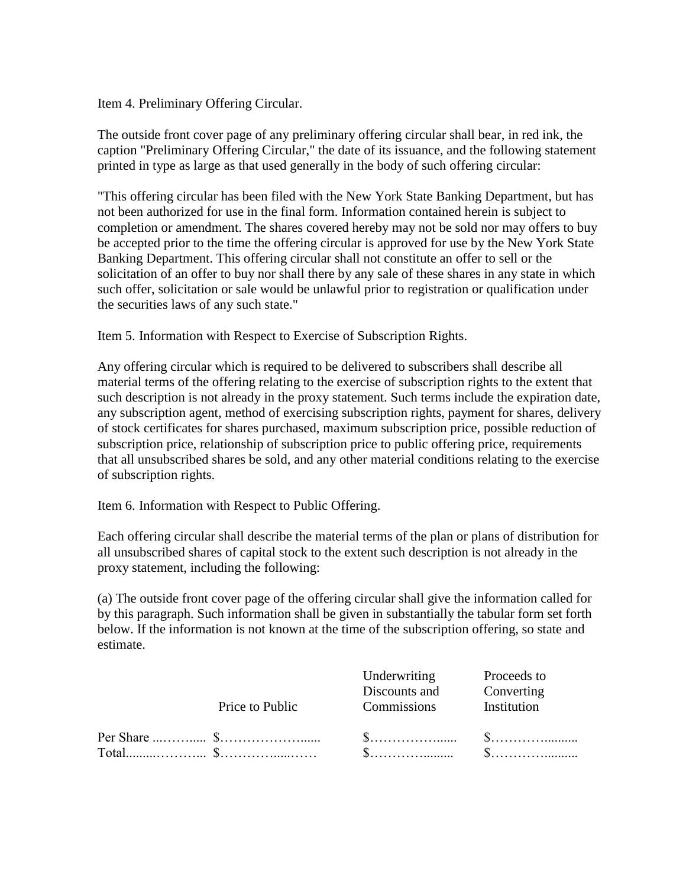Item 4. Preliminary Offering Circular.

The outside front cover page of any preliminary offering circular shall bear, in red ink, the caption "Preliminary Offering Circular," the date of its issuance, and the following statement printed in type as large as that used generally in the body of such offering circular:

"This offering circular has been filed with the New York State Banking Department, but has not been authorized for use in the final form. Information contained herein is subject to completion or amendment. The shares covered hereby may not be sold nor may offers to buy be accepted prior to the time the offering circular is approved for use by the New York State Banking Department. This offering circular shall not constitute an offer to sell or the solicitation of an offer to buy nor shall there by any sale of these shares in any state in which such offer, solicitation or sale would be unlawful prior to registration or qualification under the securities laws of any such state."

Item 5. Information with Respect to Exercise of Subscription Rights.

Any offering circular which is required to be delivered to subscribers shall describe all material terms of the offering relating to the exercise of subscription rights to the extent that such description is not already in the proxy statement. Such terms include the expiration date, any subscription agent, method of exercising subscription rights, payment for shares, delivery of stock certificates for shares purchased, maximum subscription price, possible reduction of subscription price, relationship of subscription price to public offering price, requirements that all unsubscribed shares be sold, and any other material conditions relating to the exercise of subscription rights.

Item 6. Information with Respect to Public Offering.

Each offering circular shall describe the material terms of the plan or plans of distribution for all unsubscribed shares of capital stock to the extent such description is not already in the proxy statement, including the following:

(a) The outside front cover page of the offering circular shall give the information called for by this paragraph. Such information shall be given in substantially the tabular form set forth below. If the information is not known at the time of the subscription offering, so state and estimate.

| | Price to Public | Underwriting Discounts and Commissions | Proceeds to Converting Institution |
|---|---|---|---|
| Per Share ...…….... | $………………...... | $……………...... | $………….......... |
| Total.........……….. | $…………......…… | $……………......... | $………….......... |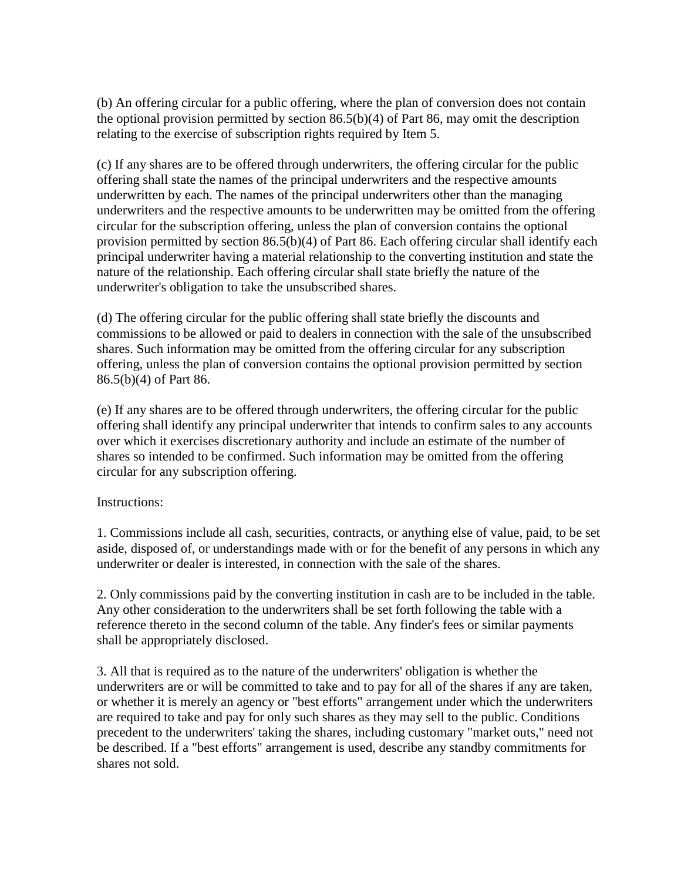(b) An offering circular for a public offering, where the plan of conversion does not contain the optional provision permitted by section 86.5(b)(4) of Part 86, may omit the description relating to the exercise of subscription rights required by Item 5.

(c) If any shares are to be offered through underwriters, the offering circular for the public offering shall state the names of the principal underwriters and the respective amounts underwritten by each. The names of the principal underwriters other than the managing underwriters and the respective amounts to be underwritten may be omitted from the offering circular for the subscription offering, unless the plan of conversion contains the optional provision permitted by section 86.5(b)(4) of Part 86. Each offering circular shall identify each principal underwriter having a material relationship to the converting institution and state the nature of the relationship. Each offering circular shall state briefly the nature of the underwriter's obligation to take the unsubscribed shares.

(d) The offering circular for the public offering shall state briefly the discounts and commissions to be allowed or paid to dealers in connection with the sale of the unsubscribed shares. Such information may be omitted from the offering circular for any subscription offering, unless the plan of conversion contains the optional provision permitted by section 86.5(b)(4) of Part 86.

(e) If any shares are to be offered through underwriters, the offering circular for the public offering shall identify any principal underwriter that intends to confirm sales to any accounts over which it exercises discretionary authority and include an estimate of the number of shares so intended to be confirmed. Such information may be omitted from the offering circular for any subscription offering.

Instructions:

1. Commissions include all cash, securities, contracts, or anything else of value, paid, to be set aside, disposed of, or understandings made with or for the benefit of any persons in which any underwriter or dealer is interested, in connection with the sale of the shares.

2. Only commissions paid by the converting institution in cash are to be included in the table. Any other consideration to the underwriters shall be set forth following the table with a reference thereto in the second column of the table. Any finder's fees or similar payments shall be appropriately disclosed.

3. All that is required as to the nature of the underwriters' obligation is whether the underwriters are or will be committed to take and to pay for all of the shares if any are taken, or whether it is merely an agency or "best efforts" arrangement under which the underwriters are required to take and pay for only such shares as they may sell to the public. Conditions precedent to the underwriters' taking the shares, including customary "market outs," need not be described. If a "best efforts" arrangement is used, describe any standby commitments for shares not sold.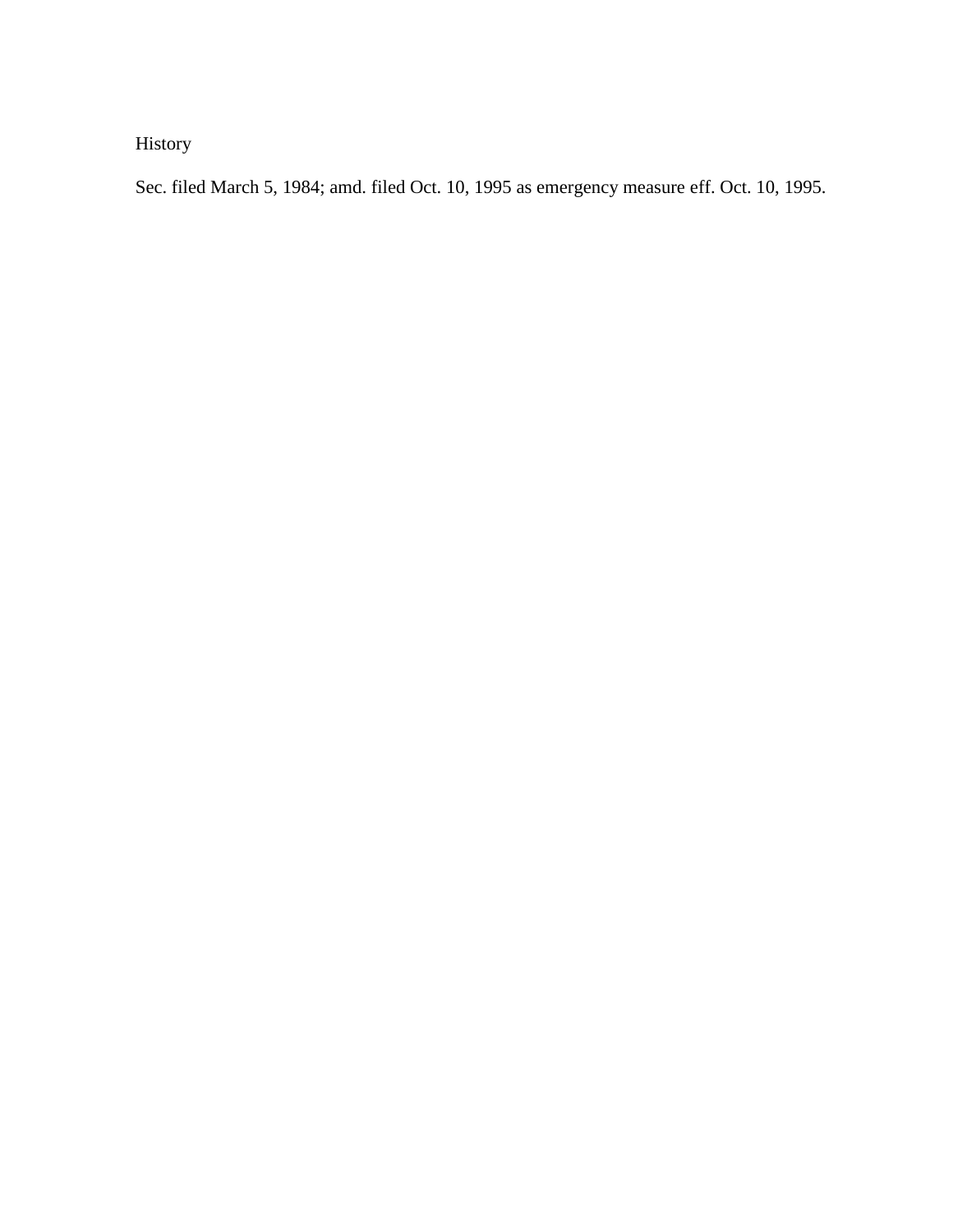History

Sec. filed March 5, 1984; amd. filed Oct. 10, 1995 as emergency measure eff. Oct. 10, 1995.